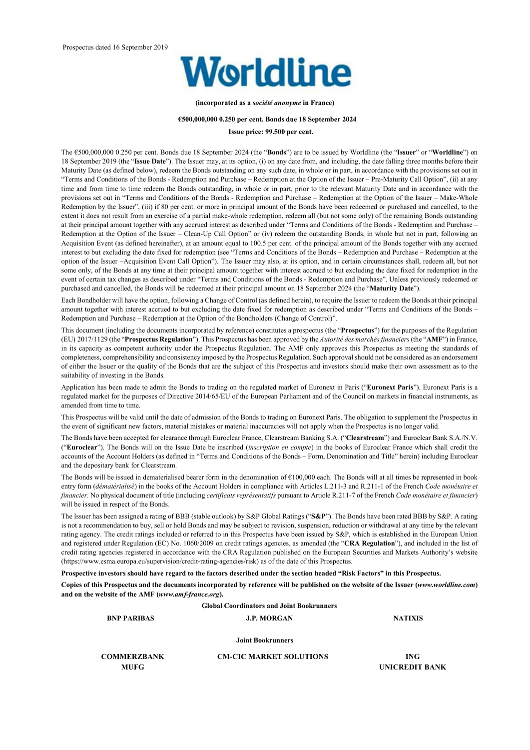Prospectus dated 16 September 2019

# Worldline

**(incorporated as a *société anonyme* in France)**

**€500,000,000 0.250 per cent. Bonds due 18 September 2024**

**Issue price: 99.500 per cent.**

The €500,000,000 0.250 per cent. Bonds due 18 September 2024 (the "**Bonds**") are to be issued by Worldline (the "**Issuer**" or "**Worldline**") on 18 September 2019 (the "**Issue Date**"). The Issuer may, at its option, (i) on any date from, and including, the date falling three months before their Maturity Date (as defined below), redeem the Bonds outstanding on any such date, in whole or in part, in accordance with the provisions set out in "Terms and Conditions of the Bonds - Redemption and Purchase – Redemption at the Option of the Issuer – Pre-Maturity Call Option", (ii) at any time and from time to time redeem the Bonds outstanding, in whole or in part, prior to the relevant Maturity Date and in accordance with the provisions set out in "Terms and Conditions of the Bonds - Redemption and Purchase – Redemption at the Option of the Issuer – Make-Whole Redemption by the Issuer", (iii) if 80 per cent. or more in principal amount of the Bonds have been redeemed or purchased and cancelled, to the extent it does not result from an exercise of a partial make-whole redemption, redeem all (but not some only) of the remaining Bonds outstanding at their principal amount together with any accrued interest as described under "Terms and Conditions of the Bonds - Redemption and Purchase – Redemption at the Option of the Issuer – Clean-Up Call Option" or (iv) redeem the outstanding Bonds, in whole but not in part, following an Acquisition Event (as defined hereinafter), at an amount equal to 100.5 per cent. of the principal amount of the Bonds together with any accrued interest to but excluding the date fixed for redemption (see "Terms and Conditions of the Bonds – Redemption and Purchase – Redemption at the option of the Issuer –Acquisition Event Call Option"). The Issuer may also, at its option, and in certain circumstances shall, redeem all, but not some only, of the Bonds at any time at their principal amount together with interest accrued to but excluding the date fixed for redemption in the event of certain tax changes as described under "Terms and Conditions of the Bonds - Redemption and Purchase". Unless previously redeemed or purchased and cancelled, the Bonds will be redeemed at their principal amount on 18 September 2024 (the "**Maturity Date**").

Each Bondholder will have the option, following a Change of Control (as defined herein), to require the Issuer to redeem the Bonds at their principal amount together with interest accrued to but excluding the date fixed for redemption as described under "Terms and Conditions of the Bonds – Redemption and Purchase – Redemption at the Option of the Bondholders (Change of Control)".

This document (including the documents incorporated by reference) constitutes a prospectus (the "**Prospectus**") for the purposes of the Regulation (EU) 2017/1129 (the "**Prospectus Regulation**"). This Prospectus has been approved by the *Autorité des marchés financiers* (the "**AMF**") in France, in its capacity as competent authority under the Prospectus Regulation. The AMF only approves this Prospectus as meeting the standards of completeness, comprehensibility and consistency imposed by the Prospectus Regulation. Such approval should not be considered as an endorsement of either the Issuer or the quality of the Bonds that are the subject of this Prospectus and investors should make their own assessment as to the suitability of investing in the Bonds.

Application has been made to admit the Bonds to trading on the regulated market of Euronext in Paris ("**Euronext Paris**"). Euronext Paris is a regulated market for the purposes of Directive 2014/65/EU of the European Parliament and of the Council on markets in financial instruments, as amended from time to time.

This Prospectus will be valid until the date of admission of the Bonds to trading on Euronext Paris. The obligation to supplement the Prospectus in the event of significant new factors, material mistakes or material inaccuracies will not apply when the Prospectus is no longer valid.

The Bonds have been accepted for clearance through Euroclear France, Clearstream Banking S.A. ("**Clearstream**") and Euroclear Bank S.A./N.V. ("**Euroclear**"). The Bonds will on the Issue Date be inscribed (*inscription en compte*) in the books of Euroclear France which shall credit the accounts of the Account Holders (as defined in "Terms and Conditions of the Bonds – Form, Denomination and Title" herein) including Euroclear and the depositary bank for Clearstream.

The Bonds will be issued in dematerialised bearer form in the denomination of €100,000 each. The Bonds will at all times be represented in book entry form (*dématérialisé*) in the books of the Account Holders in compliance with Articles L.211-3 and R.211-1 of the French *Code monétaire et financier*. No physical document of title (including *certificats représentatifs* pursuant to Article R.211-7 of the French *Code monétaire et financier*) will be issued in respect of the Bonds.

The Issuer has been assigned a rating of BBB (stable outlook) by S&P Global Ratings ("**S&P**"). The Bonds have been rated BBB by S&P. A rating is not a recommendation to buy, sell or hold Bonds and may be subject to revision, suspension, reduction or withdrawal at any time by the relevant rating agency. The credit ratings included or referred to in this Prospectus have been issued by S&P, which is established in the European Union and registered under Regulation (EC) No. 1060/2009 on credit ratings agencies, as amended (the "**CRA Regulation**"), and included in the list of credit rating agencies registered in accordance with the CRA Regulation published on the European Securities and Markets Authority's website (https://www.esma.europa.eu/supervision/credit-rating-agencies/risk) as of the date of this Prospectus.

**Prospective investors should have regard to the factors described under the section headed "Risk Factors" in this Prospectus.**

**Copies of this Prospectus and the documents incorporated by reference will be published on the website of the Issuer (*www.worldline.com*) and on the website of the AMF (*www.amf-france.org*).**

**Global Coordinators and Joint Bookrunners**

**BNP PARIBAS** **J.P. MORGAN** **NATIXIS**

**Joint Bookrunners**

**COMMERZBANK** **CM-CIC MARKET SOLUTIONS** **ING**

**MUFG** **UNICREDIT BANK**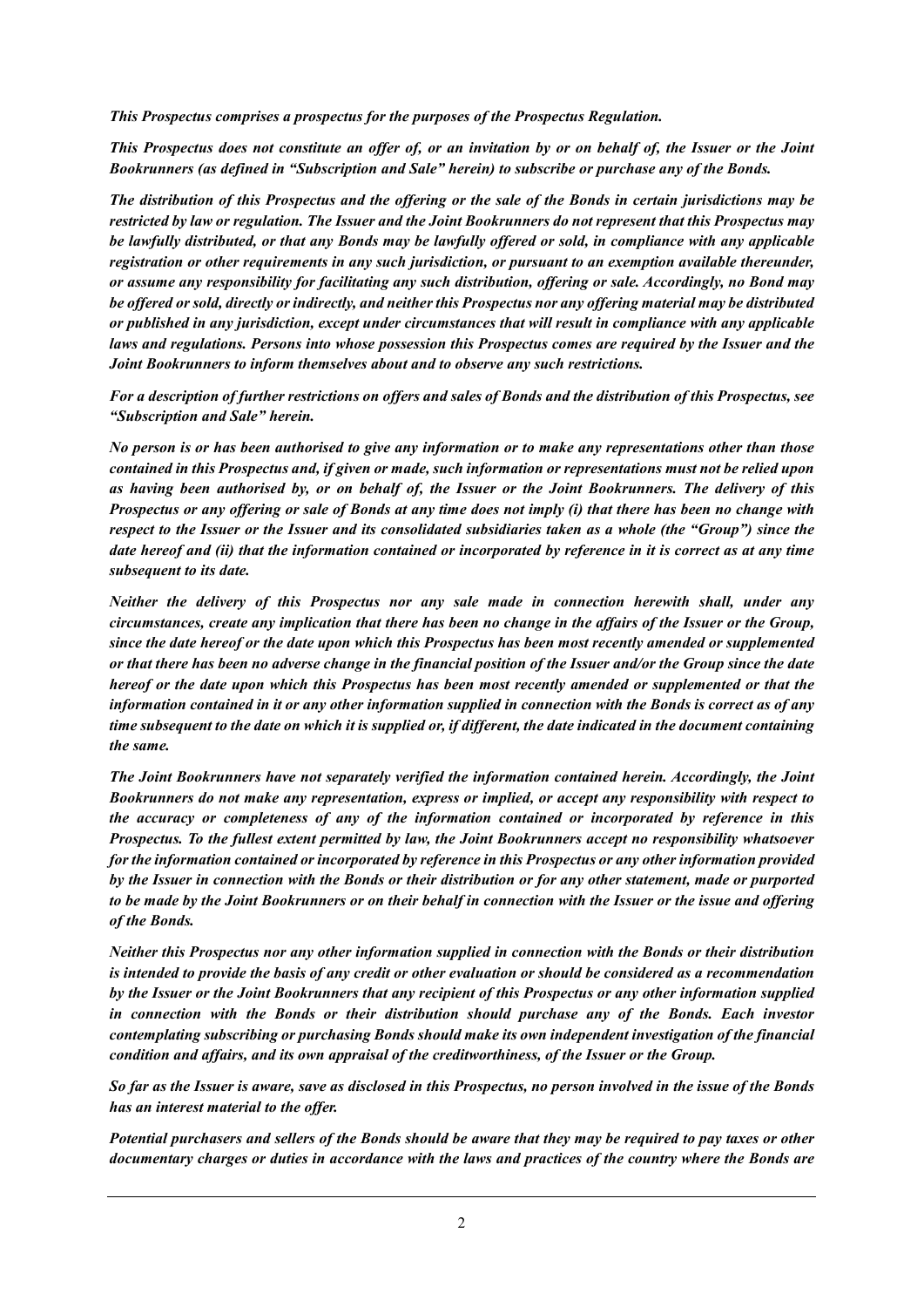*This Prospectus comprises a prospectus for the purposes of the Prospectus Regulation.*

*This Prospectus does not constitute an offer of, or an invitation by or on behalf of, the Issuer or the Joint Bookrunners (as defined in "Subscription and Sale" herein) to subscribe or purchase any of the Bonds.*

*The distribution of this Prospectus and the offering or the sale of the Bonds in certain jurisdictions may be restricted by law or regulation. The Issuer and the Joint Bookrunners do not represent that this Prospectus may be lawfully distributed, or that any Bonds may be lawfully offered or sold, in compliance with any applicable registration or other requirements in any such jurisdiction, or pursuant to an exemption available thereunder, or assume any responsibility for facilitating any such distribution, offering or sale. Accordingly, no Bond may be offered or sold, directly or indirectly, and neither this Prospectus nor any offering material may be distributed or published in any jurisdiction, except under circumstances that will result in compliance with any applicable laws and regulations. Persons into whose possession this Prospectus comes are required by the Issuer and the Joint Bookrunners to inform themselves about and to observe any such restrictions.*

*For a description of further restrictions on offers and sales of Bonds and the distribution of this Prospectus, see "Subscription and Sale" herein.*

*No person is or has been authorised to give any information or to make any representations other than those contained in this Prospectus and, if given or made, such information or representations must not be relied upon as having been authorised by, or on behalf of, the Issuer or the Joint Bookrunners. The delivery of this Prospectus or any offering or sale of Bonds at any time does not imply (i) that there has been no change with respect to the Issuer or the Issuer and its consolidated subsidiaries taken as a whole (the "Group") since the date hereof and (ii) that the information contained or incorporated by reference in it is correct as at any time subsequent to its date.*

*Neither the delivery of this Prospectus nor any sale made in connection herewith shall, under any circumstances, create any implication that there has been no change in the affairs of the Issuer or the Group, since the date hereof or the date upon which this Prospectus has been most recently amended or supplemented or that there has been no adverse change in the financial position of the Issuer and/or the Group since the date hereof or the date upon which this Prospectus has been most recently amended or supplemented or that the information contained in it or any other information supplied in connection with the Bonds is correct as of any time subsequent to the date on which it is supplied or, if different, the date indicated in the document containing the same.*

*The Joint Bookrunners have not separately verified the information contained herein. Accordingly, the Joint Bookrunners do not make any representation, express or implied, or accept any responsibility with respect to the accuracy or completeness of any of the information contained or incorporated by reference in this Prospectus. To the fullest extent permitted by law, the Joint Bookrunners accept no responsibility whatsoever for the information contained or incorporated by reference in this Prospectus or any other information provided by the Issuer in connection with the Bonds or their distribution or for any other statement, made or purported to be made by the Joint Bookrunners or on their behalf in connection with the Issuer or the issue and offering of the Bonds.*

*Neither this Prospectus nor any other information supplied in connection with the Bonds or their distribution is intended to provide the basis of any credit or other evaluation or should be considered as a recommendation by the Issuer or the Joint Bookrunners that any recipient of this Prospectus or any other information supplied in connection with the Bonds or their distribution should purchase any of the Bonds. Each investor contemplating subscribing or purchasing Bonds should make its own independent investigation of the financial condition and affairs, and its own appraisal of the creditworthiness, of the Issuer or the Group.*

*So far as the Issuer is aware, save as disclosed in this Prospectus, no person involved in the issue of the Bonds has an interest material to the offer.*

*Potential purchasers and sellers of the Bonds should be aware that they may be required to pay taxes or other documentary charges or duties in accordance with the laws and practices of the country where the Bonds are*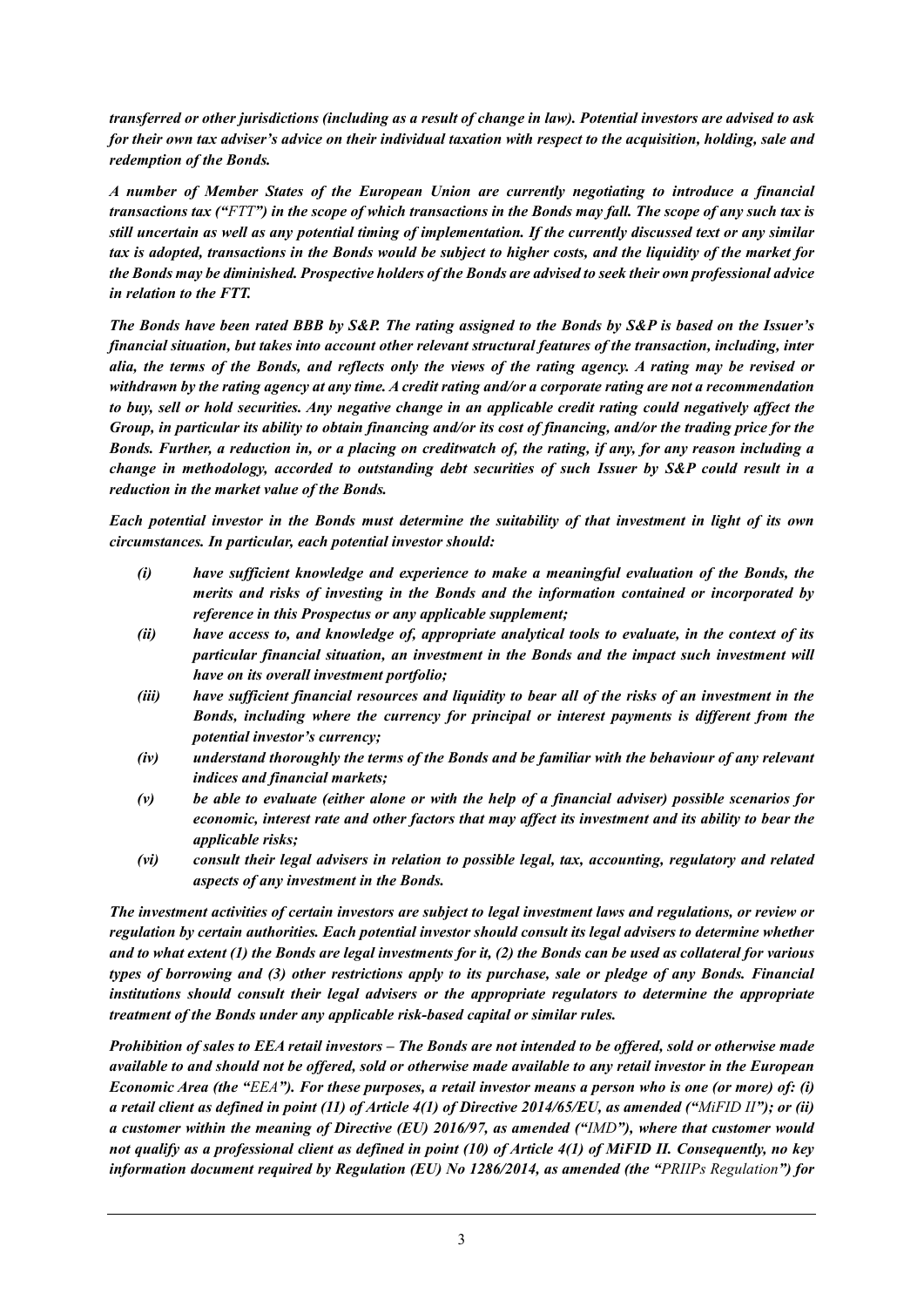***transferred or other jurisdictions (including as a result of change in law). Potential investors are advised to ask for their own tax adviser's advice on their individual taxation with respect to the acquisition, holding, sale and redemption of the Bonds.***

***A number of Member States of the European Union are currently negotiating to introduce a financial transactions tax ("FTT") in the scope of which transactions in the Bonds may fall. The scope of any such tax is still uncertain as well as any potential timing of implementation. If the currently discussed text or any similar tax is adopted, transactions in the Bonds would be subject to higher costs, and the liquidity of the market for the Bonds may be diminished. Prospective holders of the Bonds are advised to seek their own professional advice in relation to the FTT.***

***The Bonds have been rated BBB by S&P. The rating assigned to the Bonds by S&P is based on the Issuer's financial situation, but takes into account other relevant structural features of the transaction, including, inter alia, the terms of the Bonds, and reflects only the views of the rating agency. A rating may be revised or withdrawn by the rating agency at any time. A credit rating and/or a corporate rating are not a recommendation to buy, sell or hold securities. Any negative change in an applicable credit rating could negatively affect the Group, in particular its ability to obtain financing and/or its cost of financing, and/or the trading price for the Bonds. Further, a reduction in, or a placing on creditwatch of, the rating, if any, for any reason including a change in methodology, accorded to outstanding debt securities of such Issuer by S&P could result in a reduction in the market value of the Bonds.***

***Each potential investor in the Bonds must determine the suitability of that investment in light of its own circumstances. In particular, each potential investor should:***

- ***(i) have sufficient knowledge and experience to make a meaningful evaluation of the Bonds, the merits and risks of investing in the Bonds and the information contained or incorporated by reference in this Prospectus or any applicable supplement;***
- ***(ii) have access to, and knowledge of, appropriate analytical tools to evaluate, in the context of its particular financial situation, an investment in the Bonds and the impact such investment will have on its overall investment portfolio;***
- ***(iii) have sufficient financial resources and liquidity to bear all of the risks of an investment in the Bonds, including where the currency for principal or interest payments is different from the potential investor's currency;***
- ***(iv) understand thoroughly the terms of the Bonds and be familiar with the behaviour of any relevant indices and financial markets;***
- ***(v) be able to evaluate (either alone or with the help of a financial adviser) possible scenarios for economic, interest rate and other factors that may affect its investment and its ability to bear the applicable risks;***
- ***(vi) consult their legal advisers in relation to possible legal, tax, accounting, regulatory and related aspects of any investment in the Bonds.***

***The investment activities of certain investors are subject to legal investment laws and regulations, or review or regulation by certain authorities. Each potential investor should consult its legal advisers to determine whether and to what extent (1) the Bonds are legal investments for it, (2) the Bonds can be used as collateral for various types of borrowing and (3) other restrictions apply to its purchase, sale or pledge of any Bonds. Financial institutions should consult their legal advisers or the appropriate regulators to determine the appropriate treatment of the Bonds under any applicable risk-based capital or similar rules.***

***Prohibition of sales to EEA retail investors – The Bonds are not intended to be offered, sold or otherwise made available to and should not be offered, sold or otherwise made available to any retail investor in the European Economic Area (the "EEA"). For these purposes, a retail investor means a person who is one (or more) of: (i) a retail client as defined in point (11) of Article 4(1) of Directive 2014/65/EU, as amended ("MiFID II"); or (ii) a customer within the meaning of Directive (EU) 2016/97, as amended ("IMD"), where that customer would not qualify as a professional client as defined in point (10) of Article 4(1) of MiFID II. Consequently, no key information document required by Regulation (EU) No 1286/2014, as amended (the "PRIIPs Regulation") for***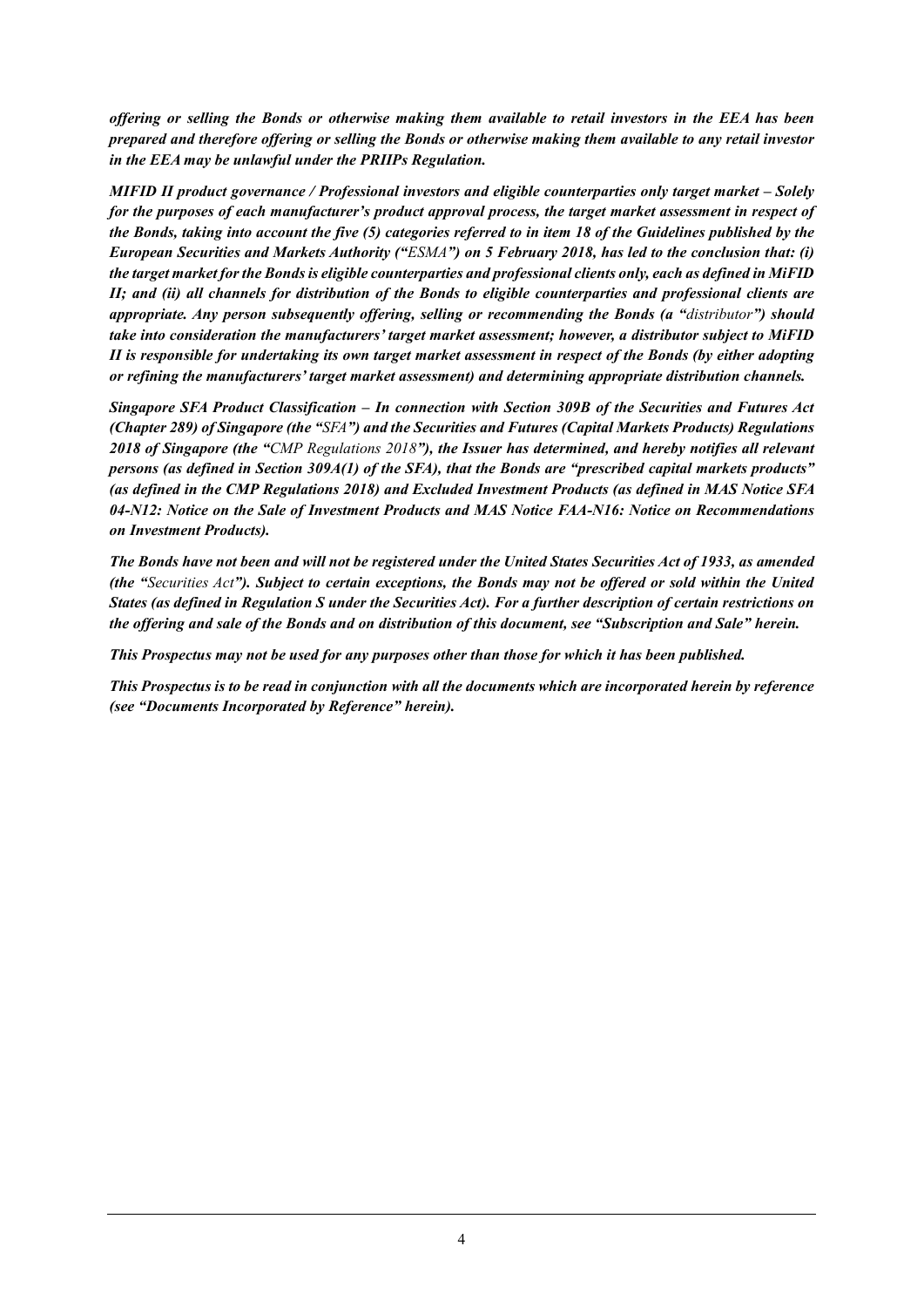***offering or selling the Bonds or otherwise making them available to retail investors in the EEA has been prepared and therefore offering or selling the Bonds or otherwise making them available to any retail investor in the EEA may be unlawful under the PRIIPs Regulation.***

***MIFID II product governance / Professional investors and eligible counterparties only target market – Solely for the purposes of each manufacturer's product approval process, the target market assessment in respect of the Bonds, taking into account the five (5) categories referred to in item 18 of the Guidelines published by the European Securities and Markets Authority ("*** *ESMA* ***") on 5 February 2018, has led to the conclusion that: (i) the target market for the Bonds is eligible counterparties and professional clients only, each as defined in MiFID II; and (ii) all channels for distribution of the Bonds to eligible counterparties and professional clients are appropriate. Any person subsequently offering, selling or recommending the Bonds (a "*** *distributor* ***") should take into consideration the manufacturers' target market assessment; however, a distributor subject to MiFID II is responsible for undertaking its own target market assessment in respect of the Bonds (by either adopting or refining the manufacturers' target market assessment) and determining appropriate distribution channels.***

***Singapore SFA Product Classification – In connection with Section 309B of the Securities and Futures Act (Chapter 289) of Singapore (the "*** *SFA* ***") and the Securities and Futures (Capital Markets Products) Regulations 2018 of Singapore (the "*** *CMP Regulations 2018* ***"), the Issuer has determined, and hereby notifies all relevant persons (as defined in Section 309A(1) of the SFA), that the Bonds are "prescribed capital markets products" (as defined in the CMP Regulations 2018) and Excluded Investment Products (as defined in MAS Notice SFA 04-N12: Notice on the Sale of Investment Products and MAS Notice FAA-N16: Notice on Recommendations on Investment Products).***

***The Bonds have not been and will not be registered under the United States Securities Act of 1933, as amended (the "*** *Securities Act* ***"). Subject to certain exceptions, the Bonds may not be offered or sold within the United States (as defined in Regulation S under the Securities Act). For a further description of certain restrictions on the offering and sale of the Bonds and on distribution of this document, see "Subscription and Sale" herein.***

***This Prospectus may not be used for any purposes other than those for which it has been published.***

***This Prospectus is to be read in conjunction with all the documents which are incorporated herein by reference (see "Documents Incorporated by Reference" herein).***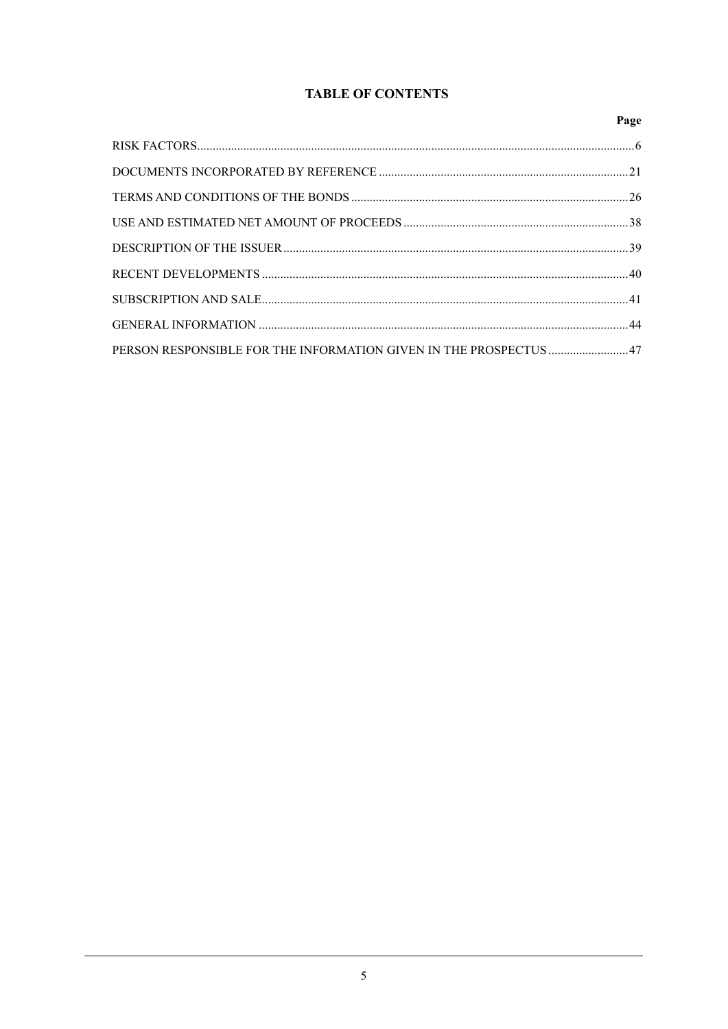# TABLE OF CONTENTS

| | Page |
|---|---|
| RISK FACTORS | 6 |
| DOCUMENTS INCORPORATED BY REFERENCE | 21 |
| TERMS AND CONDITIONS OF THE BONDS | 26 |
| USE AND ESTIMATED NET AMOUNT OF PROCEEDS | 38 |
| DESCRIPTION OF THE ISSUER | 39 |
| RECENT DEVELOPMENTS | 40 |
| SUBSCRIPTION AND SALE | 41 |
| GENERAL INFORMATION | 44 |
| PERSON RESPONSIBLE FOR THE INFORMATION GIVEN IN THE PROSPECTUS | 47 |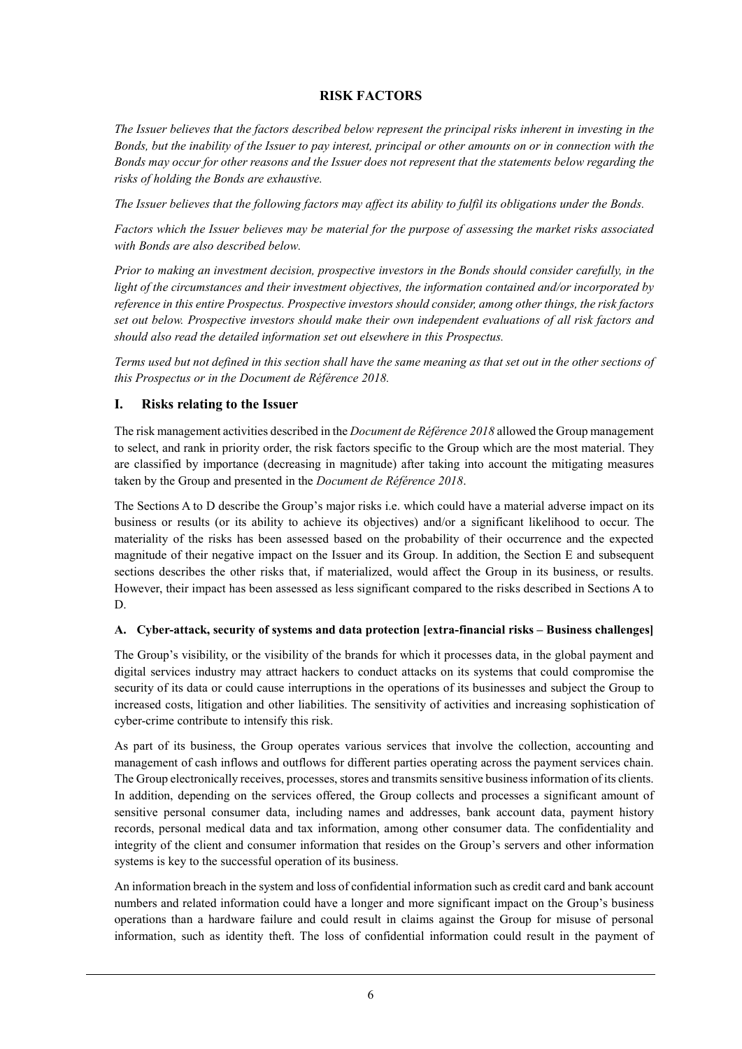## RISK FACTORS

*The Issuer believes that the factors described below represent the principal risks inherent in investing in the Bonds, but the inability of the Issuer to pay interest, principal or other amounts on or in connection with the Bonds may occur for other reasons and the Issuer does not represent that the statements below regarding the risks of holding the Bonds are exhaustive.*

*The Issuer believes that the following factors may affect its ability to fulfil its obligations under the Bonds.*

*Factors which the Issuer believes may be material for the purpose of assessing the market risks associated with Bonds are also described below.*

*Prior to making an investment decision, prospective investors in the Bonds should consider carefully, in the light of the circumstances and their investment objectives, the information contained and/or incorporated by reference in this entire Prospectus. Prospective investors should consider, among other things, the risk factors set out below. Prospective investors should make their own independent evaluations of all risk factors and should also read the detailed information set out elsewhere in this Prospectus.*

*Terms used but not defined in this section shall have the same meaning as that set out in the other sections of this Prospectus or in the Document de Référence 2018.*

### I. Risks relating to the Issuer

The risk management activities described in the *Document de Référence 2018* allowed the Group management to select, and rank in priority order, the risk factors specific to the Group which are the most material. They are classified by importance (decreasing in magnitude) after taking into account the mitigating measures taken by the Group and presented in the *Document de Référence 2018*.

The Sections A to D describe the Group's major risks i.e. which could have a material adverse impact on its business or results (or its ability to achieve its objectives) and/or a significant likelihood to occur. The materiality of the risks has been assessed based on the probability of their occurrence and the expected magnitude of their negative impact on the Issuer and its Group. In addition, the Section E and subsequent sections describes the other risks that, if materialized, would affect the Group in its business, or results. However, their impact has been assessed as less significant compared to the risks described in Sections A to D.

#### A. Cyber-attack, security of systems and data protection [extra-financial risks – Business challenges]

The Group's visibility, or the visibility of the brands for which it processes data, in the global payment and digital services industry may attract hackers to conduct attacks on its systems that could compromise the security of its data or could cause interruptions in the operations of its businesses and subject the Group to increased costs, litigation and other liabilities. The sensitivity of activities and increasing sophistication of cyber-crime contribute to intensify this risk.

As part of its business, the Group operates various services that involve the collection, accounting and management of cash inflows and outflows for different parties operating across the payment services chain. The Group electronically receives, processes, stores and transmits sensitive business information of its clients. In addition, depending on the services offered, the Group collects and processes a significant amount of sensitive personal consumer data, including names and addresses, bank account data, payment history records, personal medical data and tax information, among other consumer data. The confidentiality and integrity of the client and consumer information that resides on the Group's servers and other information systems is key to the successful operation of its business.

An information breach in the system and loss of confidential information such as credit card and bank account numbers and related information could have a longer and more significant impact on the Group's business operations than a hardware failure and could result in claims against the Group for misuse of personal information, such as identity theft. The loss of confidential information could result in the payment of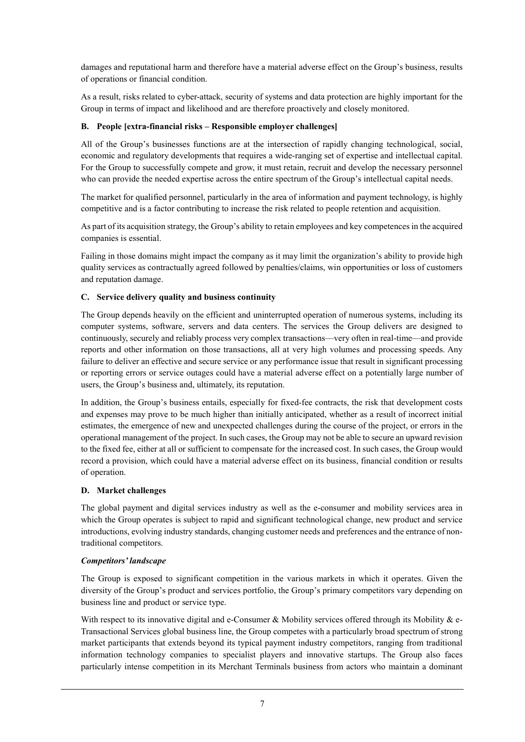damages and reputational harm and therefore have a material adverse effect on the Group's business, results of operations or financial condition.

As a result, risks related to cyber-attack, security of systems and data protection are highly important for the Group in terms of impact and likelihood and are therefore proactively and closely monitored.

### B. People [extra-financial risks – Responsible employer challenges]

All of the Group's businesses functions are at the intersection of rapidly changing technological, social, economic and regulatory developments that requires a wide-ranging set of expertise and intellectual capital. For the Group to successfully compete and grow, it must retain, recruit and develop the necessary personnel who can provide the needed expertise across the entire spectrum of the Group's intellectual capital needs.

The market for qualified personnel, particularly in the area of information and payment technology, is highly competitive and is a factor contributing to increase the risk related to people retention and acquisition.

As part of its acquisition strategy, the Group's ability to retain employees and key competences in the acquired companies is essential.

Failing in those domains might impact the company as it may limit the organization's ability to provide high quality services as contractually agreed followed by penalties/claims, win opportunities or loss of customers and reputation damage.

### C. Service delivery quality and business continuity

The Group depends heavily on the efficient and uninterrupted operation of numerous systems, including its computer systems, software, servers and data centers. The services the Group delivers are designed to continuously, securely and reliably process very complex transactions—very often in real-time—and provide reports and other information on those transactions, all at very high volumes and processing speeds. Any failure to deliver an effective and secure service or any performance issue that result in significant processing or reporting errors or service outages could have a material adverse effect on a potentially large number of users, the Group's business and, ultimately, its reputation.

In addition, the Group's business entails, especially for fixed-fee contracts, the risk that development costs and expenses may prove to be much higher than initially anticipated, whether as a result of incorrect initial estimates, the emergence of new and unexpected challenges during the course of the project, or errors in the operational management of the project. In such cases, the Group may not be able to secure an upward revision to the fixed fee, either at all or sufficient to compensate for the increased cost. In such cases, the Group would record a provision, which could have a material adverse effect on its business, financial condition or results of operation.

### D. Market challenges

The global payment and digital services industry as well as the e-consumer and mobility services area in which the Group operates is subject to rapid and significant technological change, new product and service introductions, evolving industry standards, changing customer needs and preferences and the entrance of non-traditional competitors.

***Competitors' landscape***

The Group is exposed to significant competition in the various markets in which it operates. Given the diversity of the Group's product and services portfolio, the Group's primary competitors vary depending on business line and product or service type.

With respect to its innovative digital and e-Consumer & Mobility services offered through its Mobility & e-Transactional Services global business line, the Group competes with a particularly broad spectrum of strong market participants that extends beyond its typical payment industry competitors, ranging from traditional information technology companies to specialist players and innovative startups. The Group also faces particularly intense competition in its Merchant Terminals business from actors who maintain a dominant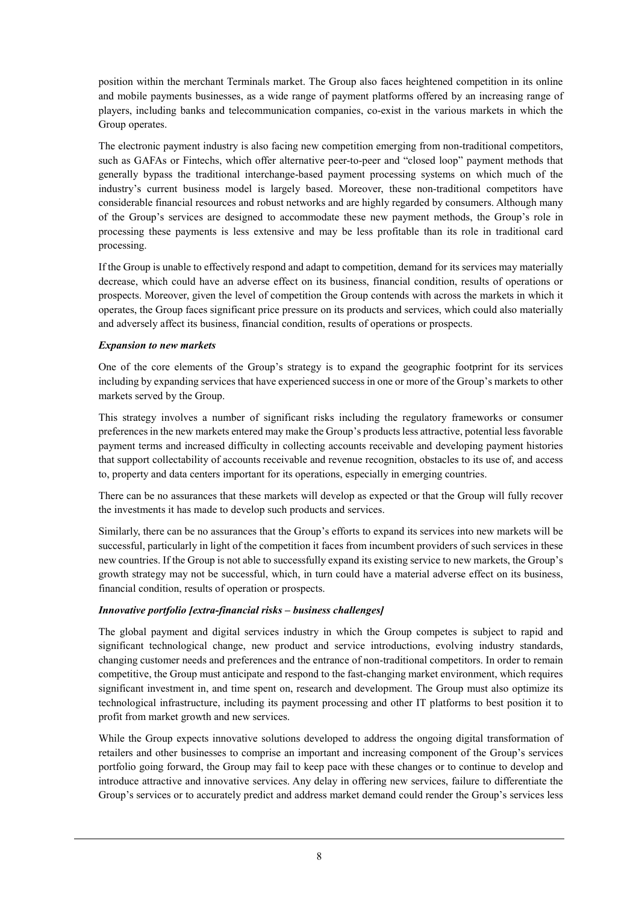position within the merchant Terminals market. The Group also faces heightened competition in its online and mobile payments businesses, as a wide range of payment platforms offered by an increasing range of players, including banks and telecommunication companies, co-exist in the various markets in which the Group operates.

The electronic payment industry is also facing new competition emerging from non-traditional competitors, such as GAFAs or Fintechs, which offer alternative peer-to-peer and "closed loop" payment methods that generally bypass the traditional interchange-based payment processing systems on which much of the industry's current business model is largely based. Moreover, these non-traditional competitors have considerable financial resources and robust networks and are highly regarded by consumers. Although many of the Group's services are designed to accommodate these new payment methods, the Group's role in processing these payments is less extensive and may be less profitable than its role in traditional card processing.

If the Group is unable to effectively respond and adapt to competition, demand for its services may materially decrease, which could have an adverse effect on its business, financial condition, results of operations or prospects. Moreover, given the level of competition the Group contends with across the markets in which it operates, the Group faces significant price pressure on its products and services, which could also materially and adversely affect its business, financial condition, results of operations or prospects.

***Expansion to new markets***

One of the core elements of the Group's strategy is to expand the geographic footprint for its services including by expanding services that have experienced success in one or more of the Group's markets to other markets served by the Group.

This strategy involves a number of significant risks including the regulatory frameworks or consumer preferences in the new markets entered may make the Group's products less attractive, potential less favorable payment terms and increased difficulty in collecting accounts receivable and developing payment histories that support collectability of accounts receivable and revenue recognition, obstacles to its use of, and access to, property and data centers important for its operations, especially in emerging countries.

There can be no assurances that these markets will develop as expected or that the Group will fully recover the investments it has made to develop such products and services.

Similarly, there can be no assurances that the Group's efforts to expand its services into new markets will be successful, particularly in light of the competition it faces from incumbent providers of such services in these new countries. If the Group is not able to successfully expand its existing service to new markets, the Group's growth strategy may not be successful, which, in turn could have a material adverse effect on its business, financial condition, results of operation or prospects.

***Innovative portfolio [extra-financial risks – business challenges]***

The global payment and digital services industry in which the Group competes is subject to rapid and significant technological change, new product and service introductions, evolving industry standards, changing customer needs and preferences and the entrance of non-traditional competitors. In order to remain competitive, the Group must anticipate and respond to the fast-changing market environment, which requires significant investment in, and time spent on, research and development. The Group must also optimize its technological infrastructure, including its payment processing and other IT platforms to best position it to profit from market growth and new services.

While the Group expects innovative solutions developed to address the ongoing digital transformation of retailers and other businesses to comprise an important and increasing component of the Group's services portfolio going forward, the Group may fail to keep pace with these changes or to continue to develop and introduce attractive and innovative services. Any delay in offering new services, failure to differentiate the Group's services or to accurately predict and address market demand could render the Group's services less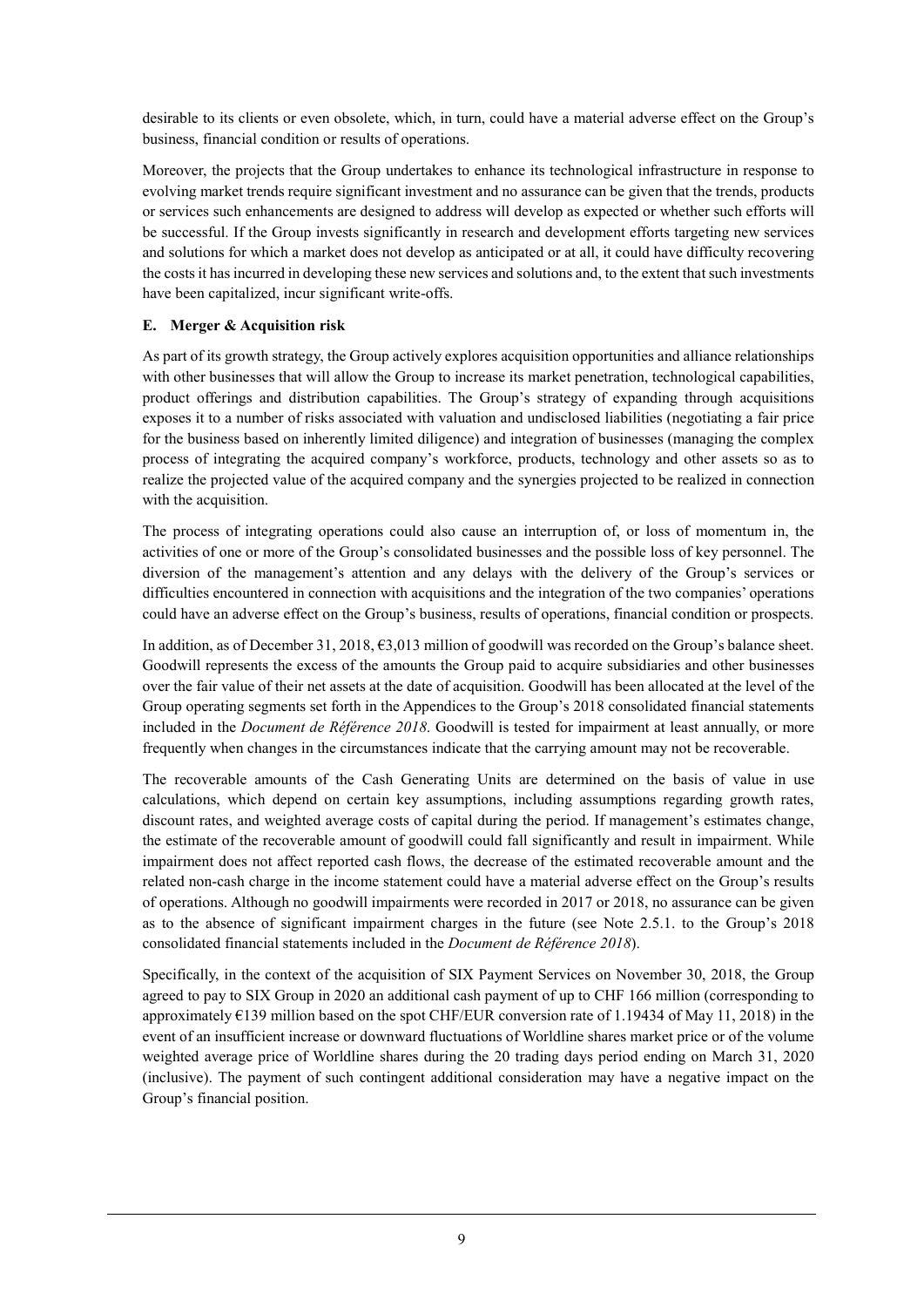desirable to its clients or even obsolete, which, in turn, could have a material adverse effect on the Group's business, financial condition or results of operations.

Moreover, the projects that the Group undertakes to enhance its technological infrastructure in response to evolving market trends require significant investment and no assurance can be given that the trends, products or services such enhancements are designed to address will develop as expected or whether such efforts will be successful. If the Group invests significantly in research and development efforts targeting new services and solutions for which a market does not develop as anticipated or at all, it could have difficulty recovering the costs it has incurred in developing these new services and solutions and, to the extent that such investments have been capitalized, incur significant write-offs.

**E. Merger & Acquisition risk**

As part of its growth strategy, the Group actively explores acquisition opportunities and alliance relationships with other businesses that will allow the Group to increase its market penetration, technological capabilities, product offerings and distribution capabilities. The Group's strategy of expanding through acquisitions exposes it to a number of risks associated with valuation and undisclosed liabilities (negotiating a fair price for the business based on inherently limited diligence) and integration of businesses (managing the complex process of integrating the acquired company's workforce, products, technology and other assets so as to realize the projected value of the acquired company and the synergies projected to be realized in connection with the acquisition.

The process of integrating operations could also cause an interruption of, or loss of momentum in, the activities of one or more of the Group's consolidated businesses and the possible loss of key personnel. The diversion of the management's attention and any delays with the delivery of the Group's services or difficulties encountered in connection with acquisitions and the integration of the two companies' operations could have an adverse effect on the Group's business, results of operations, financial condition or prospects.

In addition, as of December 31, 2018, €3,013 million of goodwill was recorded on the Group's balance sheet. Goodwill represents the excess of the amounts the Group paid to acquire subsidiaries and other businesses over the fair value of their net assets at the date of acquisition. Goodwill has been allocated at the level of the Group operating segments set forth in the Appendices to the Group's 2018 consolidated financial statements included in the *Document de Référence 2018*. Goodwill is tested for impairment at least annually, or more frequently when changes in the circumstances indicate that the carrying amount may not be recoverable.

The recoverable amounts of the Cash Generating Units are determined on the basis of value in use calculations, which depend on certain key assumptions, including assumptions regarding growth rates, discount rates, and weighted average costs of capital during the period. If management's estimates change, the estimate of the recoverable amount of goodwill could fall significantly and result in impairment. While impairment does not affect reported cash flows, the decrease of the estimated recoverable amount and the related non-cash charge in the income statement could have a material adverse effect on the Group's results of operations. Although no goodwill impairments were recorded in 2017 or 2018, no assurance can be given as to the absence of significant impairment charges in the future (see Note 2.5.1. to the Group's 2018 consolidated financial statements included in the *Document de Référence 2018*).

Specifically, in the context of the acquisition of SIX Payment Services on November 30, 2018, the Group agreed to pay to SIX Group in 2020 an additional cash payment of up to CHF 166 million (corresponding to approximately €139 million based on the spot CHF/EUR conversion rate of 1.19434 of May 11, 2018) in the event of an insufficient increase or downward fluctuations of Worldline shares market price or of the volume weighted average price of Worldline shares during the 20 trading days period ending on March 31, 2020 (inclusive). The payment of such contingent additional consideration may have a negative impact on the Group's financial position.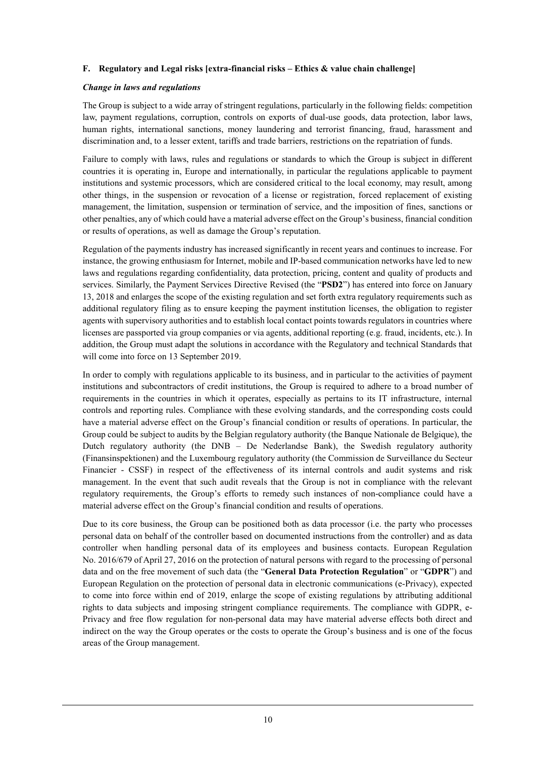### F. Regulatory and Legal risks [extra-financial risks – Ethics & value chain challenge]

***Change in laws and regulations***

The Group is subject to a wide array of stringent regulations, particularly in the following fields: competition law, payment regulations, corruption, controls on exports of dual-use goods, data protection, labor laws, human rights, international sanctions, money laundering and terrorist financing, fraud, harassment and discrimination and, to a lesser extent, tariffs and trade barriers, restrictions on the repatriation of funds.

Failure to comply with laws, rules and regulations or standards to which the Group is subject in different countries it is operating in, Europe and internationally, in particular the regulations applicable to payment institutions and systemic processors, which are considered critical to the local economy, may result, among other things, in the suspension or revocation of a license or registration, forced replacement of existing management, the limitation, suspension or termination of service, and the imposition of fines, sanctions or other penalties, any of which could have a material adverse effect on the Group's business, financial condition or results of operations, as well as damage the Group's reputation.

Regulation of the payments industry has increased significantly in recent years and continues to increase. For instance, the growing enthusiasm for Internet, mobile and IP-based communication networks have led to new laws and regulations regarding confidentiality, data protection, pricing, content and quality of products and services. Similarly, the Payment Services Directive Revised (the "**PSD2**") has entered into force on January 13, 2018 and enlarges the scope of the existing regulation and set forth extra regulatory requirements such as additional regulatory filing as to ensure keeping the payment institution licenses, the obligation to register agents with supervisory authorities and to establish local contact points towards regulators in countries where licenses are passported via group companies or via agents, additional reporting (e.g. fraud, incidents, etc.). In addition, the Group must adapt the solutions in accordance with the Regulatory and technical Standards that will come into force on 13 September 2019.

In order to comply with regulations applicable to its business, and in particular to the activities of payment institutions and subcontractors of credit institutions, the Group is required to adhere to a broad number of requirements in the countries in which it operates, especially as pertains to its IT infrastructure, internal controls and reporting rules. Compliance with these evolving standards, and the corresponding costs could have a material adverse effect on the Group's financial condition or results of operations. In particular, the Group could be subject to audits by the Belgian regulatory authority (the Banque Nationale de Belgique), the Dutch regulatory authority (the DNB – De Nederlandse Bank), the Swedish regulatory authority (Finansinspektionen) and the Luxembourg regulatory authority (the Commission de Surveillance du Secteur Financier - CSSF) in respect of the effectiveness of its internal controls and audit systems and risk management. In the event that such audit reveals that the Group is not in compliance with the relevant regulatory requirements, the Group's efforts to remedy such instances of non-compliance could have a material adverse effect on the Group's financial condition and results of operations.

Due to its core business, the Group can be positioned both as data processor (i.e. the party who processes personal data on behalf of the controller based on documented instructions from the controller) and as data controller when handling personal data of its employees and business contacts. European Regulation No. 2016/679 of April 27, 2016 on the protection of natural persons with regard to the processing of personal data and on the free movement of such data (the "**General Data Protection Regulation**" or "**GDPR**") and European Regulation on the protection of personal data in electronic communications (e-Privacy), expected to come into force within end of 2019, enlarge the scope of existing regulations by attributing additional rights to data subjects and imposing stringent compliance requirements. The compliance with GDPR, e-Privacy and free flow regulation for non-personal data may have material adverse effects both direct and indirect on the way the Group operates or the costs to operate the Group's business and is one of the focus areas of the Group management.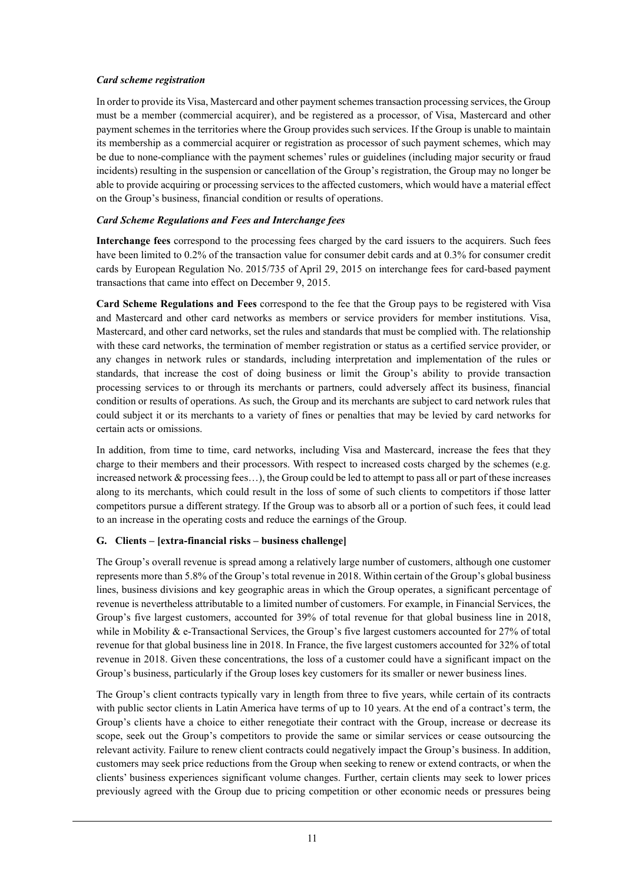*Card scheme registration*

In order to provide its Visa, Mastercard and other payment schemes transaction processing services, the Group must be a member (commercial acquirer), and be registered as a processor, of Visa, Mastercard and other payment schemes in the territories where the Group provides such services. If the Group is unable to maintain its membership as a commercial acquirer or registration as processor of such payment schemes, which may be due to none-compliance with the payment schemes' rules or guidelines (including major security or fraud incidents) resulting in the suspension or cancellation of the Group's registration, the Group may no longer be able to provide acquiring or processing services to the affected customers, which would have a material effect on the Group's business, financial condition or results of operations.

*Card Scheme Regulations and Fees and Interchange fees*

**Interchange fees** correspond to the processing fees charged by the card issuers to the acquirers. Such fees have been limited to 0.2% of the transaction value for consumer debit cards and at 0.3% for consumer credit cards by European Regulation No. 2015/735 of April 29, 2015 on interchange fees for card-based payment transactions that came into effect on December 9, 2015.

**Card Scheme Regulations and Fees** correspond to the fee that the Group pays to be registered with Visa and Mastercard and other card networks as members or service providers for member institutions. Visa, Mastercard, and other card networks, set the rules and standards that must be complied with. The relationship with these card networks, the termination of member registration or status as a certified service provider, or any changes in network rules or standards, including interpretation and implementation of the rules or standards, that increase the cost of doing business or limit the Group's ability to provide transaction processing services to or through its merchants or partners, could adversely affect its business, financial condition or results of operations. As such, the Group and its merchants are subject to card network rules that could subject it or its merchants to a variety of fines or penalties that may be levied by card networks for certain acts or omissions.

In addition, from time to time, card networks, including Visa and Mastercard, increase the fees that they charge to their members and their processors. With respect to increased costs charged by the schemes (e.g. increased network & processing fees…), the Group could be led to attempt to pass all or part of these increases along to its merchants, which could result in the loss of some of such clients to competitors if those latter competitors pursue a different strategy. If the Group was to absorb all or a portion of such fees, it could lead to an increase in the operating costs and reduce the earnings of the Group.

### G. Clients – [extra-financial risks – business challenge]

The Group's overall revenue is spread among a relatively large number of customers, although one customer represents more than 5.8% of the Group's total revenue in 2018. Within certain of the Group's global business lines, business divisions and key geographic areas in which the Group operates, a significant percentage of revenue is nevertheless attributable to a limited number of customers. For example, in Financial Services, the Group's five largest customers, accounted for 39% of total revenue for that global business line in 2018, while in Mobility & e-Transactional Services, the Group's five largest customers accounted for 27% of total revenue for that global business line in 2018. In France, the five largest customers accounted for 32% of total revenue in 2018. Given these concentrations, the loss of a customer could have a significant impact on the Group's business, particularly if the Group loses key customers for its smaller or newer business lines.

The Group's client contracts typically vary in length from three to five years, while certain of its contracts with public sector clients in Latin America have terms of up to 10 years. At the end of a contract's term, the Group's clients have a choice to either renegotiate their contract with the Group, increase or decrease its scope, seek out the Group's competitors to provide the same or similar services or cease outsourcing the relevant activity. Failure to renew client contracts could negatively impact the Group's business. In addition, customers may seek price reductions from the Group when seeking to renew or extend contracts, or when the clients' business experiences significant volume changes. Further, certain clients may seek to lower prices previously agreed with the Group due to pricing competition or other economic needs or pressures being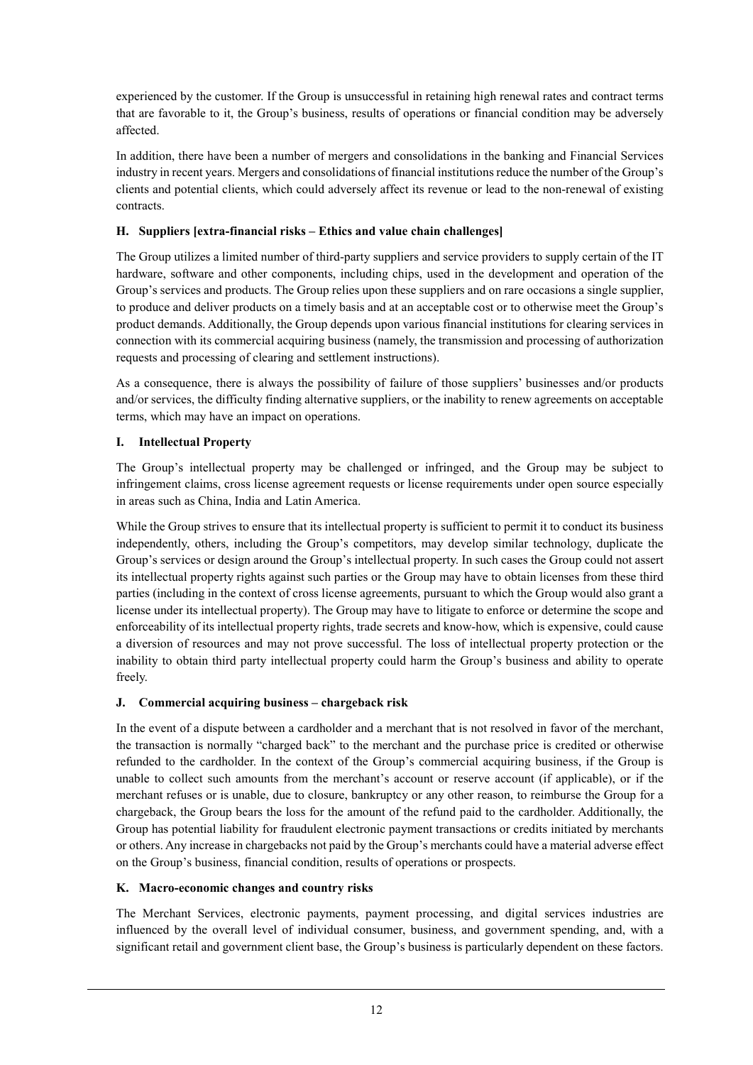experienced by the customer. If the Group is unsuccessful in retaining high renewal rates and contract terms that are favorable to it, the Group's business, results of operations or financial condition may be adversely affected.

In addition, there have been a number of mergers and consolidations in the banking and Financial Services industry in recent years. Mergers and consolidations of financial institutions reduce the number of the Group's clients and potential clients, which could adversely affect its revenue or lead to the non-renewal of existing contracts.

### H. Suppliers [extra-financial risks – Ethics and value chain challenges]

The Group utilizes a limited number of third-party suppliers and service providers to supply certain of the IT hardware, software and other components, including chips, used in the development and operation of the Group's services and products. The Group relies upon these suppliers and on rare occasions a single supplier, to produce and deliver products on a timely basis and at an acceptable cost or to otherwise meet the Group's product demands. Additionally, the Group depends upon various financial institutions for clearing services in connection with its commercial acquiring business (namely, the transmission and processing of authorization requests and processing of clearing and settlement instructions).

As a consequence, there is always the possibility of failure of those suppliers' businesses and/or products and/or services, the difficulty finding alternative suppliers, or the inability to renew agreements on acceptable terms, which may have an impact on operations.

### I. Intellectual Property

The Group's intellectual property may be challenged or infringed, and the Group may be subject to infringement claims, cross license agreement requests or license requirements under open source especially in areas such as China, India and Latin America.

While the Group strives to ensure that its intellectual property is sufficient to permit it to conduct its business independently, others, including the Group's competitors, may develop similar technology, duplicate the Group's services or design around the Group's intellectual property. In such cases the Group could not assert its intellectual property rights against such parties or the Group may have to obtain licenses from these third parties (including in the context of cross license agreements, pursuant to which the Group would also grant a license under its intellectual property). The Group may have to litigate to enforce or determine the scope and enforceability of its intellectual property rights, trade secrets and know-how, which is expensive, could cause a diversion of resources and may not prove successful. The loss of intellectual property protection or the inability to obtain third party intellectual property could harm the Group's business and ability to operate freely.

### J. Commercial acquiring business – chargeback risk

In the event of a dispute between a cardholder and a merchant that is not resolved in favor of the merchant, the transaction is normally "charged back" to the merchant and the purchase price is credited or otherwise refunded to the cardholder. In the context of the Group's commercial acquiring business, if the Group is unable to collect such amounts from the merchant's account or reserve account (if applicable), or if the merchant refuses or is unable, due to closure, bankruptcy or any other reason, to reimburse the Group for a chargeback, the Group bears the loss for the amount of the refund paid to the cardholder. Additionally, the Group has potential liability for fraudulent electronic payment transactions or credits initiated by merchants or others. Any increase in chargebacks not paid by the Group's merchants could have a material adverse effect on the Group's business, financial condition, results of operations or prospects.

### K. Macro-economic changes and country risks

The Merchant Services, electronic payments, payment processing, and digital services industries are influenced by the overall level of individual consumer, business, and government spending, and, with a significant retail and government client base, the Group's business is particularly dependent on these factors.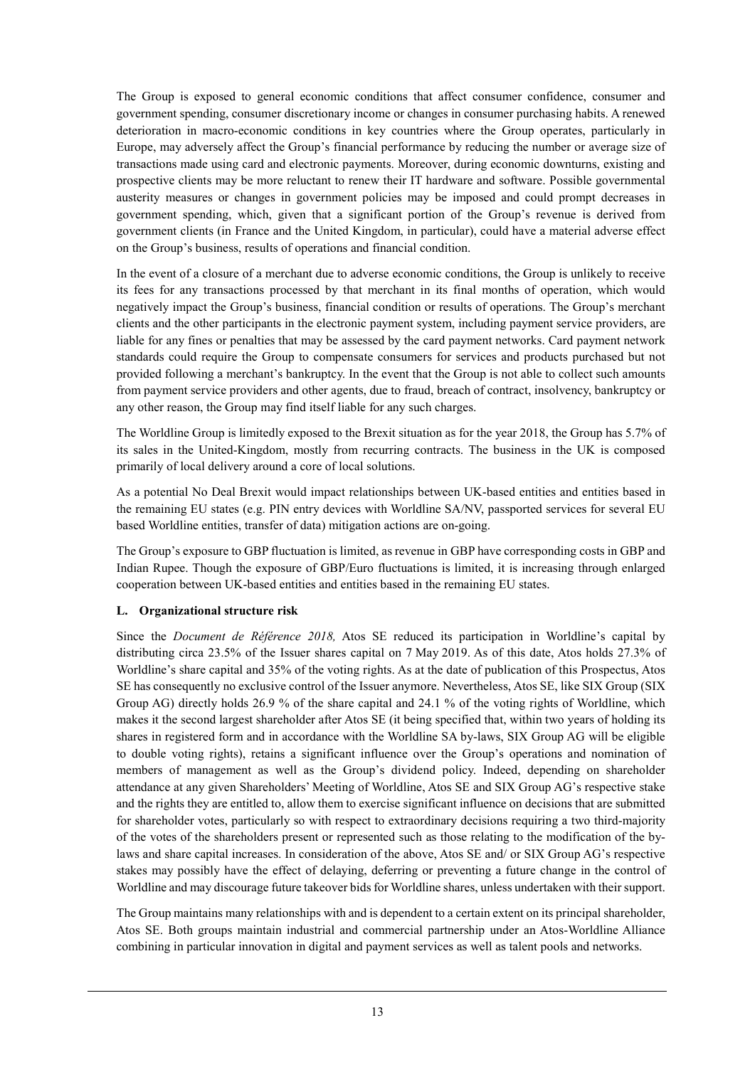The Group is exposed to general economic conditions that affect consumer confidence, consumer and government spending, consumer discretionary income or changes in consumer purchasing habits. A renewed deterioration in macro-economic conditions in key countries where the Group operates, particularly in Europe, may adversely affect the Group's financial performance by reducing the number or average size of transactions made using card and electronic payments. Moreover, during economic downturns, existing and prospective clients may be more reluctant to renew their IT hardware and software. Possible governmental austerity measures or changes in government policies may be imposed and could prompt decreases in government spending, which, given that a significant portion of the Group's revenue is derived from government clients (in France and the United Kingdom, in particular), could have a material adverse effect on the Group's business, results of operations and financial condition.

In the event of a closure of a merchant due to adverse economic conditions, the Group is unlikely to receive its fees for any transactions processed by that merchant in its final months of operation, which would negatively impact the Group's business, financial condition or results of operations. The Group's merchant clients and the other participants in the electronic payment system, including payment service providers, are liable for any fines or penalties that may be assessed by the card payment networks. Card payment network standards could require the Group to compensate consumers for services and products purchased but not provided following a merchant's bankruptcy. In the event that the Group is not able to collect such amounts from payment service providers and other agents, due to fraud, breach of contract, insolvency, bankruptcy or any other reason, the Group may find itself liable for any such charges.

The Worldline Group is limitedly exposed to the Brexit situation as for the year 2018, the Group has 5.7% of its sales in the United-Kingdom, mostly from recurring contracts. The business in the UK is composed primarily of local delivery around a core of local solutions.

As a potential No Deal Brexit would impact relationships between UK-based entities and entities based in the remaining EU states (e.g. PIN entry devices with Worldline SA/NV, passported services for several EU based Worldline entities, transfer of data) mitigation actions are on-going.

The Group's exposure to GBP fluctuation is limited, as revenue in GBP have corresponding costs in GBP and Indian Rupee. Though the exposure of GBP/Euro fluctuations is limited, it is increasing through enlarged cooperation between UK-based entities and entities based in the remaining EU states.

**L. Organizational structure risk**

Since the *Document de Référence 2018,* Atos SE reduced its participation in Worldline's capital by distributing circa 23.5% of the Issuer shares capital on 7 May 2019. As of this date, Atos holds 27.3% of Worldline's share capital and 35% of the voting rights. As at the date of publication of this Prospectus, Atos SE has consequently no exclusive control of the Issuer anymore. Nevertheless, Atos SE, like SIX Group (SIX Group AG) directly holds 26.9 % of the share capital and 24.1 % of the voting rights of Worldline, which makes it the second largest shareholder after Atos SE (it being specified that, within two years of holding its shares in registered form and in accordance with the Worldline SA by-laws, SIX Group AG will be eligible to double voting rights), retains a significant influence over the Group's operations and nomination of members of management as well as the Group's dividend policy. Indeed, depending on shareholder attendance at any given Shareholders' Meeting of Worldline, Atos SE and SIX Group AG's respective stake and the rights they are entitled to, allow them to exercise significant influence on decisions that are submitted for shareholder votes, particularly so with respect to extraordinary decisions requiring a two third-majority of the votes of the shareholders present or represented such as those relating to the modification of the by-laws and share capital increases. In consideration of the above, Atos SE and/ or SIX Group AG's respective stakes may possibly have the effect of delaying, deferring or preventing a future change in the control of Worldline and may discourage future takeover bids for Worldline shares, unless undertaken with their support.

The Group maintains many relationships with and is dependent to a certain extent on its principal shareholder, Atos SE. Both groups maintain industrial and commercial partnership under an Atos-Worldline Alliance combining in particular innovation in digital and payment services as well as talent pools and networks.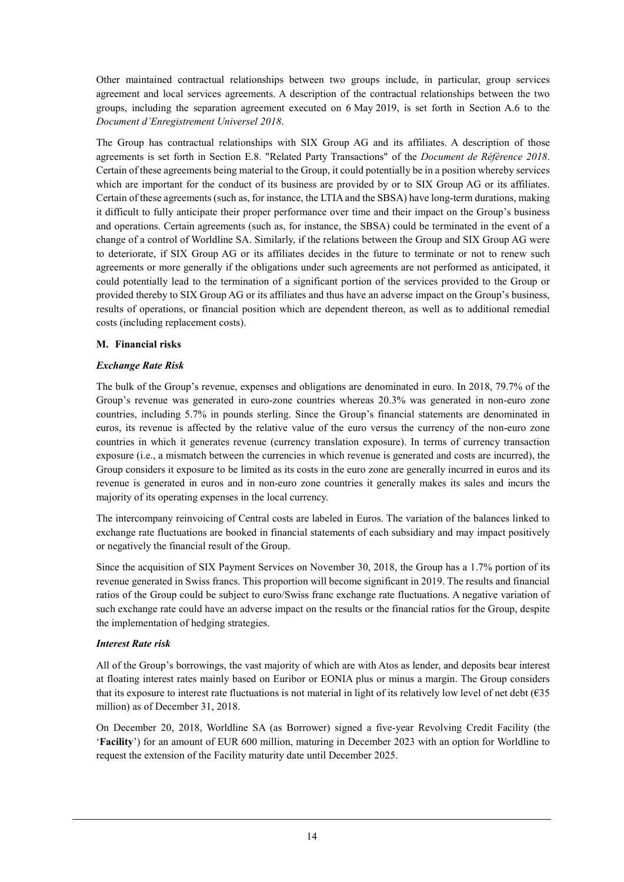Other maintained contractual relationships between two groups include, in particular, group services agreement and local services agreements. A description of the contractual relationships between the two groups, including the separation agreement executed on 6 May 2019, is set forth in Section A.6 to the *Document d'Enregistrement Universel 2018*.

The Group has contractual relationships with SIX Group AG and its affiliates. A description of those agreements is set forth in Section E.8. "Related Party Transactions" of the *Document de Référence 2018*. Certain of these agreements being material to the Group, it could potentially be in a position whereby services which are important for the conduct of its business are provided by or to SIX Group AG or its affiliates. Certain of these agreements (such as, for instance, the LTIA and the SBSA) have long-term durations, making it difficult to fully anticipate their proper performance over time and their impact on the Group's business and operations. Certain agreements (such as, for instance, the SBSA) could be terminated in the event of a change of a control of Worldline SA. Similarly, if the relations between the Group and SIX Group AG were to deteriorate, if SIX Group AG or its affiliates decides in the future to terminate or not to renew such agreements or more generally if the obligations under such agreements are not performed as anticipated, it could potentially lead to the termination of a significant portion of the services provided to the Group or provided thereby to SIX Group AG or its affiliates and thus have an adverse impact on the Group's business, results of operations, or financial position which are dependent thereon, as well as to additional remedial costs (including replacement costs).

**M. Financial risks**

***Exchange Rate Risk***

The bulk of the Group's revenue, expenses and obligations are denominated in euro. In 2018, 79.7% of the Group's revenue was generated in euro-zone countries whereas 20.3% was generated in non-euro zone countries, including 5.7% in pounds sterling. Since the Group's financial statements are denominated in euros, its revenue is affected by the relative value of the euro versus the currency of the non-euro zone countries in which it generates revenue (currency translation exposure). In terms of currency transaction exposure (i.e., a mismatch between the currencies in which revenue is generated and costs are incurred), the Group considers it exposure to be limited as its costs in the euro zone are generally incurred in euros and its revenue is generated in euros and in non-euro zone countries it generally makes its sales and incurs the majority of its operating expenses in the local currency.

The intercompany reinvoicing of Central costs are labeled in Euros. The variation of the balances linked to exchange rate fluctuations are booked in financial statements of each subsidiary and may impact positively or negatively the financial result of the Group.

Since the acquisition of SIX Payment Services on November 30, 2018, the Group has a 1.7% portion of its revenue generated in Swiss francs. This proportion will become significant in 2019. The results and financial ratios of the Group could be subject to euro/Swiss franc exchange rate fluctuations. A negative variation of such exchange rate could have an adverse impact on the results or the financial ratios for the Group, despite the implementation of hedging strategies.

***Interest Rate risk***

All of the Group's borrowings, the vast majority of which are with Atos as lender, and deposits bear interest at floating interest rates mainly based on Euribor or EONIA plus or minus a margin. The Group considers that its exposure to interest rate fluctuations is not material in light of its relatively low level of net debt (€35 million) as of December 31, 2018.

On December 20, 2018, Worldline SA (as Borrower) signed a five-year Revolving Credit Facility (the '**Facility**') for an amount of EUR 600 million, maturing in December 2023 with an option for Worldline to request the extension of the Facility maturity date until December 2025.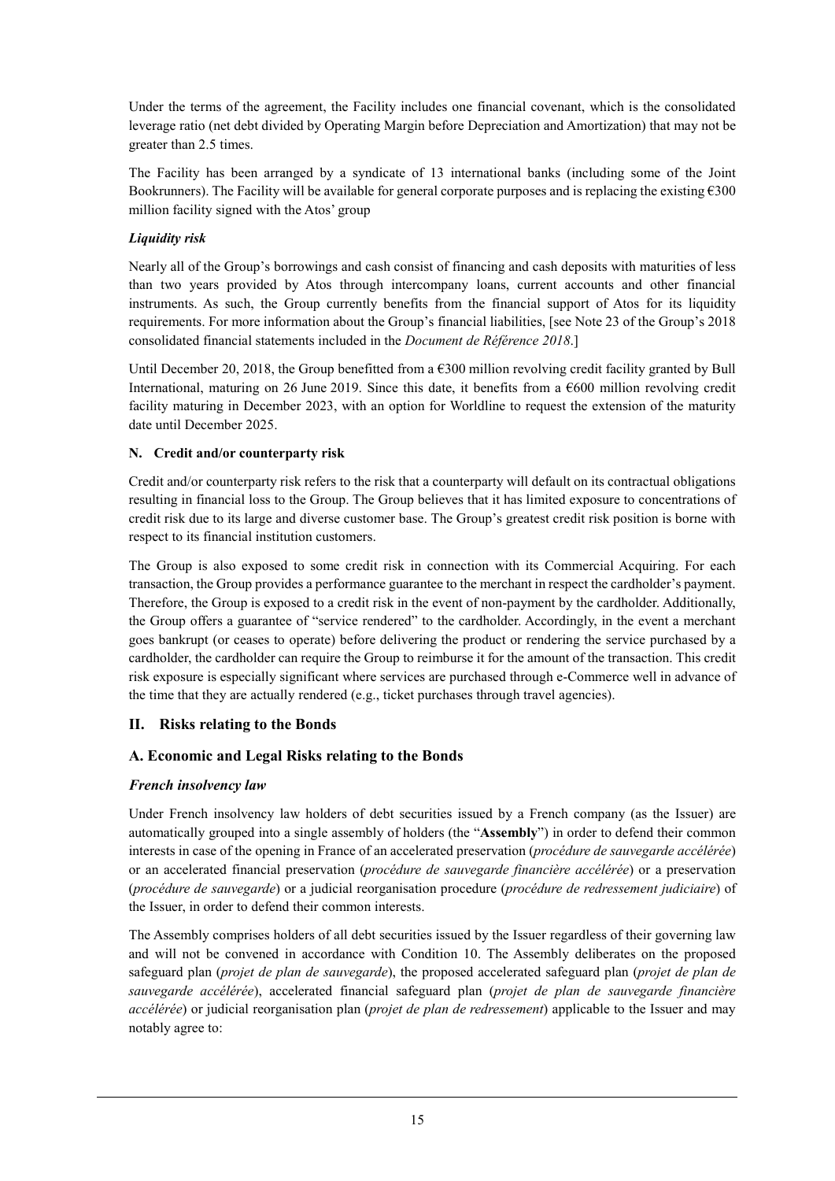Under the terms of the agreement, the Facility includes one financial covenant, which is the consolidated leverage ratio (net debt divided by Operating Margin before Depreciation and Amortization) that may not be greater than 2.5 times.

The Facility has been arranged by a syndicate of 13 international banks (including some of the Joint Bookrunners). The Facility will be available for general corporate purposes and is replacing the existing €300 million facility signed with the Atos' group

### *Liquidity risk*

Nearly all of the Group's borrowings and cash consist of financing and cash deposits with maturities of less than two years provided by Atos through intercompany loans, current accounts and other financial instruments. As such, the Group currently benefits from the financial support of Atos for its liquidity requirements. For more information about the Group's financial liabilities, [see Note 23 of the Group's 2018 consolidated financial statements included in the *Document de Référence 2018*.]

Until December 20, 2018, the Group benefitted from a €300 million revolving credit facility granted by Bull International, maturing on 26 June 2019. Since this date, it benefits from a €600 million revolving credit facility maturing in December 2023, with an option for Worldline to request the extension of the maturity date until December 2025.

### N. Credit and/or counterparty risk

Credit and/or counterparty risk refers to the risk that a counterparty will default on its contractual obligations resulting in financial loss to the Group. The Group believes that it has limited exposure to concentrations of credit risk due to its large and diverse customer base. The Group's greatest credit risk position is borne with respect to its financial institution customers.

The Group is also exposed to some credit risk in connection with its Commercial Acquiring. For each transaction, the Group provides a performance guarantee to the merchant in respect the cardholder's payment. Therefore, the Group is exposed to a credit risk in the event of non-payment by the cardholder. Additionally, the Group offers a guarantee of "service rendered" to the cardholder. Accordingly, in the event a merchant goes bankrupt (or ceases to operate) before delivering the product or rendering the service purchased by a cardholder, the cardholder can require the Group to reimburse it for the amount of the transaction. This credit risk exposure is especially significant where services are purchased through e-Commerce well in advance of the time that they are actually rendered (e.g., ticket purchases through travel agencies).

## II. Risks relating to the Bonds

## A. Economic and Legal Risks relating to the Bonds

### *French insolvency law*

Under French insolvency law holders of debt securities issued by a French company (as the Issuer) are automatically grouped into a single assembly of holders (the "**Assembly**") in order to defend their common interests in case of the opening in France of an accelerated preservation (*procédure de sauvegarde accélérée*) or an accelerated financial preservation (*procédure de sauvegarde financière accélérée*) or a preservation (*procédure de sauvegarde*) or a judicial reorganisation procedure (*procédure de redressement judiciaire*) of the Issuer, in order to defend their common interests.

The Assembly comprises holders of all debt securities issued by the Issuer regardless of their governing law and will not be convened in accordance with Condition 10. The Assembly deliberates on the proposed safeguard plan (*projet de plan de sauvegarde*), the proposed accelerated safeguard plan (*projet de plan de sauvegarde accélérée*), accelerated financial safeguard plan (*projet de plan de sauvegarde financière accélérée*) or judicial reorganisation plan (*projet de plan de redressement*) applicable to the Issuer and may notably agree to: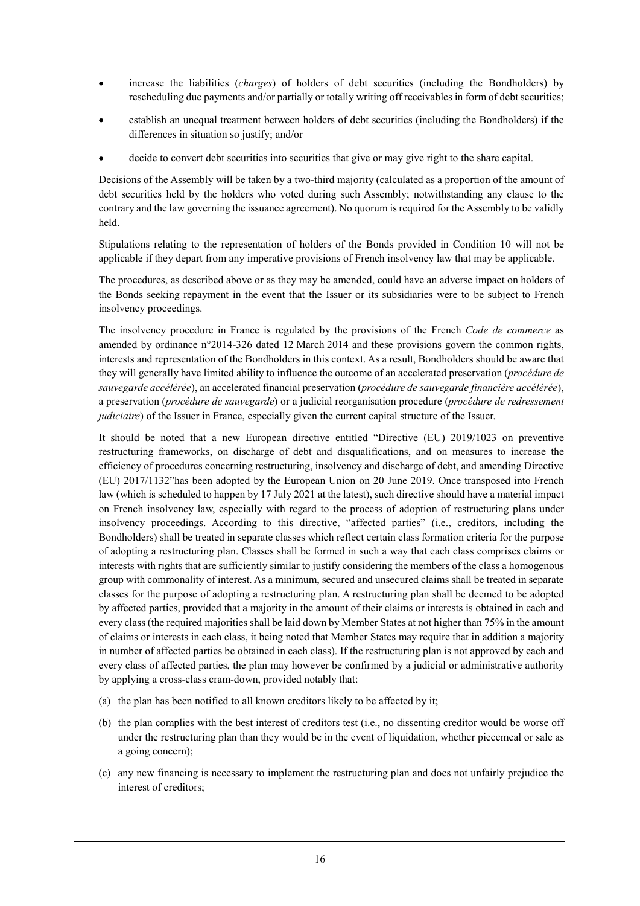- increase the liabilities (*charges*) of holders of debt securities (including the Bondholders) by rescheduling due payments and/or partially or totally writing off receivables in form of debt securities;
- establish an unequal treatment between holders of debt securities (including the Bondholders) if the differences in situation so justify; and/or
- decide to convert debt securities into securities that give or may give right to the share capital.

Decisions of the Assembly will be taken by a two-third majority (calculated as a proportion of the amount of debt securities held by the holders who voted during such Assembly; notwithstanding any clause to the contrary and the law governing the issuance agreement). No quorum is required for the Assembly to be validly held.

Stipulations relating to the representation of holders of the Bonds provided in Condition 10 will not be applicable if they depart from any imperative provisions of French insolvency law that may be applicable.

The procedures, as described above or as they may be amended, could have an adverse impact on holders of the Bonds seeking repayment in the event that the Issuer or its subsidiaries were to be subject to French insolvency proceedings.

The insolvency procedure in France is regulated by the provisions of the French *Code de commerce* as amended by ordinance n°2014-326 dated 12 March 2014 and these provisions govern the common rights, interests and representation of the Bondholders in this context. As a result, Bondholders should be aware that they will generally have limited ability to influence the outcome of an accelerated preservation (*procédure de sauvegarde accélérée*), an accelerated financial preservation (*procédure de sauvegarde financière accélérée*), a preservation (*procédure de sauvegarde*) or a judicial reorganisation procedure (*procédure de redressement judiciaire*) of the Issuer in France, especially given the current capital structure of the Issuer.

It should be noted that a new European directive entitled "Directive (EU) 2019/1023 on preventive restructuring frameworks, on discharge of debt and disqualifications, and on measures to increase the efficiency of procedures concerning restructuring, insolvency and discharge of debt, and amending Directive (EU) 2017/1132"has been adopted by the European Union on 20 June 2019. Once transposed into French law (which is scheduled to happen by 17 July 2021 at the latest), such directive should have a material impact on French insolvency law, especially with regard to the process of adoption of restructuring plans under insolvency proceedings. According to this directive, "affected parties" (i.e., creditors, including the Bondholders) shall be treated in separate classes which reflect certain class formation criteria for the purpose of adopting a restructuring plan. Classes shall be formed in such a way that each class comprises claims or interests with rights that are sufficiently similar to justify considering the members of the class a homogenous group with commonality of interest. As a minimum, secured and unsecured claims shall be treated in separate classes for the purpose of adopting a restructuring plan. A restructuring plan shall be deemed to be adopted by affected parties, provided that a majority in the amount of their claims or interests is obtained in each and every class (the required majorities shall be laid down by Member States at not higher than 75% in the amount of claims or interests in each class, it being noted that Member States may require that in addition a majority in number of affected parties be obtained in each class). If the restructuring plan is not approved by each and every class of affected parties, the plan may however be confirmed by a judicial or administrative authority by applying a cross-class cram-down, provided notably that:

(a) the plan has been notified to all known creditors likely to be affected by it;

(b) the plan complies with the best interest of creditors test (i.e., no dissenting creditor would be worse off under the restructuring plan than they would be in the event of liquidation, whether piecemeal or sale as a going concern);

(c) any new financing is necessary to implement the restructuring plan and does not unfairly prejudice the interest of creditors;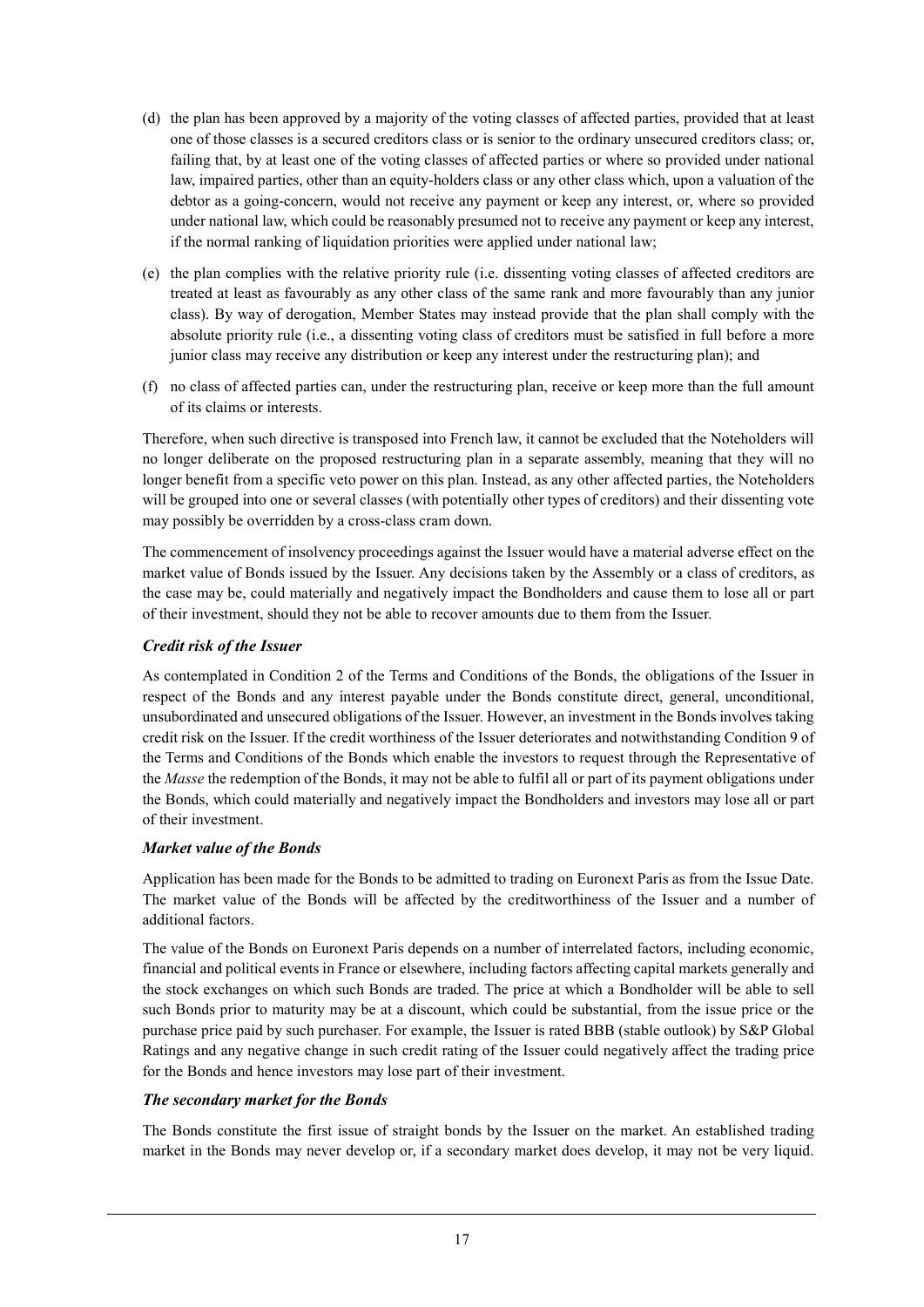(d) the plan has been approved by a majority of the voting classes of affected parties, provided that at least one of those classes is a secured creditors class or is senior to the ordinary unsecured creditors class; or, failing that, by at least one of the voting classes of affected parties or where so provided under national law, impaired parties, other than an equity-holders class or any other class which, upon a valuation of the debtor as a going-concern, would not receive any payment or keep any interest, or, where so provided under national law, which could be reasonably presumed not to receive any payment or keep any interest, if the normal ranking of liquidation priorities were applied under national law;

(e) the plan complies with the relative priority rule (i.e. dissenting voting classes of affected creditors are treated at least as favourably as any other class of the same rank and more favourably than any junior class). By way of derogation, Member States may instead provide that the plan shall comply with the absolute priority rule (i.e., a dissenting voting class of creditors must be satisfied in full before a more junior class may receive any distribution or keep any interest under the restructuring plan); and

(f) no class of affected parties can, under the restructuring plan, receive or keep more than the full amount of its claims or interests.

Therefore, when such directive is transposed into French law, it cannot be excluded that the Noteholders will no longer deliberate on the proposed restructuring plan in a separate assembly, meaning that they will no longer benefit from a specific veto power on this plan. Instead, as any other affected parties, the Noteholders will be grouped into one or several classes (with potentially other types of creditors) and their dissenting vote may possibly be overridden by a cross-class cram down.

The commencement of insolvency proceedings against the Issuer would have a material adverse effect on the market value of Bonds issued by the Issuer. Any decisions taken by the Assembly or a class of creditors, as the case may be, could materially and negatively impact the Bondholders and cause them to lose all or part of their investment, should they not be able to recover amounts due to them from the Issuer.

### *Credit risk of the Issuer*

As contemplated in Condition 2 of the Terms and Conditions of the Bonds, the obligations of the Issuer in respect of the Bonds and any interest payable under the Bonds constitute direct, general, unconditional, unsubordinated and unsecured obligations of the Issuer. However, an investment in the Bonds involves taking credit risk on the Issuer. If the credit worthiness of the Issuer deteriorates and notwithstanding Condition 9 of the Terms and Conditions of the Bonds which enable the investors to request through the Representative of the *Masse* the redemption of the Bonds, it may not be able to fulfil all or part of its payment obligations under the Bonds, which could materially and negatively impact the Bondholders and investors may lose all or part of their investment.

### *Market value of the Bonds*

Application has been made for the Bonds to be admitted to trading on Euronext Paris as from the Issue Date. The market value of the Bonds will be affected by the creditworthiness of the Issuer and a number of additional factors.

The value of the Bonds on Euronext Paris depends on a number of interrelated factors, including economic, financial and political events in France or elsewhere, including factors affecting capital markets generally and the stock exchanges on which such Bonds are traded. The price at which a Bondholder will be able to sell such Bonds prior to maturity may be at a discount, which could be substantial, from the issue price or the purchase price paid by such purchaser. For example, the Issuer is rated BBB (stable outlook) by S&P Global Ratings and any negative change in such credit rating of the Issuer could negatively affect the trading price for the Bonds and hence investors may lose part of their investment.

### *The secondary market for the Bonds*

The Bonds constitute the first issue of straight bonds by the Issuer on the market. An established trading market in the Bonds may never develop or, if a secondary market does develop, it may not be very liquid.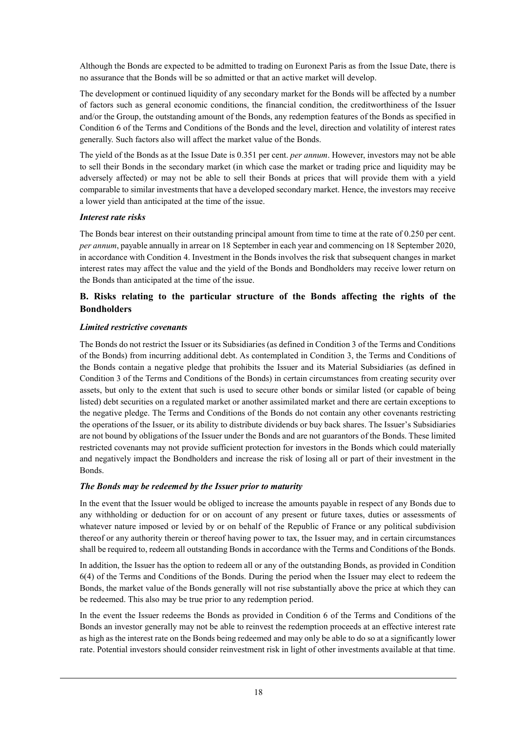Although the Bonds are expected to be admitted to trading on Euronext Paris as from the Issue Date, there is no assurance that the Bonds will be so admitted or that an active market will develop.

The development or continued liquidity of any secondary market for the Bonds will be affected by a number of factors such as general economic conditions, the financial condition, the creditworthiness of the Issuer and/or the Group, the outstanding amount of the Bonds, any redemption features of the Bonds as specified in Condition 6 of the Terms and Conditions of the Bonds and the level, direction and volatility of interest rates generally. Such factors also will affect the market value of the Bonds.

The yield of the Bonds as at the Issue Date is 0.351 per cent. *per annum*. However, investors may not be able to sell their Bonds in the secondary market (in which case the market or trading price and liquidity may be adversely affected) or may not be able to sell their Bonds at prices that will provide them with a yield comparable to similar investments that have a developed secondary market. Hence, the investors may receive a lower yield than anticipated at the time of the issue.

### *Interest rate risks*

The Bonds bear interest on their outstanding principal amount from time to time at the rate of 0.250 per cent. *per annum*, payable annually in arrear on 18 September in each year and commencing on 18 September 2020, in accordance with Condition 4. Investment in the Bonds involves the risk that subsequent changes in market interest rates may affect the value and the yield of the Bonds and Bondholders may receive lower return on the Bonds than anticipated at the time of the issue.

## B. Risks relating to the particular structure of the Bonds affecting the rights of the Bondholders

### *Limited restrictive covenants*

The Bonds do not restrict the Issuer or its Subsidiaries (as defined in Condition 3 of the Terms and Conditions of the Bonds) from incurring additional debt. As contemplated in Condition 3, the Terms and Conditions of the Bonds contain a negative pledge that prohibits the Issuer and its Material Subsidiaries (as defined in Condition 3 of the Terms and Conditions of the Bonds) in certain circumstances from creating security over assets, but only to the extent that such is used to secure other bonds or similar listed (or capable of being listed) debt securities on a regulated market or another assimilated market and there are certain exceptions to the negative pledge. The Terms and Conditions of the Bonds do not contain any other covenants restricting the operations of the Issuer, or its ability to distribute dividends or buy back shares. The Issuer's Subsidiaries are not bound by obligations of the Issuer under the Bonds and are not guarantors of the Bonds. These limited restricted covenants may not provide sufficient protection for investors in the Bonds which could materially and negatively impact the Bondholders and increase the risk of losing all or part of their investment in the Bonds.

### *The Bonds may be redeemed by the Issuer prior to maturity*

In the event that the Issuer would be obliged to increase the amounts payable in respect of any Bonds due to any withholding or deduction for or on account of any present or future taxes, duties or assessments of whatever nature imposed or levied by or on behalf of the Republic of France or any political subdivision thereof or any authority therein or thereof having power to tax, the Issuer may, and in certain circumstances shall be required to, redeem all outstanding Bonds in accordance with the Terms and Conditions of the Bonds.

In addition, the Issuer has the option to redeem all or any of the outstanding Bonds, as provided in Condition 6(4) of the Terms and Conditions of the Bonds. During the period when the Issuer may elect to redeem the Bonds, the market value of the Bonds generally will not rise substantially above the price at which they can be redeemed. This also may be true prior to any redemption period.

In the event the Issuer redeems the Bonds as provided in Condition 6 of the Terms and Conditions of the Bonds an investor generally may not be able to reinvest the redemption proceeds at an effective interest rate as high as the interest rate on the Bonds being redeemed and may only be able to do so at a significantly lower rate. Potential investors should consider reinvestment risk in light of other investments available at that time.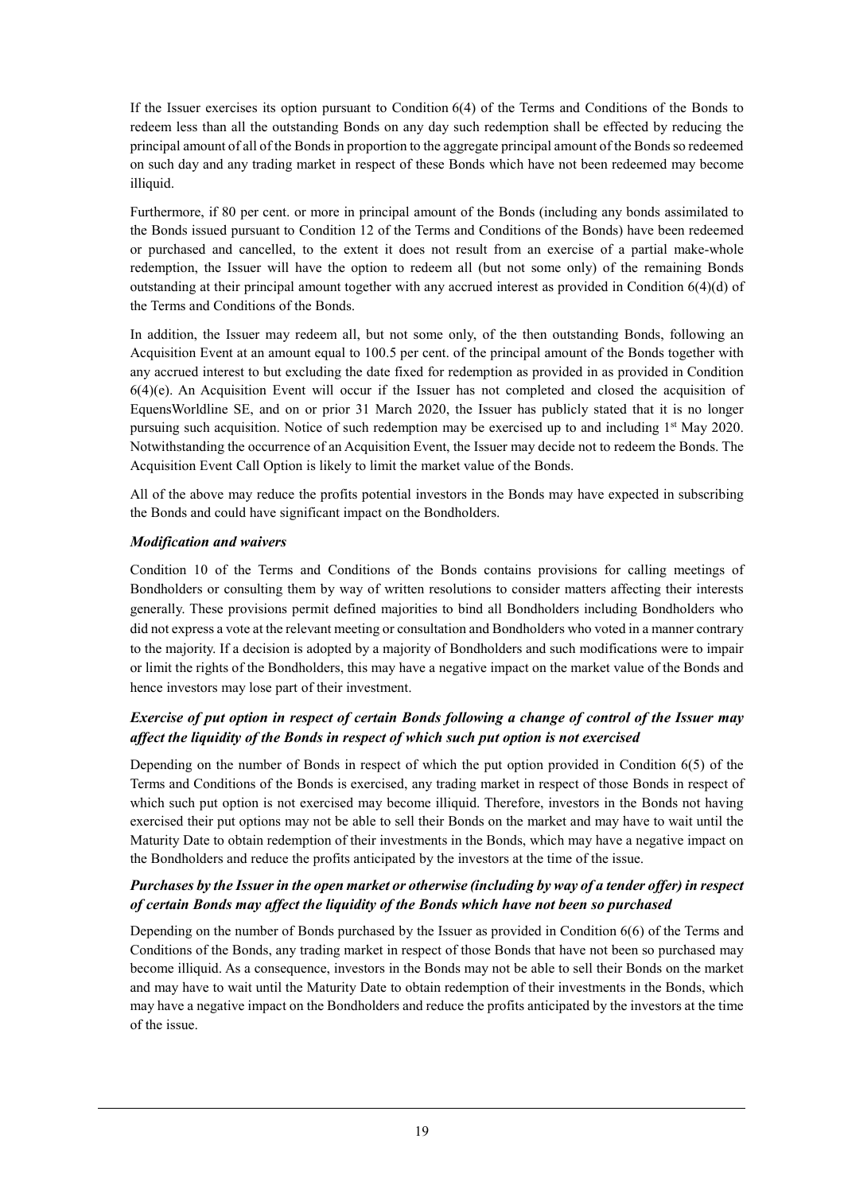If the Issuer exercises its option pursuant to Condition 6(4) of the Terms and Conditions of the Bonds to redeem less than all the outstanding Bonds on any day such redemption shall be effected by reducing the principal amount of all of the Bonds in proportion to the aggregate principal amount of the Bonds so redeemed on such day and any trading market in respect of these Bonds which have not been redeemed may become illiquid.

Furthermore, if 80 per cent. or more in principal amount of the Bonds (including any bonds assimilated to the Bonds issued pursuant to Condition 12 of the Terms and Conditions of the Bonds) have been redeemed or purchased and cancelled, to the extent it does not result from an exercise of a partial make-whole redemption, the Issuer will have the option to redeem all (but not some only) of the remaining Bonds outstanding at their principal amount together with any accrued interest as provided in Condition 6(4)(d) of the Terms and Conditions of the Bonds.

In addition, the Issuer may redeem all, but not some only, of the then outstanding Bonds, following an Acquisition Event at an amount equal to 100.5 per cent. of the principal amount of the Bonds together with any accrued interest to but excluding the date fixed for redemption as provided in as provided in Condition 6(4)(e). An Acquisition Event will occur if the Issuer has not completed and closed the acquisition of EquensWorldline SE, and on or prior 31 March 2020, the Issuer has publicly stated that it is no longer pursuing such acquisition. Notice of such redemption may be exercised up to and including 1st May 2020. Notwithstanding the occurrence of an Acquisition Event, the Issuer may decide not to redeem the Bonds. The Acquisition Event Call Option is likely to limit the market value of the Bonds.

All of the above may reduce the profits potential investors in the Bonds may have expected in subscribing the Bonds and could have significant impact on the Bondholders.

***Modification and waivers***

Condition 10 of the Terms and Conditions of the Bonds contains provisions for calling meetings of Bondholders or consulting them by way of written resolutions to consider matters affecting their interests generally. These provisions permit defined majorities to bind all Bondholders including Bondholders who did not express a vote at the relevant meeting or consultation and Bondholders who voted in a manner contrary to the majority. If a decision is adopted by a majority of Bondholders and such modifications were to impair or limit the rights of the Bondholders, this may have a negative impact on the market value of the Bonds and hence investors may lose part of their investment.

***Exercise of put option in respect of certain Bonds following a change of control of the Issuer may affect the liquidity of the Bonds in respect of which such put option is not exercised***

Depending on the number of Bonds in respect of which the put option provided in Condition 6(5) of the Terms and Conditions of the Bonds is exercised, any trading market in respect of those Bonds in respect of which such put option is not exercised may become illiquid. Therefore, investors in the Bonds not having exercised their put options may not be able to sell their Bonds on the market and may have to wait until the Maturity Date to obtain redemption of their investments in the Bonds, which may have a negative impact on the Bondholders and reduce the profits anticipated by the investors at the time of the issue.

***Purchases by the Issuer in the open market or otherwise (including by way of a tender offer) in respect of certain Bonds may affect the liquidity of the Bonds which have not been so purchased***

Depending on the number of Bonds purchased by the Issuer as provided in Condition 6(6) of the Terms and Conditions of the Bonds, any trading market in respect of those Bonds that have not been so purchased may become illiquid. As a consequence, investors in the Bonds may not be able to sell their Bonds on the market and may have to wait until the Maturity Date to obtain redemption of their investments in the Bonds, which may have a negative impact on the Bondholders and reduce the profits anticipated by the investors at the time of the issue.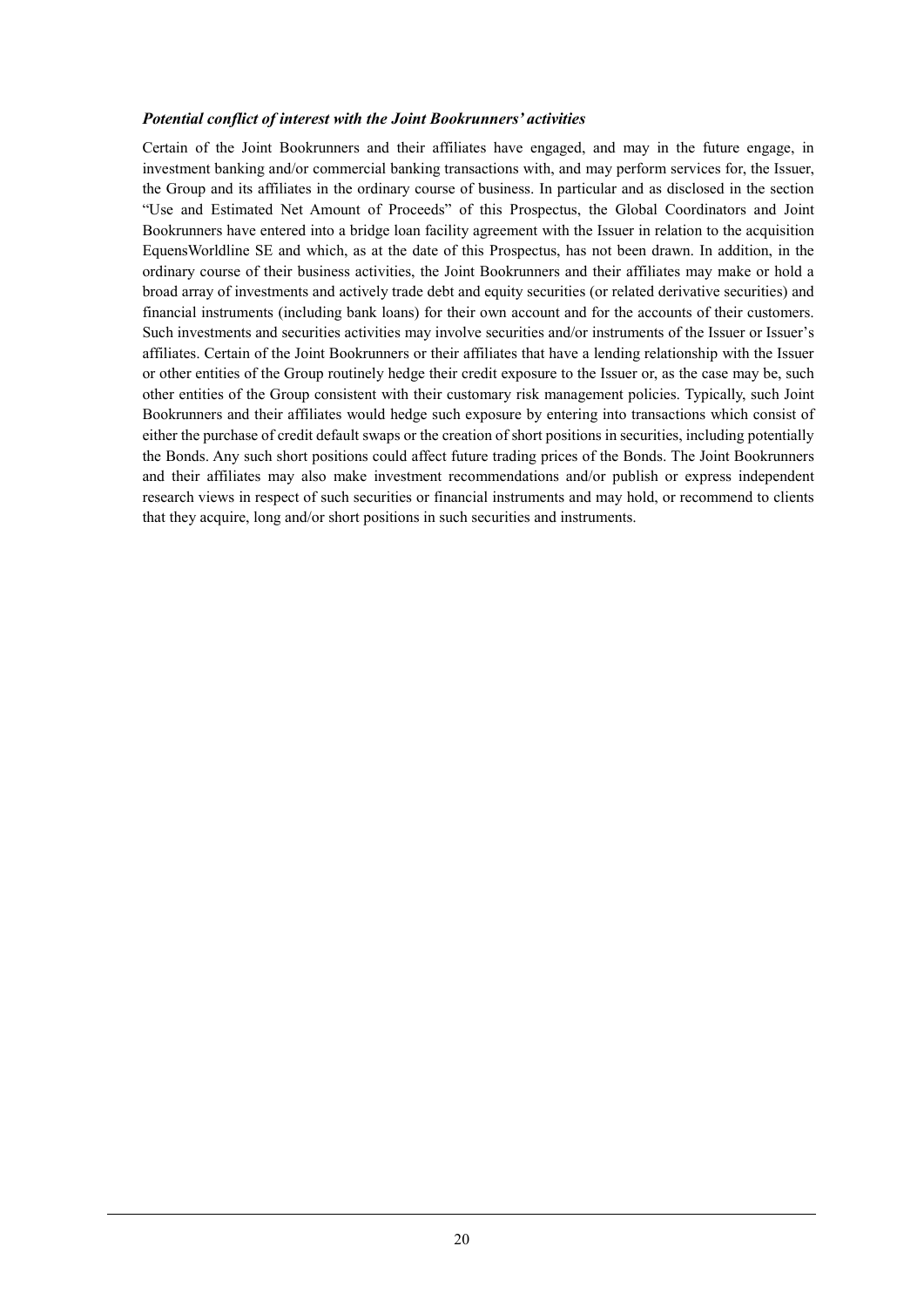***Potential conflict of interest with the Joint Bookrunners' activities***

Certain of the Joint Bookrunners and their affiliates have engaged, and may in the future engage, in investment banking and/or commercial banking transactions with, and may perform services for, the Issuer, the Group and its affiliates in the ordinary course of business. In particular and as disclosed in the section "Use and Estimated Net Amount of Proceeds" of this Prospectus, the Global Coordinators and Joint Bookrunners have entered into a bridge loan facility agreement with the Issuer in relation to the acquisition EquensWorldline SE and which, as at the date of this Prospectus, has not been drawn. In addition, in the ordinary course of their business activities, the Joint Bookrunners and their affiliates may make or hold a broad array of investments and actively trade debt and equity securities (or related derivative securities) and financial instruments (including bank loans) for their own account and for the accounts of their customers. Such investments and securities activities may involve securities and/or instruments of the Issuer or Issuer's affiliates. Certain of the Joint Bookrunners or their affiliates that have a lending relationship with the Issuer or other entities of the Group routinely hedge their credit exposure to the Issuer or, as the case may be, such other entities of the Group consistent with their customary risk management policies. Typically, such Joint Bookrunners and their affiliates would hedge such exposure by entering into transactions which consist of either the purchase of credit default swaps or the creation of short positions in securities, including potentially the Bonds. Any such short positions could affect future trading prices of the Bonds. The Joint Bookrunners and their affiliates may also make investment recommendations and/or publish or express independent research views in respect of such securities or financial instruments and may hold, or recommend to clients that they acquire, long and/or short positions in such securities and instruments.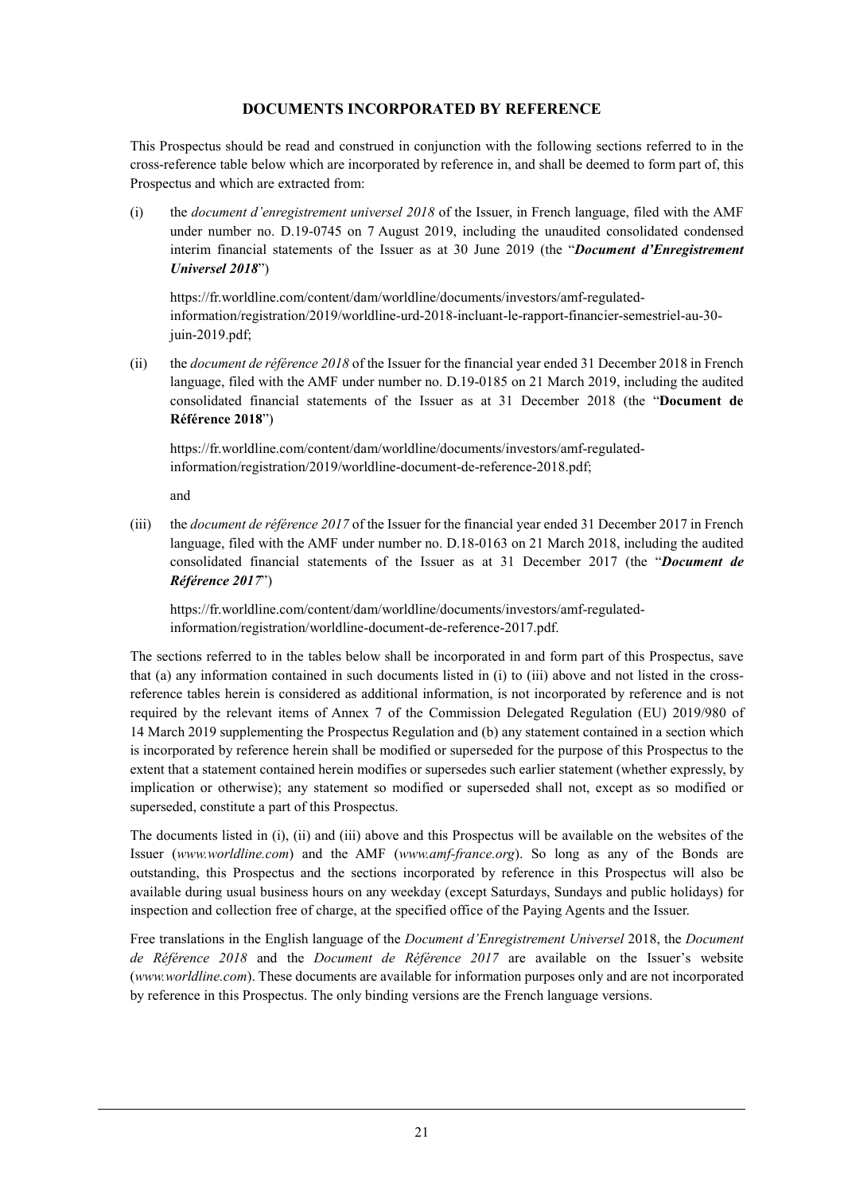## DOCUMENTS INCORPORATED BY REFERENCE

This Prospectus should be read and construed in conjunction with the following sections referred to in the cross-reference table below which are incorporated by reference in, and shall be deemed to form part of, this Prospectus and which are extracted from:

(i) the *document d'enregistrement universel 2018* of the Issuer, in French language, filed with the AMF under number no. D.19-0745 on 7 August 2019, including the unaudited consolidated condensed interim financial statements of the Issuer as at 30 June 2019 (the "***Document d'Enregistrement Universel 2018***")

https://fr.worldline.com/content/dam/worldline/documents/investors/amf-regulated-information/registration/2019/worldline-urd-2018-incluant-le-rapport-financier-semestriel-au-30-juin-2019.pdf;

(ii) the *document de référence 2018* of the Issuer for the financial year ended 31 December 2018 in French language, filed with the AMF under number no. D.19-0185 on 21 March 2019, including the audited consolidated financial statements of the Issuer as at 31 December 2018 (the "**Document de Référence 2018**")

https://fr.worldline.com/content/dam/worldline/documents/investors/amf-regulated-information/registration/2019/worldline-document-de-reference-2018.pdf;

and

(iii) the *document de référence 2017* of the Issuer for the financial year ended 31 December 2017 in French language, filed with the AMF under number no. D.18-0163 on 21 March 2018, including the audited consolidated financial statements of the Issuer as at 31 December 2017 (the "***Document de Référence 2017***")

https://fr.worldline.com/content/dam/worldline/documents/investors/amf-regulated-information/registration/worldline-document-de-reference-2017.pdf.

The sections referred to in the tables below shall be incorporated in and form part of this Prospectus, save that (a) any information contained in such documents listed in (i) to (iii) above and not listed in the cross-reference tables herein is considered as additional information, is not incorporated by reference and is not required by the relevant items of Annex 7 of the Commission Delegated Regulation (EU) 2019/980 of 14 March 2019 supplementing the Prospectus Regulation and (b) any statement contained in a section which is incorporated by reference herein shall be modified or superseded for the purpose of this Prospectus to the extent that a statement contained herein modifies or supersedes such earlier statement (whether expressly, by implication or otherwise); any statement so modified or superseded shall not, except as so modified or superseded, constitute a part of this Prospectus.

The documents listed in (i), (ii) and (iii) above and this Prospectus will be available on the websites of the Issuer (*www.worldline.com*) and the AMF (*www.amf-france.org*). So long as any of the Bonds are outstanding, this Prospectus and the sections incorporated by reference in this Prospectus will also be available during usual business hours on any weekday (except Saturdays, Sundays and public holidays) for inspection and collection free of charge, at the specified office of the Paying Agents and the Issuer.

Free translations in the English language of the *Document d'Enregistrement Universel* 2018, the *Document de Référence 2018* and the *Document de Référence 2017* are available on the Issuer's website (*www.worldline.com*). These documents are available for information purposes only and are not incorporated by reference in this Prospectus. The only binding versions are the French language versions.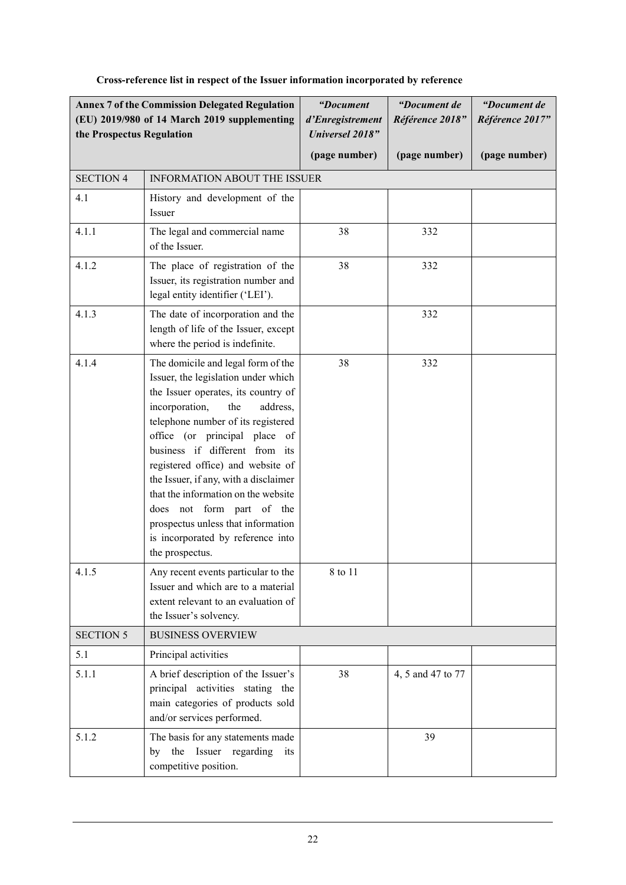**Cross-reference list in respect of the Issuer information incorporated by reference**

| Annex 7 of the Commission Delegated Regulation (EU) 2019/980 of 14 March 2019 supplementing the Prospectus Regulation | | *"Document d'Enregistrement Universel 2018"* | *"Document de Référence 2018"* | *"Document de Référence 2017"* |
|---|---|---|---|---|
| | | **(page number)** | **(page number)** | **(page number)** |
| SECTION 4 | INFORMATION ABOUT THE ISSUER | | | |
| 4.1 | History and development of the Issuer | | | |
| 4.1.1 | The legal and commercial name of the Issuer. | 38 | 332 | |
| 4.1.2 | The place of registration of the Issuer, its registration number and legal entity identifier ('LEI'). | 38 | 332 | |
| 4.1.3 | The date of incorporation and the length of life of the Issuer, except where the period is indefinite. | | 332 | |
| 4.1.4 | The domicile and legal form of the Issuer, the legislation under which the Issuer operates, its country of incorporation, the address, telephone number of its registered office (or principal place of business if different from its registered office) and website of the Issuer, if any, with a disclaimer that the information on the website does not form part of the prospectus unless that information is incorporated by reference into the prospectus. | 38 | 332 | |
| 4.1.5 | Any recent events particular to the Issuer and which are to a material extent relevant to an evaluation of the Issuer's solvency. | 8 to 11 | | |
| SECTION 5 | BUSINESS OVERVIEW | | | |
| 5.1 | Principal activities | | | |
| 5.1.1 | A brief description of the Issuer's principal activities stating the main categories of products sold and/or services performed. | 38 | 4, 5 and 47 to 77 | |
| 5.1.2 | The basis for any statements made by the Issuer regarding its competitive position. | | 39 | |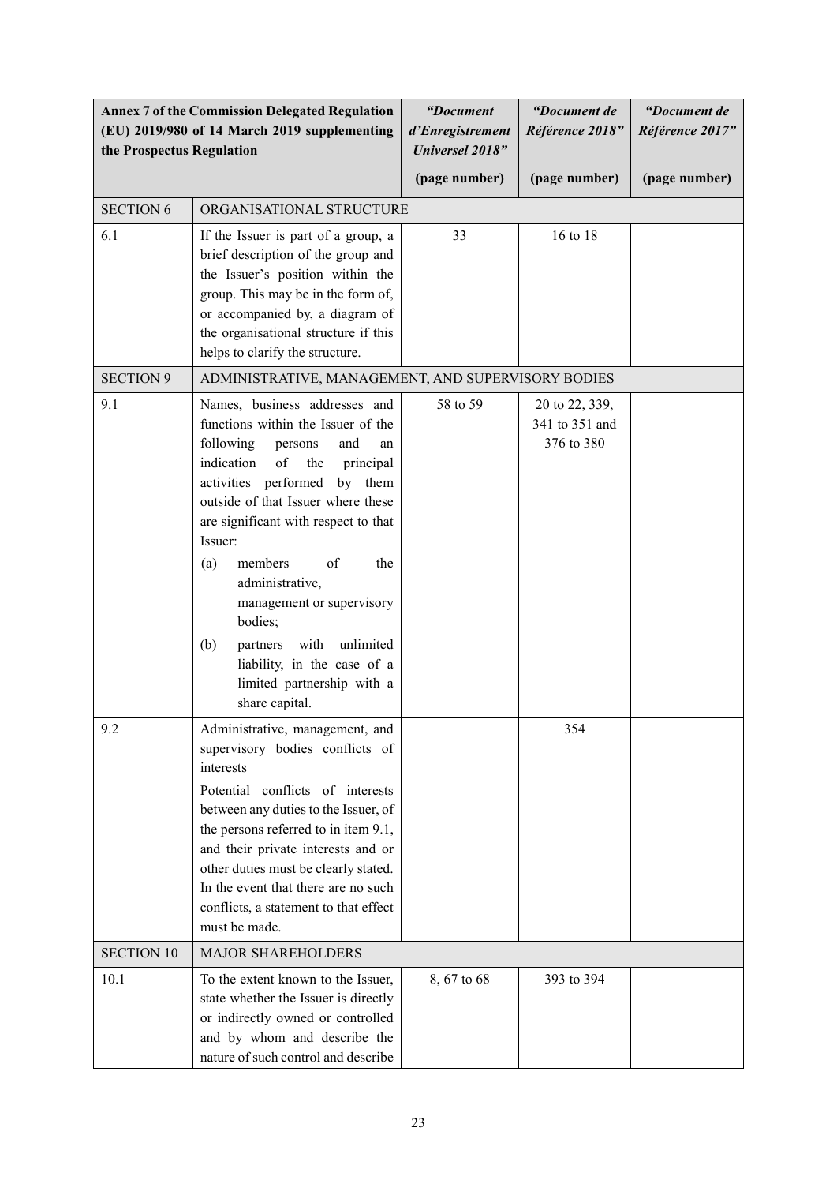| Annex 7 of the Commission Delegated Regulation (EU) 2019/980 of 14 March 2019 supplementing the Prospectus Regulation | | *"Document d'Enregistrement Universel 2018"* | *"Document de Référence 2018"* | *"Document de Référence 2017"* |
|---|---|---|---|---|
| | | **(page number)** | **(page number)** | **(page number)** |
| SECTION 6 | ORGANISATIONAL STRUCTURE | | | |
| 6.1 | If the Issuer is part of a group, a brief description of the group and the Issuer's position within the group. This may be in the form of, or accompanied by, a diagram of the organisational structure if this helps to clarify the structure. | 33 | 16 to 18 | |
| SECTION 9 | ADMINISTRATIVE, MANAGEMENT, AND SUPERVISORY BODIES | | | |
| 9.1 | Names, business addresses and functions within the Issuer of the following persons and an indication of the principal activities performed by them outside of that Issuer where these are significant with respect to that Issuer: (a) members of the administrative, management or supervisory bodies; (b) partners with unlimited liability, in the case of a limited partnership with a share capital. | 58 to 59 | 20 to 22, 339, 341 to 351 and 376 to 380 | |
| 9.2 | Administrative, management, and supervisory bodies conflicts of interests. Potential conflicts of interests between any duties to the Issuer, of the persons referred to in item 9.1, and their private interests and or other duties must be clearly stated. In the event that there are no such conflicts, a statement to that effect must be made. | | 354 | |
| SECTION 10 | MAJOR SHAREHOLDERS | | | |
| 10.1 | To the extent known to the Issuer, state whether the Issuer is directly or indirectly owned or controlled and by whom and describe the nature of such control and describe | 8, 67 to 68 | 393 to 394 | |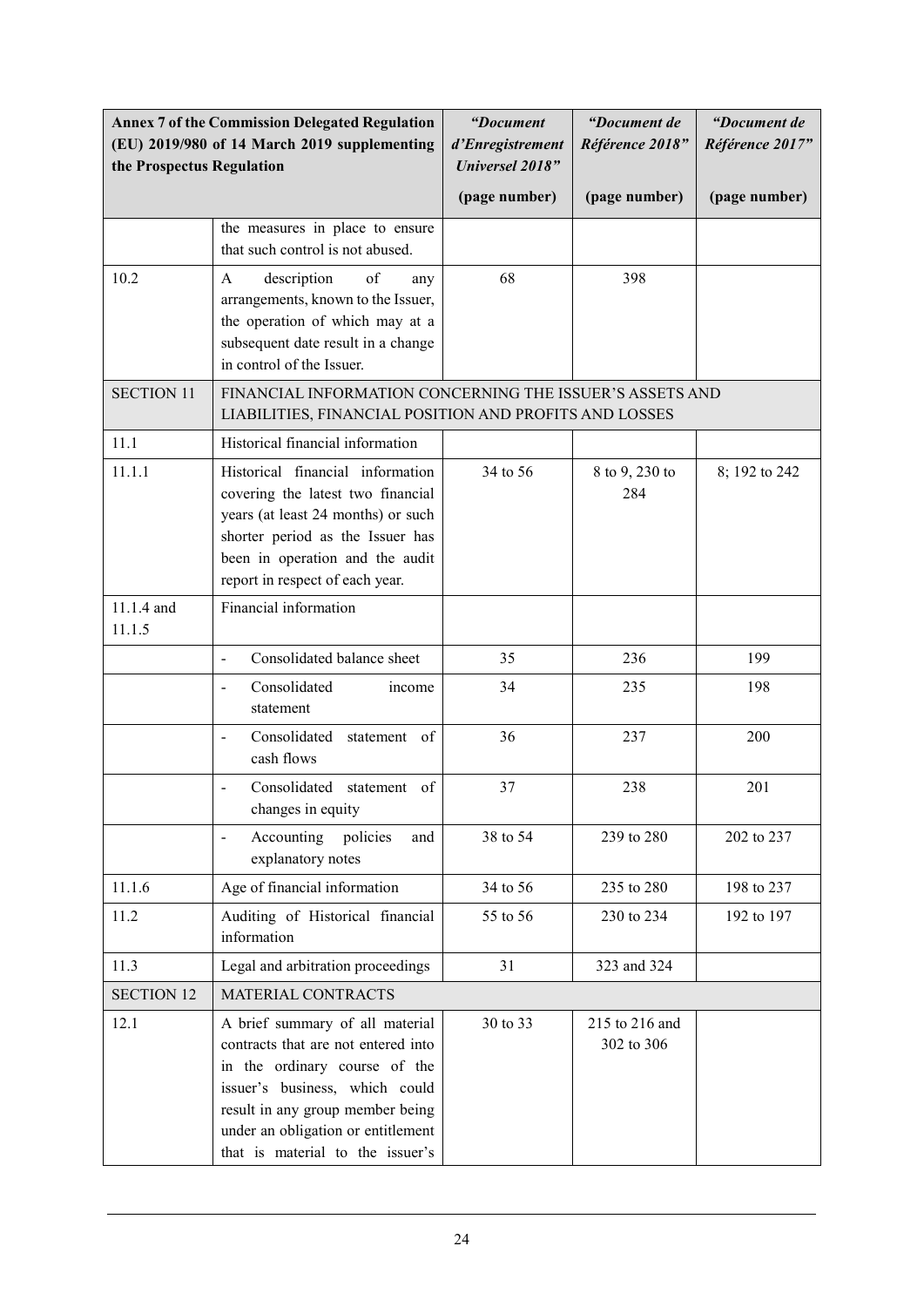| Annex 7 of the Commission Delegated Regulation (EU) 2019/980 of 14 March 2019 supplementing the Prospectus Regulation | | *"Document d'Enregistrement Universel 2018"* (page number) | *"Document de Référence 2018"* (page number) | *"Document de Référence 2017"* (page number) |
|---|---|---|---|---|
| | the measures in place to ensure that such control is not abused. | | | |
| 10.2 | A description of any arrangements, known to the Issuer, the operation of which may at a subsequent date result in a change in control of the Issuer. | 68 | 398 | |
| SECTION 11 | FINANCIAL INFORMATION CONCERNING THE ISSUER'S ASSETS AND LIABILITIES, FINANCIAL POSITION AND PROFITS AND LOSSES | | | |
| 11.1 | Historical financial information | | | |
| 11.1.1 | Historical financial information covering the latest two financial years (at least 24 months) or such shorter period as the Issuer has been in operation and the audit report in respect of each year. | 34 to 56 | 8 to 9, 230 to 284 | 8; 192 to 242 |
| 11.1.4 and 11.1.5 | Financial information | | | |
| | - Consolidated balance sheet | 35 | 236 | 199 |
| | - Consolidated income statement | 34 | 235 | 198 |
| | - Consolidated statement of cash flows | 36 | 237 | 200 |
| | - Consolidated statement of changes in equity | 37 | 238 | 201 |
| | - Accounting policies and explanatory notes | 38 to 54 | 239 to 280 | 202 to 237 |
| 11.1.6 | Age of financial information | 34 to 56 | 235 to 280 | 198 to 237 |
| 11.2 | Auditing of Historical financial information | 55 to 56 | 230 to 234 | 192 to 197 |
| 11.3 | Legal and arbitration proceedings | 31 | 323 and 324 | |
| SECTION 12 | MATERIAL CONTRACTS | | | |
| 12.1 | A brief summary of all material contracts that are not entered into in the ordinary course of the issuer's business, which could result in any group member being under an obligation or entitlement that is material to the issuer's | 30 to 33 | 215 to 216 and 302 to 306 | |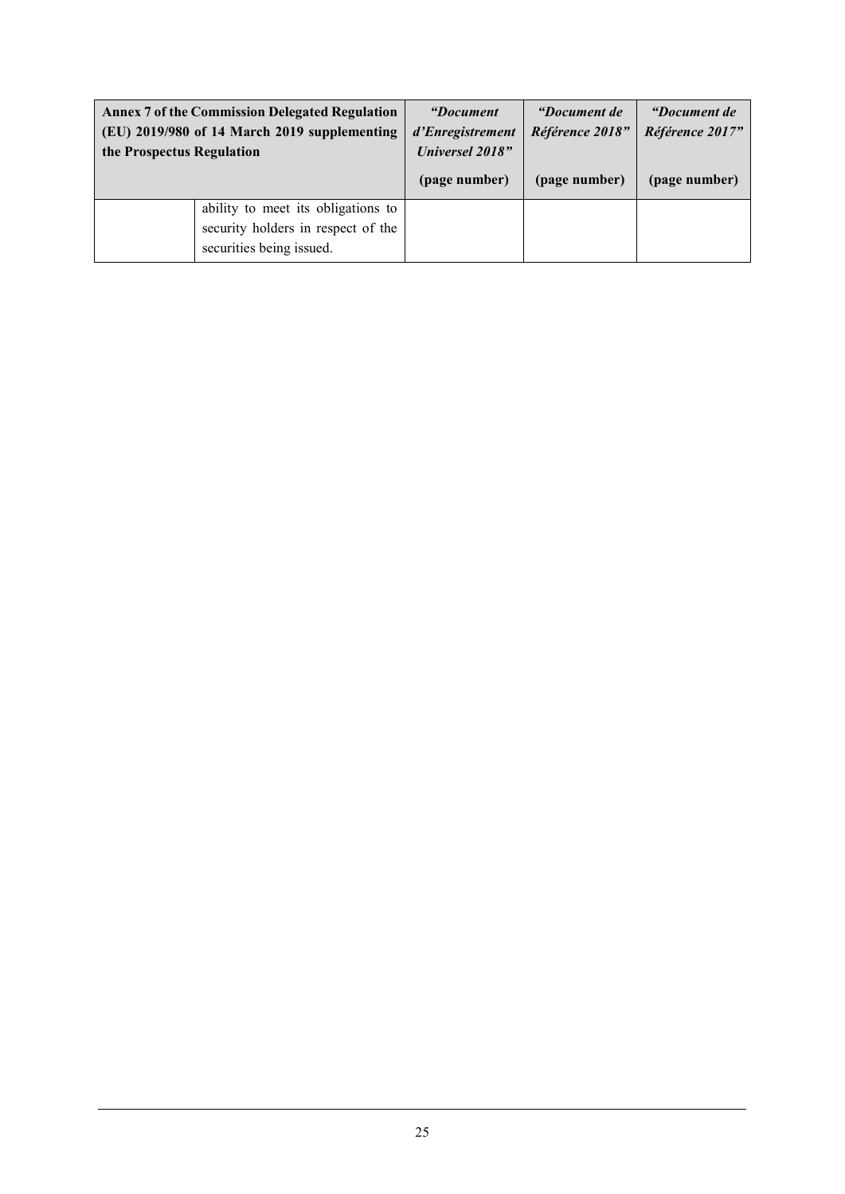| **Annex 7 of the Commission Delegated Regulation (EU) 2019/980 of 14 March 2019 supplementing the Prospectus Regulation** | | ***"Document d'Enregistrement Universel 2018"*** **(page number)** | ***"Document de Référence 2018"*** **(page number)** | ***"Document de Référence 2017"*** **(page number)** |
|---|---|---|---|---|
| | ability to meet its obligations to security holders in respect of the securities being issued. | | | |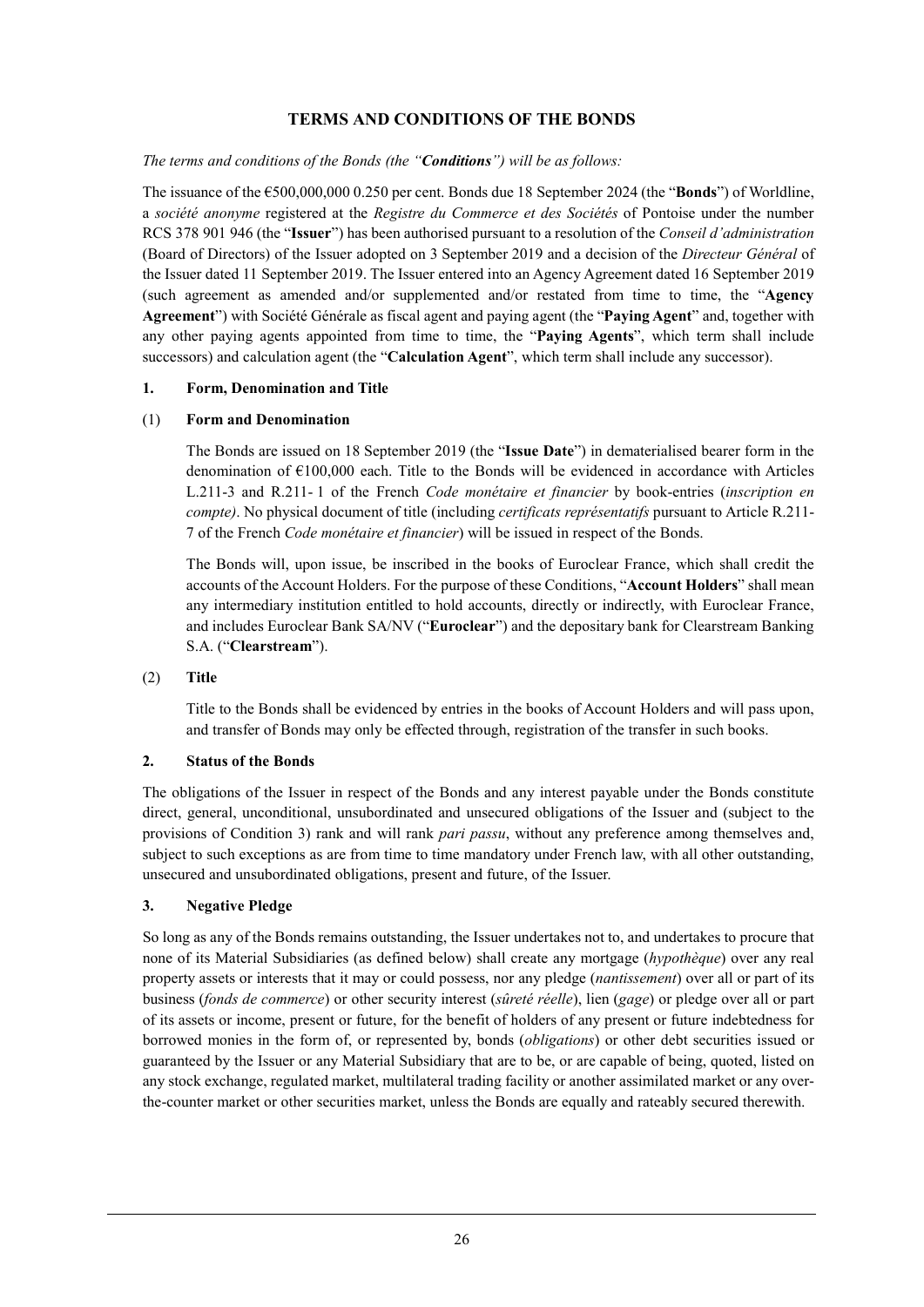## TERMS AND CONDITIONS OF THE BONDS

*The terms and conditions of the Bonds (the "**Conditions**") will be as follows:*

The issuance of the €500,000,000 0.250 per cent. Bonds due 18 September 2024 (the "**Bonds**") of Worldline, a *société anonyme* registered at the *Registre du Commerce et des Sociétés* of Pontoise under the number RCS 378 901 946 (the "**Issuer**") has been authorised pursuant to a resolution of the *Conseil d'administration* (Board of Directors) of the Issuer adopted on 3 September 2019 and a decision of the *Directeur Général* of the Issuer dated 11 September 2019. The Issuer entered into an Agency Agreement dated 16 September 2019 (such agreement as amended and/or supplemented and/or restated from time to time, the "**Agency Agreement**") with Société Générale as fiscal agent and paying agent (the "**Paying Agent**" and, together with any other paying agents appointed from time to time, the "**Paying Agents**", which term shall include successors) and calculation agent (the "**Calculation Agent**", which term shall include any successor).

### 1. Form, Denomination and Title

#### (1) Form and Denomination

The Bonds are issued on 18 September 2019 (the "**Issue Date**") in dematerialised bearer form in the denomination of €100,000 each. Title to the Bonds will be evidenced in accordance with Articles L.211-3 and R.211- 1 of the French *Code monétaire et financier* by book-entries (*inscription en compte)*. No physical document of title (including *certificats représentatifs* pursuant to Article R.211-7 of the French *Code monétaire et financier*) will be issued in respect of the Bonds.

The Bonds will, upon issue, be inscribed in the books of Euroclear France, which shall credit the accounts of the Account Holders. For the purpose of these Conditions, "**Account Holders**" shall mean any intermediary institution entitled to hold accounts, directly or indirectly, with Euroclear France, and includes Euroclear Bank SA/NV ("**Euroclear**") and the depositary bank for Clearstream Banking S.A. ("**Clearstream**").

#### (2) Title

Title to the Bonds shall be evidenced by entries in the books of Account Holders and will pass upon, and transfer of Bonds may only be effected through, registration of the transfer in such books.

### 2. Status of the Bonds

The obligations of the Issuer in respect of the Bonds and any interest payable under the Bonds constitute direct, general, unconditional, unsubordinated and unsecured obligations of the Issuer and (subject to the provisions of Condition 3) rank and will rank *pari passu*, without any preference among themselves and, subject to such exceptions as are from time to time mandatory under French law, with all other outstanding, unsecured and unsubordinated obligations, present and future, of the Issuer.

### 3. Negative Pledge

So long as any of the Bonds remains outstanding, the Issuer undertakes not to, and undertakes to procure that none of its Material Subsidiaries (as defined below) shall create any mortgage (*hypothèque*) over any real property assets or interests that it may or could possess, nor any pledge (*nantissement*) over all or part of its business (*fonds de commerce*) or other security interest (*sûreté réelle*), lien (*gage*) or pledge over all or part of its assets or income, present or future, for the benefit of holders of any present or future indebtedness for borrowed monies in the form of, or represented by, bonds (*obligations*) or other debt securities issued or guaranteed by the Issuer or any Material Subsidiary that are to be, or are capable of being, quoted, listed on any stock exchange, regulated market, multilateral trading facility or another assimilated market or any over-the-counter market or other securities market, unless the Bonds are equally and rateably secured therewith.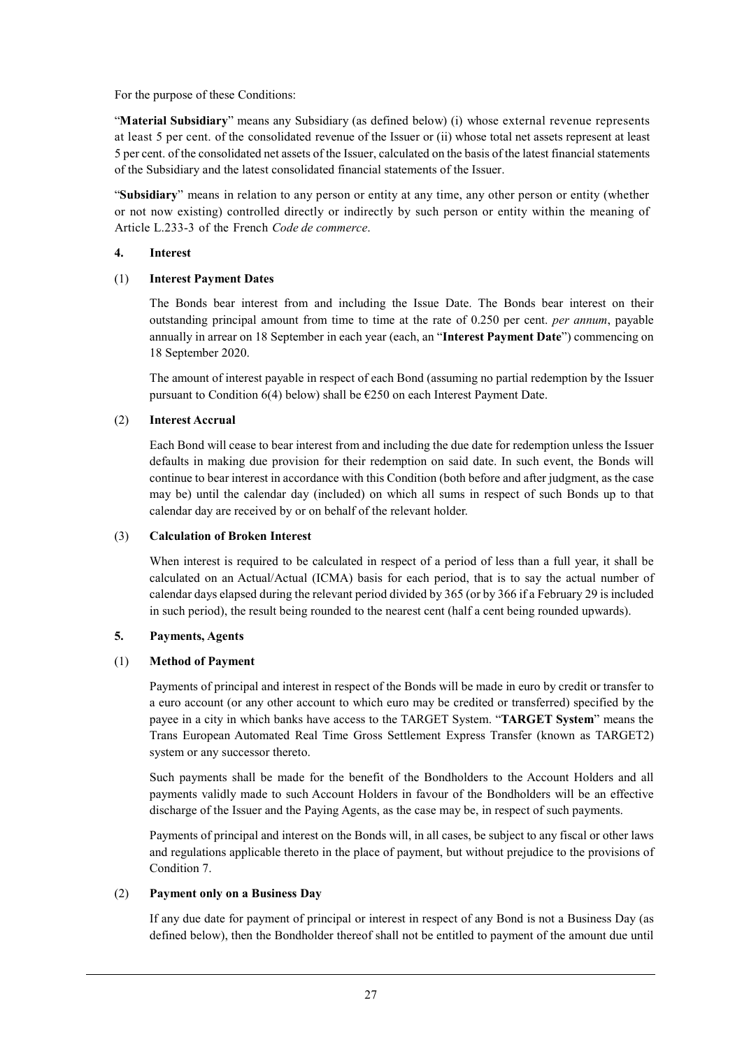For the purpose of these Conditions:

"**Material Subsidiary**" means any Subsidiary (as defined below) (i) whose external revenue represents at least 5 per cent. of the consolidated revenue of the Issuer or (ii) whose total net assets represent at least 5 per cent. of the consolidated net assets of the Issuer, calculated on the basis of the latest financial statements of the Subsidiary and the latest consolidated financial statements of the Issuer.

"**Subsidiary**" means in relation to any person or entity at any time, any other person or entity (whether or not now existing) controlled directly or indirectly by such person or entity within the meaning of Article L.233-3 of the French *Code de commerce*.

## 4. Interest

### (1) Interest Payment Dates

The Bonds bear interest from and including the Issue Date. The Bonds bear interest on their outstanding principal amount from time to time at the rate of 0.250 per cent. *per annum*, payable annually in arrear on 18 September in each year (each, an "**Interest Payment Date**") commencing on 18 September 2020.

The amount of interest payable in respect of each Bond (assuming no partial redemption by the Issuer pursuant to Condition 6(4) below) shall be €250 on each Interest Payment Date.

### (2) Interest Accrual

Each Bond will cease to bear interest from and including the due date for redemption unless the Issuer defaults in making due provision for their redemption on said date. In such event, the Bonds will continue to bear interest in accordance with this Condition (both before and after judgment, as the case may be) until the calendar day (included) on which all sums in respect of such Bonds up to that calendar day are received by or on behalf of the relevant holder.

### (3) Calculation of Broken Interest

When interest is required to be calculated in respect of a period of less than a full year, it shall be calculated on an Actual/Actual (ICMA) basis for each period, that is to say the actual number of calendar days elapsed during the relevant period divided by 365 (or by 366 if a February 29 is included in such period), the result being rounded to the nearest cent (half a cent being rounded upwards).

## 5. Payments, Agents

### (1) Method of Payment

Payments of principal and interest in respect of the Bonds will be made in euro by credit or transfer to a euro account (or any other account to which euro may be credited or transferred) specified by the payee in a city in which banks have access to the TARGET System. "**TARGET System**" means the Trans European Automated Real Time Gross Settlement Express Transfer (known as TARGET2) system or any successor thereto.

Such payments shall be made for the benefit of the Bondholders to the Account Holders and all payments validly made to such Account Holders in favour of the Bondholders will be an effective discharge of the Issuer and the Paying Agents, as the case may be, in respect of such payments.

Payments of principal and interest on the Bonds will, in all cases, be subject to any fiscal or other laws and regulations applicable thereto in the place of payment, but without prejudice to the provisions of Condition 7.

### (2) Payment only on a Business Day

If any due date for payment of principal or interest in respect of any Bond is not a Business Day (as defined below), then the Bondholder thereof shall not be entitled to payment of the amount due until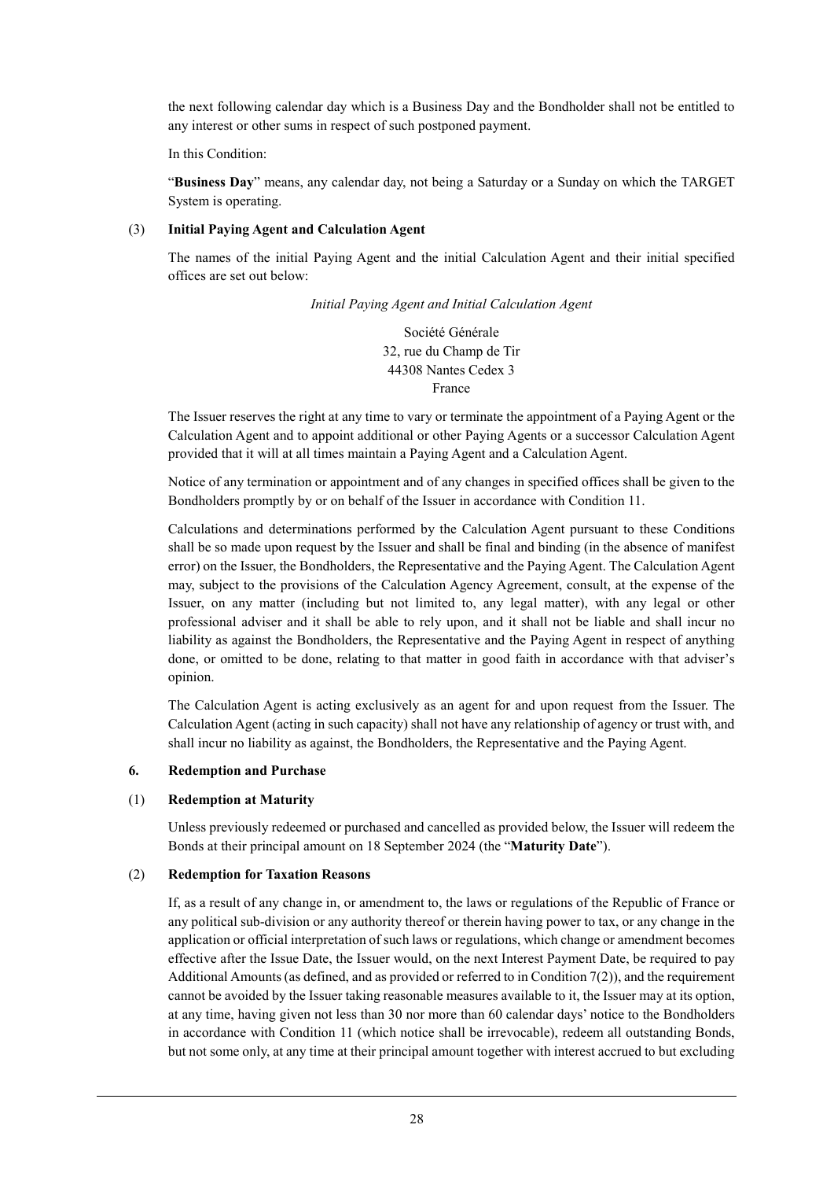the next following calendar day which is a Business Day and the Bondholder shall not be entitled to any interest or other sums in respect of such postponed payment.

In this Condition:

"**Business Day**" means, any calendar day, not being a Saturday or a Sunday on which the TARGET System is operating.

(3) **Initial Paying Agent and Calculation Agent**

The names of the initial Paying Agent and the initial Calculation Agent and their initial specified offices are set out below:

*Initial Paying Agent and Initial Calculation Agent*

Société Générale
32, rue du Champ de Tir
44308 Nantes Cedex 3
France

The Issuer reserves the right at any time to vary or terminate the appointment of a Paying Agent or the Calculation Agent and to appoint additional or other Paying Agents or a successor Calculation Agent provided that it will at all times maintain a Paying Agent and a Calculation Agent.

Notice of any termination or appointment and of any changes in specified offices shall be given to the Bondholders promptly by or on behalf of the Issuer in accordance with Condition 11.

Calculations and determinations performed by the Calculation Agent pursuant to these Conditions shall be so made upon request by the Issuer and shall be final and binding (in the absence of manifest error) on the Issuer, the Bondholders, the Representative and the Paying Agent. The Calculation Agent may, subject to the provisions of the Calculation Agency Agreement, consult, at the expense of the Issuer, on any matter (including but not limited to, any legal matter), with any legal or other professional adviser and it shall be able to rely upon, and it shall not be liable and shall incur no liability as against the Bondholders, the Representative and the Paying Agent in respect of anything done, or omitted to be done, relating to that matter in good faith in accordance with that adviser's opinion.

The Calculation Agent is acting exclusively as an agent for and upon request from the Issuer. The Calculation Agent (acting in such capacity) shall not have any relationship of agency or trust with, and shall incur no liability as against, the Bondholders, the Representative and the Paying Agent.

## 6. Redemption and Purchase

(1) **Redemption at Maturity**

Unless previously redeemed or purchased and cancelled as provided below, the Issuer will redeem the Bonds at their principal amount on 18 September 2024 (the "**Maturity Date**").

(2) **Redemption for Taxation Reasons**

If, as a result of any change in, or amendment to, the laws or regulations of the Republic of France or any political sub-division or any authority thereof or therein having power to tax, or any change in the application or official interpretation of such laws or regulations, which change or amendment becomes effective after the Issue Date, the Issuer would, on the next Interest Payment Date, be required to pay Additional Amounts (as defined, and as provided or referred to in Condition 7(2)), and the requirement cannot be avoided by the Issuer taking reasonable measures available to it, the Issuer may at its option, at any time, having given not less than 30 nor more than 60 calendar days' notice to the Bondholders in accordance with Condition 11 (which notice shall be irrevocable), redeem all outstanding Bonds, but not some only, at any time at their principal amount together with interest accrued to but excluding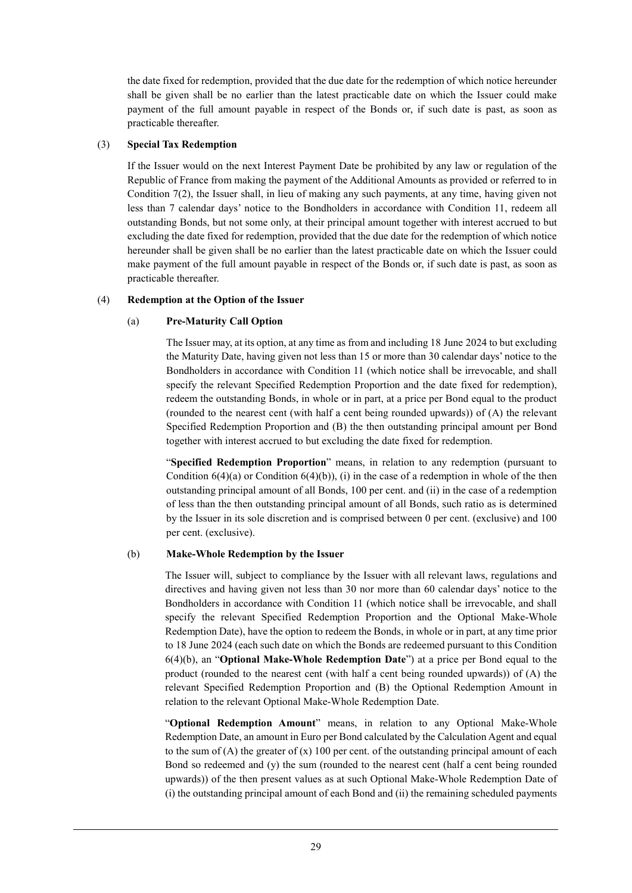the date fixed for redemption, provided that the due date for the redemption of which notice hereunder shall be given shall be no earlier than the latest practicable date on which the Issuer could make payment of the full amount payable in respect of the Bonds or, if such date is past, as soon as practicable thereafter.

(3) **Special Tax Redemption**

If the Issuer would on the next Interest Payment Date be prohibited by any law or regulation of the Republic of France from making the payment of the Additional Amounts as provided or referred to in Condition 7(2), the Issuer shall, in lieu of making any such payments, at any time, having given not less than 7 calendar days' notice to the Bondholders in accordance with Condition 11, redeem all outstanding Bonds, but not some only, at their principal amount together with interest accrued to but excluding the date fixed for redemption, provided that the due date for the redemption of which notice hereunder shall be given shall be no earlier than the latest practicable date on which the Issuer could make payment of the full amount payable in respect of the Bonds or, if such date is past, as soon as practicable thereafter.

(4) **Redemption at the Option of the Issuer**

(a) **Pre-Maturity Call Option**

The Issuer may, at its option, at any time as from and including 18 June 2024 to but excluding the Maturity Date, having given not less than 15 or more than 30 calendar days' notice to the Bondholders in accordance with Condition 11 (which notice shall be irrevocable, and shall specify the relevant Specified Redemption Proportion and the date fixed for redemption), redeem the outstanding Bonds, in whole or in part, at a price per Bond equal to the product (rounded to the nearest cent (with half a cent being rounded upwards)) of (A) the relevant Specified Redemption Proportion and (B) the then outstanding principal amount per Bond together with interest accrued to but excluding the date fixed for redemption.

"**Specified Redemption Proportion**" means, in relation to any redemption (pursuant to Condition 6(4)(a) or Condition 6(4)(b)), (i) in the case of a redemption in whole of the then outstanding principal amount of all Bonds, 100 per cent. and (ii) in the case of a redemption of less than the then outstanding principal amount of all Bonds, such ratio as is determined by the Issuer in its sole discretion and is comprised between 0 per cent. (exclusive) and 100 per cent. (exclusive).

(b) **Make-Whole Redemption by the Issuer**

The Issuer will, subject to compliance by the Issuer with all relevant laws, regulations and directives and having given not less than 30 nor more than 60 calendar days' notice to the Bondholders in accordance with Condition 11 (which notice shall be irrevocable, and shall specify the relevant Specified Redemption Proportion and the Optional Make-Whole Redemption Date), have the option to redeem the Bonds, in whole or in part, at any time prior to 18 June 2024 (each such date on which the Bonds are redeemed pursuant to this Condition 6(4)(b), an "**Optional Make-Whole Redemption Date**") at a price per Bond equal to the product (rounded to the nearest cent (with half a cent being rounded upwards)) of (A) the relevant Specified Redemption Proportion and (B) the Optional Redemption Amount in relation to the relevant Optional Make-Whole Redemption Date.

"**Optional Redemption Amount**" means, in relation to any Optional Make-Whole Redemption Date, an amount in Euro per Bond calculated by the Calculation Agent and equal to the sum of (A) the greater of (x) 100 per cent. of the outstanding principal amount of each Bond so redeemed and (y) the sum (rounded to the nearest cent (half a cent being rounded upwards)) of the then present values as at such Optional Make-Whole Redemption Date of (i) the outstanding principal amount of each Bond and (ii) the remaining scheduled payments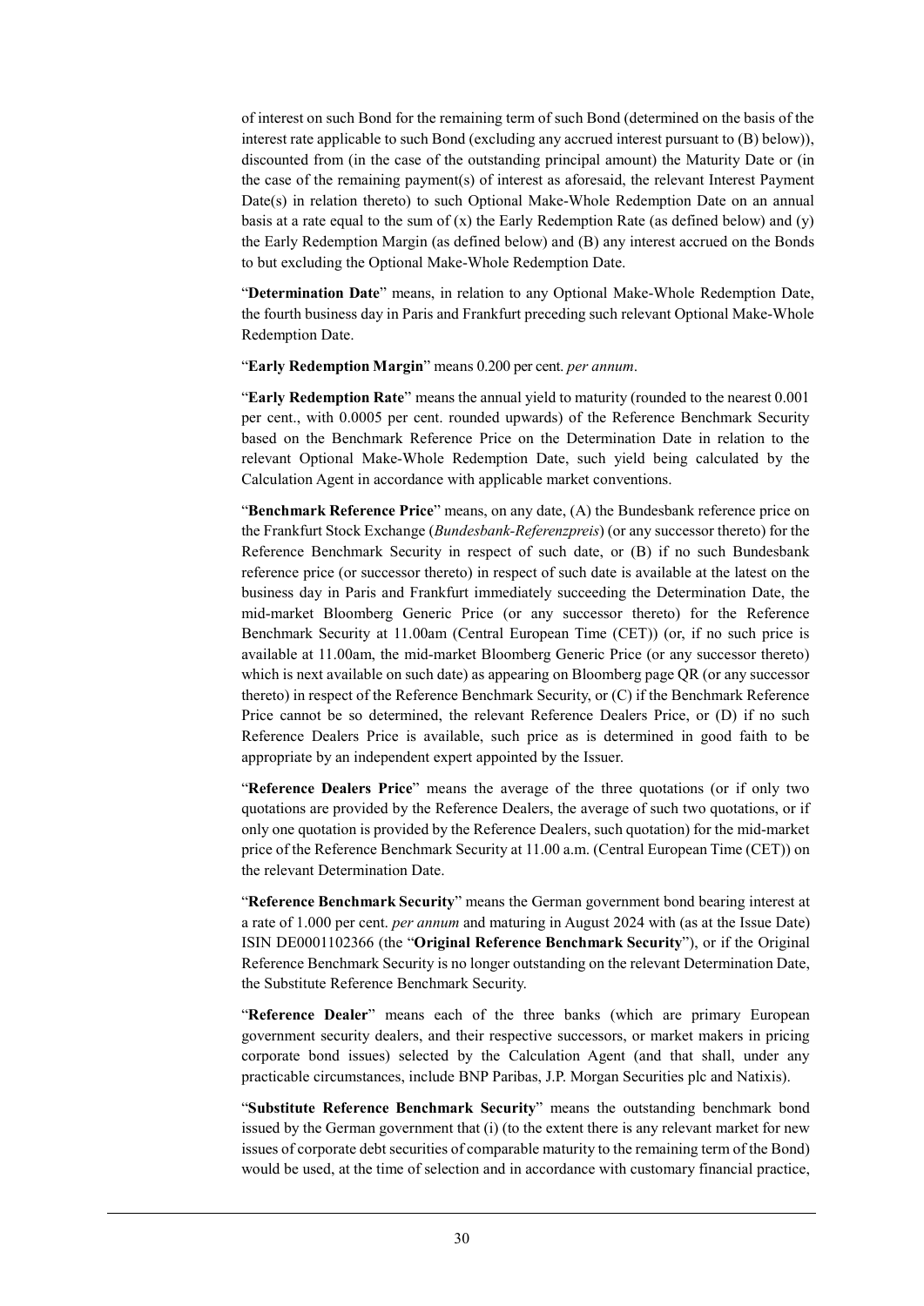of interest on such Bond for the remaining term of such Bond (determined on the basis of the interest rate applicable to such Bond (excluding any accrued interest pursuant to (B) below)), discounted from (in the case of the outstanding principal amount) the Maturity Date or (in the case of the remaining payment(s) of interest as aforesaid, the relevant Interest Payment Date(s) in relation thereto) to such Optional Make-Whole Redemption Date on an annual basis at a rate equal to the sum of (x) the Early Redemption Rate (as defined below) and (y) the Early Redemption Margin (as defined below) and (B) any interest accrued on the Bonds to but excluding the Optional Make-Whole Redemption Date.

"**Determination Date**" means, in relation to any Optional Make-Whole Redemption Date, the fourth business day in Paris and Frankfurt preceding such relevant Optional Make-Whole Redemption Date.

"**Early Redemption Margin**" means 0.200 per cent. *per annum*.

"**Early Redemption Rate**" means the annual yield to maturity (rounded to the nearest 0.001 per cent., with 0.0005 per cent. rounded upwards) of the Reference Benchmark Security based on the Benchmark Reference Price on the Determination Date in relation to the relevant Optional Make-Whole Redemption Date, such yield being calculated by the Calculation Agent in accordance with applicable market conventions.

"**Benchmark Reference Price**" means, on any date, (A) the Bundesbank reference price on the Frankfurt Stock Exchange (*Bundesbank-Referenzpreis*) (or any successor thereto) for the Reference Benchmark Security in respect of such date, or (B) if no such Bundesbank reference price (or successor thereto) in respect of such date is available at the latest on the business day in Paris and Frankfurt immediately succeeding the Determination Date, the mid-market Bloomberg Generic Price (or any successor thereto) for the Reference Benchmark Security at 11.00am (Central European Time (CET)) (or, if no such price is available at 11.00am, the mid-market Bloomberg Generic Price (or any successor thereto) which is next available on such date) as appearing on Bloomberg page QR (or any successor thereto) in respect of the Reference Benchmark Security, or (C) if the Benchmark Reference Price cannot be so determined, the relevant Reference Dealers Price, or (D) if no such Reference Dealers Price is available, such price as is determined in good faith to be appropriate by an independent expert appointed by the Issuer.

"**Reference Dealers Price**" means the average of the three quotations (or if only two quotations are provided by the Reference Dealers, the average of such two quotations, or if only one quotation is provided by the Reference Dealers, such quotation) for the mid-market price of the Reference Benchmark Security at 11.00 a.m. (Central European Time (CET)) on the relevant Determination Date.

"**Reference Benchmark Security**" means the German government bond bearing interest at a rate of 1.000 per cent. *per annum* and maturing in August 2024 with (as at the Issue Date) ISIN DE0001102366 (the "**Original Reference Benchmark Security**"), or if the Original Reference Benchmark Security is no longer outstanding on the relevant Determination Date, the Substitute Reference Benchmark Security.

"**Reference Dealer**" means each of the three banks (which are primary European government security dealers, and their respective successors, or market makers in pricing corporate bond issues) selected by the Calculation Agent (and that shall, under any practicable circumstances, include BNP Paribas, J.P. Morgan Securities plc and Natixis).

"**Substitute Reference Benchmark Security**" means the outstanding benchmark bond issued by the German government that (i) (to the extent there is any relevant market for new issues of corporate debt securities of comparable maturity to the remaining term of the Bond) would be used, at the time of selection and in accordance with customary financial practice,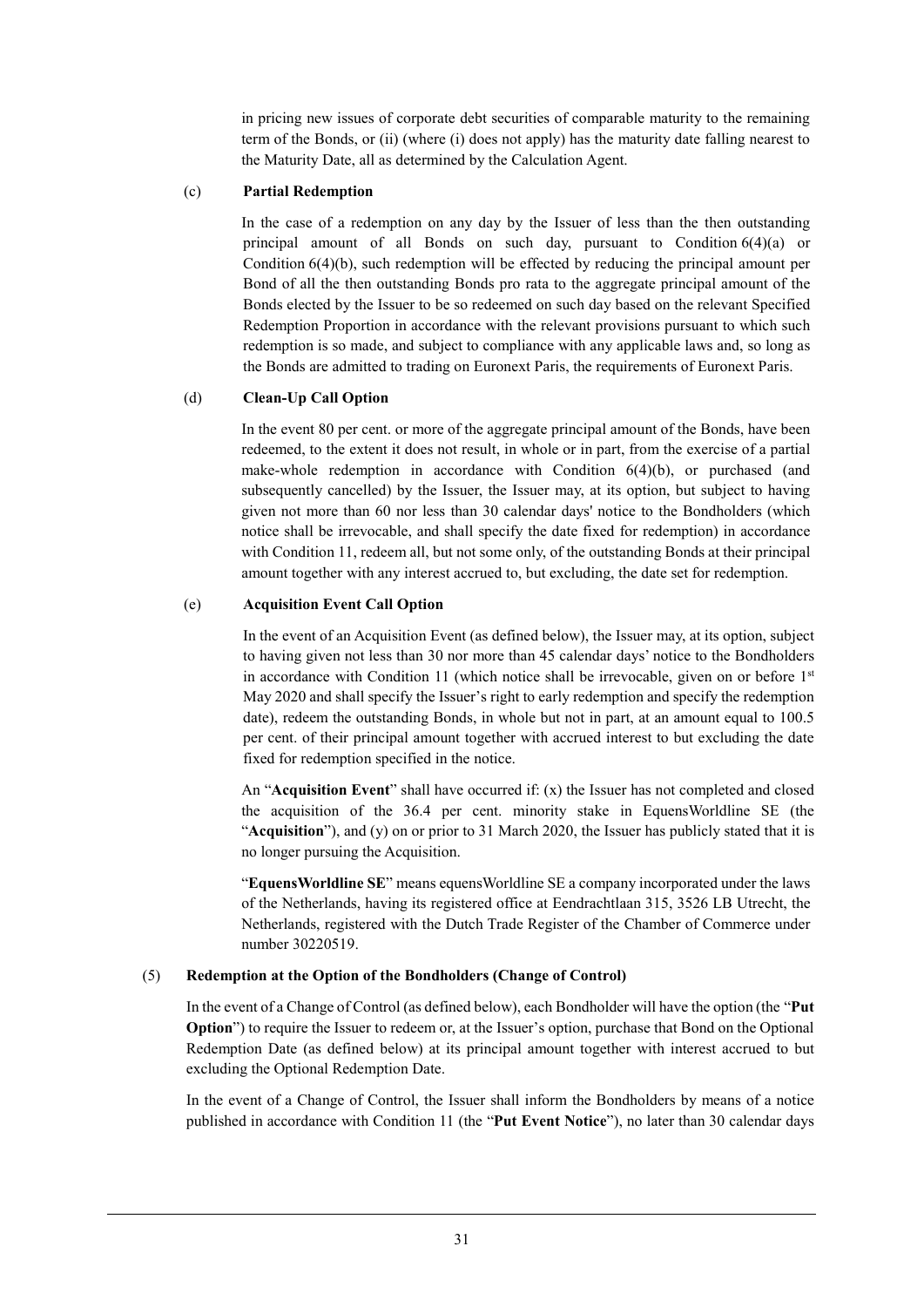in pricing new issues of corporate debt securities of comparable maturity to the remaining term of the Bonds, or (ii) (where (i) does not apply) has the maturity date falling nearest to the Maturity Date, all as determined by the Calculation Agent.

(c) **Partial Redemption**

In the case of a redemption on any day by the Issuer of less than the then outstanding principal amount of all Bonds on such day, pursuant to Condition 6(4)(a) or Condition 6(4)(b), such redemption will be effected by reducing the principal amount per Bond of all the then outstanding Bonds pro rata to the aggregate principal amount of the Bonds elected by the Issuer to be so redeemed on such day based on the relevant Specified Redemption Proportion in accordance with the relevant provisions pursuant to which such redemption is so made, and subject to compliance with any applicable laws and, so long as the Bonds are admitted to trading on Euronext Paris, the requirements of Euronext Paris.

(d) **Clean-Up Call Option**

In the event 80 per cent. or more of the aggregate principal amount of the Bonds, have been redeemed, to the extent it does not result, in whole or in part, from the exercise of a partial make-whole redemption in accordance with Condition 6(4)(b), or purchased (and subsequently cancelled) by the Issuer, the Issuer may, at its option, but subject to having given not more than 60 nor less than 30 calendar days' notice to the Bondholders (which notice shall be irrevocable, and shall specify the date fixed for redemption) in accordance with Condition 11, redeem all, but not some only, of the outstanding Bonds at their principal amount together with any interest accrued to, but excluding, the date set for redemption.

(e) **Acquisition Event Call Option**

In the event of an Acquisition Event (as defined below), the Issuer may, at its option, subject to having given not less than 30 nor more than 45 calendar days' notice to the Bondholders in accordance with Condition 11 (which notice shall be irrevocable, given on or before 1st May 2020 and shall specify the Issuer's right to early redemption and specify the redemption date), redeem the outstanding Bonds, in whole but not in part, at an amount equal to 100.5 per cent. of their principal amount together with accrued interest to but excluding the date fixed for redemption specified in the notice.

An "**Acquisition Event**" shall have occurred if: (x) the Issuer has not completed and closed the acquisition of the 36.4 per cent. minority stake in EquensWorldline SE (the "**Acquisition**"), and (y) on or prior to 31 March 2020, the Issuer has publicly stated that it is no longer pursuing the Acquisition.

"**EquensWorldline SE**" means equensWorldline SE a company incorporated under the laws of the Netherlands, having its registered office at Eendrachtlaan 315, 3526 LB Utrecht, the Netherlands, registered with the Dutch Trade Register of the Chamber of Commerce under number 30220519.

(5) **Redemption at the Option of the Bondholders (Change of Control)**

In the event of a Change of Control (as defined below), each Bondholder will have the option (the "**Put Option**") to require the Issuer to redeem or, at the Issuer's option, purchase that Bond on the Optional Redemption Date (as defined below) at its principal amount together with interest accrued to but excluding the Optional Redemption Date.

In the event of a Change of Control, the Issuer shall inform the Bondholders by means of a notice published in accordance with Condition 11 (the "**Put Event Notice**"), no later than 30 calendar days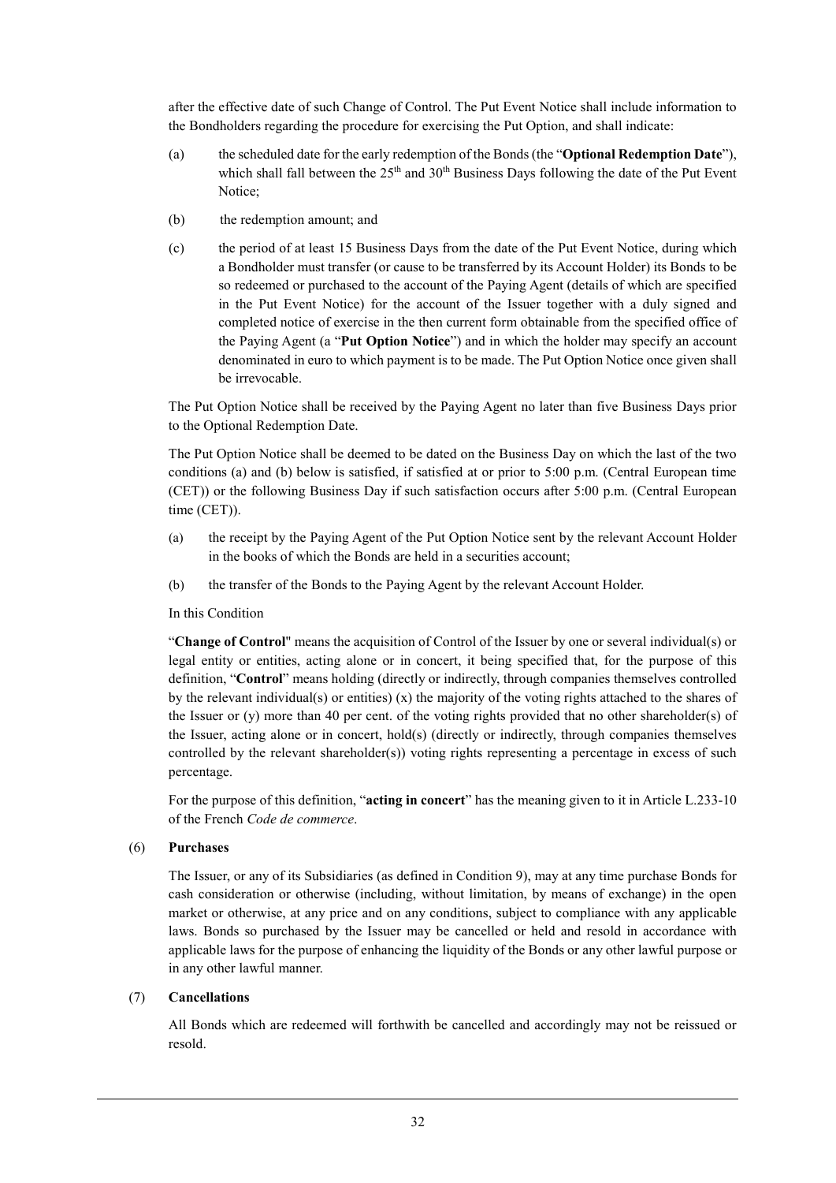after the effective date of such Change of Control. The Put Event Notice shall include information to the Bondholders regarding the procedure for exercising the Put Option, and shall indicate:

(a) the scheduled date for the early redemption of the Bonds (the "**Optional Redemption Date**"), which shall fall between the 25th and 30th Business Days following the date of the Put Event Notice;

(b) the redemption amount; and

(c) the period of at least 15 Business Days from the date of the Put Event Notice, during which a Bondholder must transfer (or cause to be transferred by its Account Holder) its Bonds to be so redeemed or purchased to the account of the Paying Agent (details of which are specified in the Put Event Notice) for the account of the Issuer together with a duly signed and completed notice of exercise in the then current form obtainable from the specified office of the Paying Agent (a "**Put Option Notice**") and in which the holder may specify an account denominated in euro to which payment is to be made. The Put Option Notice once given shall be irrevocable.

The Put Option Notice shall be received by the Paying Agent no later than five Business Days prior to the Optional Redemption Date.

The Put Option Notice shall be deemed to be dated on the Business Day on which the last of the two conditions (a) and (b) below is satisfied, if satisfied at or prior to 5:00 p.m. (Central European time (CET)) or the following Business Day if such satisfaction occurs after 5:00 p.m. (Central European time (CET)).

(a) the receipt by the Paying Agent of the Put Option Notice sent by the relevant Account Holder in the books of which the Bonds are held in a securities account;

(b) the transfer of the Bonds to the Paying Agent by the relevant Account Holder.

In this Condition

"**Change of Control**" means the acquisition of Control of the Issuer by one or several individual(s) or legal entity or entities, acting alone or in concert, it being specified that, for the purpose of this definition, "**Control**" means holding (directly or indirectly, through companies themselves controlled by the relevant individual(s) or entities) (x) the majority of the voting rights attached to the shares of the Issuer or (y) more than 40 per cent. of the voting rights provided that no other shareholder(s) of the Issuer, acting alone or in concert, hold(s) (directly or indirectly, through companies themselves controlled by the relevant shareholder(s)) voting rights representing a percentage in excess of such percentage.

For the purpose of this definition, "**acting in concert**" has the meaning given to it in Article L.233-10 of the French *Code de commerce*.

(6) **Purchases**

The Issuer, or any of its Subsidiaries (as defined in Condition 9), may at any time purchase Bonds for cash consideration or otherwise (including, without limitation, by means of exchange) in the open market or otherwise, at any price and on any conditions, subject to compliance with any applicable laws. Bonds so purchased by the Issuer may be cancelled or held and resold in accordance with applicable laws for the purpose of enhancing the liquidity of the Bonds or any other lawful purpose or in any other lawful manner.

(7) **Cancellations**

All Bonds which are redeemed will forthwith be cancelled and accordingly may not be reissued or resold.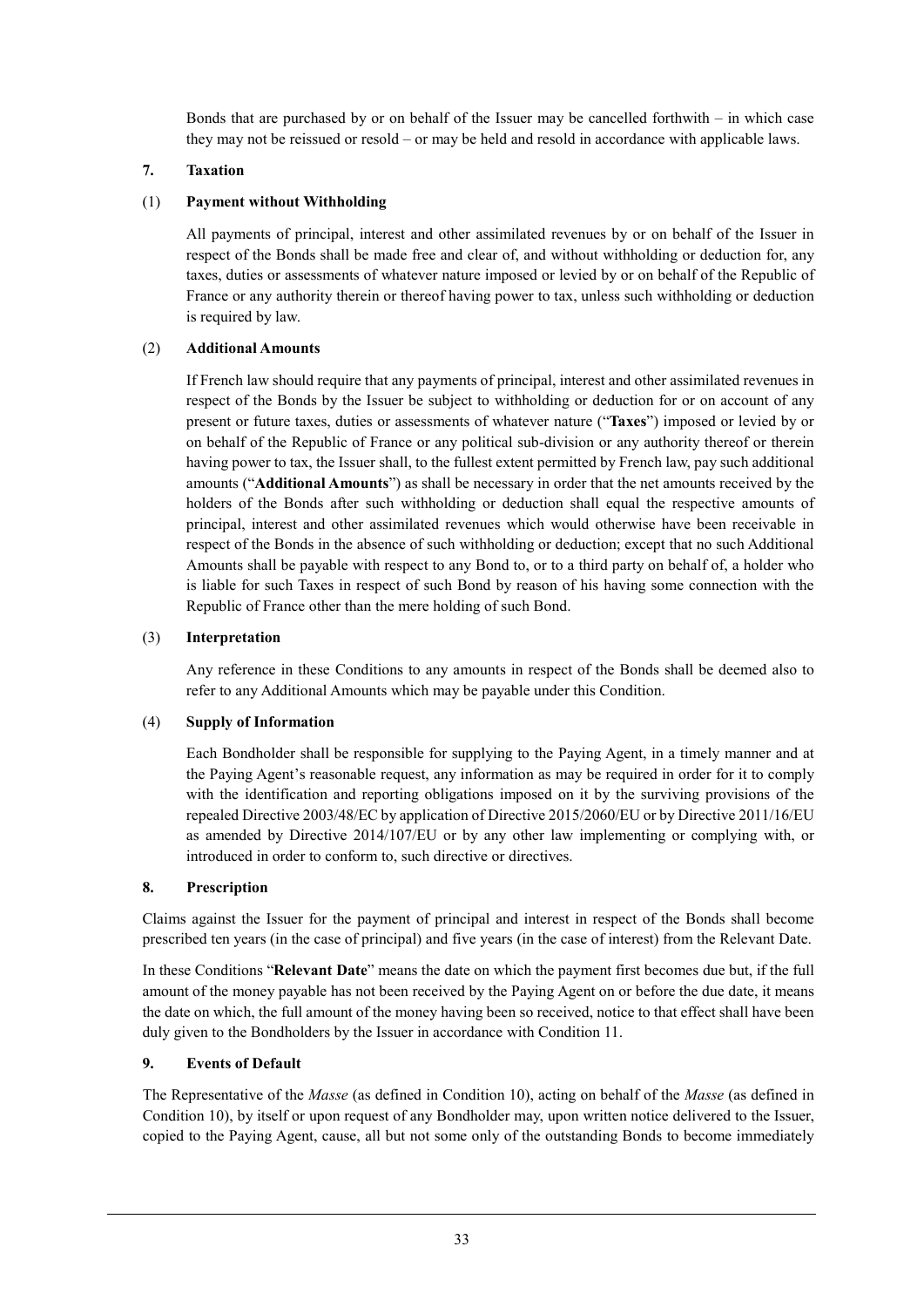Bonds that are purchased by or on behalf of the Issuer may be cancelled forthwith – in which case they may not be reissued or resold – or may be held and resold in accordance with applicable laws.

## 7. Taxation

### (1) Payment without Withholding

All payments of principal, interest and other assimilated revenues by or on behalf of the Issuer in respect of the Bonds shall be made free and clear of, and without withholding or deduction for, any taxes, duties or assessments of whatever nature imposed or levied by or on behalf of the Republic of France or any authority therein or thereof having power to tax, unless such withholding or deduction is required by law.

### (2) Additional Amounts

If French law should require that any payments of principal, interest and other assimilated revenues in respect of the Bonds by the Issuer be subject to withholding or deduction for or on account of any present or future taxes, duties or assessments of whatever nature ("**Taxes**") imposed or levied by or on behalf of the Republic of France or any political sub-division or any authority thereof or therein having power to tax, the Issuer shall, to the fullest extent permitted by French law, pay such additional amounts ("**Additional Amounts**") as shall be necessary in order that the net amounts received by the holders of the Bonds after such withholding or deduction shall equal the respective amounts of principal, interest and other assimilated revenues which would otherwise have been receivable in respect of the Bonds in the absence of such withholding or deduction; except that no such Additional Amounts shall be payable with respect to any Bond to, or to a third party on behalf of, a holder who is liable for such Taxes in respect of such Bond by reason of his having some connection with the Republic of France other than the mere holding of such Bond.

### (3) Interpretation

Any reference in these Conditions to any amounts in respect of the Bonds shall be deemed also to refer to any Additional Amounts which may be payable under this Condition.

### (4) Supply of Information

Each Bondholder shall be responsible for supplying to the Paying Agent, in a timely manner and at the Paying Agent's reasonable request, any information as may be required in order for it to comply with the identification and reporting obligations imposed on it by the surviving provisions of the repealed Directive 2003/48/EC by application of Directive 2015/2060/EU or by Directive 2011/16/EU as amended by Directive 2014/107/EU or by any other law implementing or complying with, or introduced in order to conform to, such directive or directives.

## 8. Prescription

Claims against the Issuer for the payment of principal and interest in respect of the Bonds shall become prescribed ten years (in the case of principal) and five years (in the case of interest) from the Relevant Date.

In these Conditions "**Relevant Date**" means the date on which the payment first becomes due but, if the full amount of the money payable has not been received by the Paying Agent on or before the due date, it means the date on which, the full amount of the money having been so received, notice to that effect shall have been duly given to the Bondholders by the Issuer in accordance with Condition 11.

## 9. Events of Default

The Representative of the *Masse* (as defined in Condition 10), acting on behalf of the *Masse* (as defined in Condition 10), by itself or upon request of any Bondholder may, upon written notice delivered to the Issuer, copied to the Paying Agent, cause, all but not some only of the outstanding Bonds to become immediately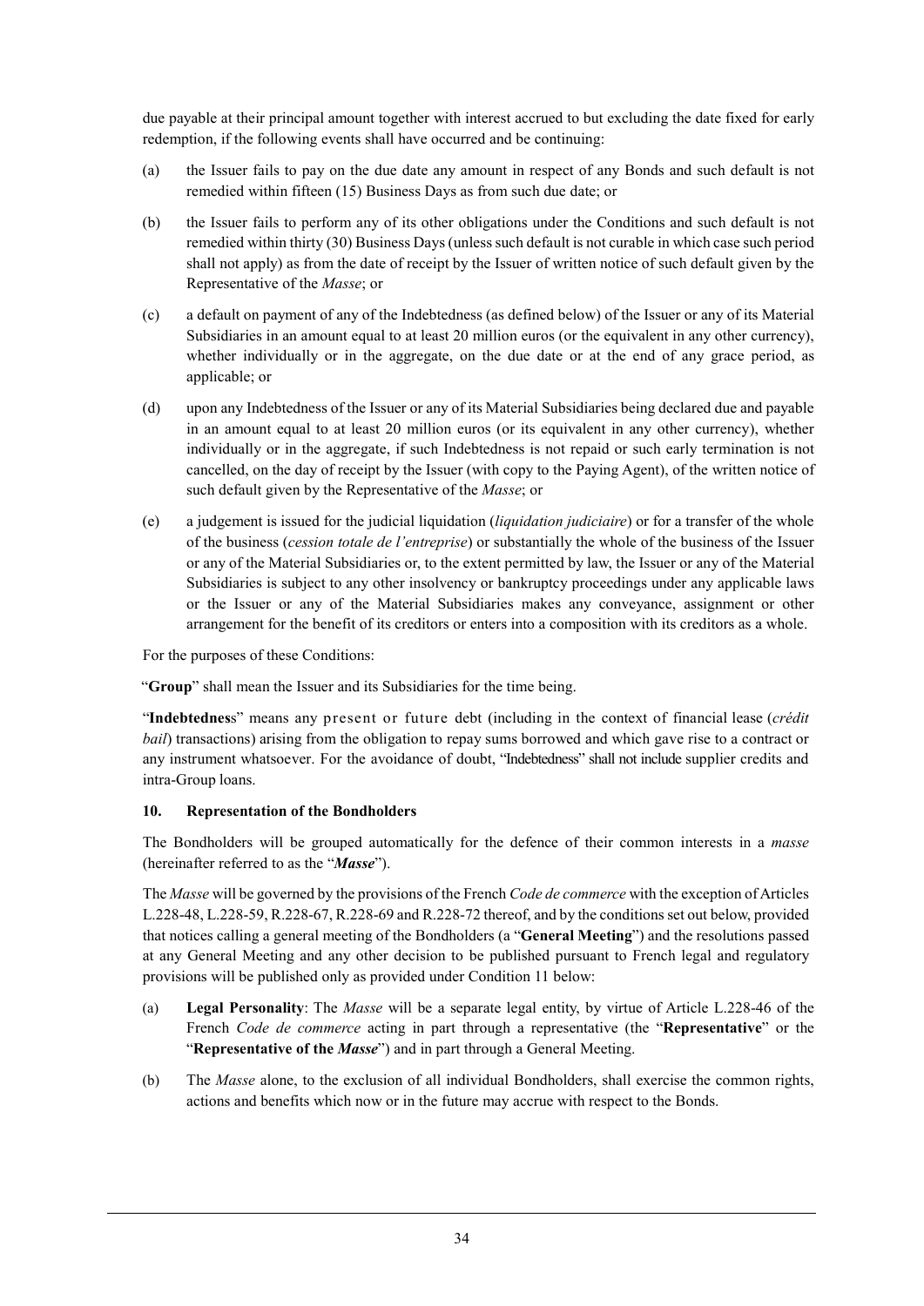due payable at their principal amount together with interest accrued to but excluding the date fixed for early redemption, if the following events shall have occurred and be continuing:

(a) the Issuer fails to pay on the due date any amount in respect of any Bonds and such default is not remedied within fifteen (15) Business Days as from such due date; or

(b) the Issuer fails to perform any of its other obligations under the Conditions and such default is not remedied within thirty (30) Business Days (unless such default is not curable in which case such period shall not apply) as from the date of receipt by the Issuer of written notice of such default given by the Representative of the *Masse*; or

(c) a default on payment of any of the Indebtedness (as defined below) of the Issuer or any of its Material Subsidiaries in an amount equal to at least 20 million euros (or the equivalent in any other currency), whether individually or in the aggregate, on the due date or at the end of any grace period, as applicable; or

(d) upon any Indebtedness of the Issuer or any of its Material Subsidiaries being declared due and payable in an amount equal to at least 20 million euros (or its equivalent in any other currency), whether individually or in the aggregate, if such Indebtedness is not repaid or such early termination is not cancelled, on the day of receipt by the Issuer (with copy to the Paying Agent), of the written notice of such default given by the Representative of the *Masse*; or

(e) a judgement is issued for the judicial liquidation (*liquidation judiciaire*) or for a transfer of the whole of the business (*cession totale de l'entreprise*) or substantially the whole of the business of the Issuer or any of the Material Subsidiaries or, to the extent permitted by law, the Issuer or any of the Material Subsidiaries is subject to any other insolvency or bankruptcy proceedings under any applicable laws or the Issuer or any of the Material Subsidiaries makes any conveyance, assignment or other arrangement for the benefit of its creditors or enters into a composition with its creditors as a whole.

For the purposes of these Conditions:

"**Group**" shall mean the Issuer and its Subsidiaries for the time being.

"**Indebtedness**" means any present or future debt (including in the context of financial lease (*crédit bail*) transactions) arising from the obligation to repay sums borrowed and which gave rise to a contract or any instrument whatsoever. For the avoidance of doubt, "Indebtedness" shall not include supplier credits and intra-Group loans.

### 10. Representation of the Bondholders

The Bondholders will be grouped automatically for the defence of their common interests in a *masse* (hereinafter referred to as the "***Masse***").

The *Masse* will be governed by the provisions of the French *Code de commerce* with the exception of Articles L.228-48, L.228-59, R.228-67, R.228-69 and R.228-72 thereof, and by the conditions set out below, provided that notices calling a general meeting of the Bondholders (a "**General Meeting**") and the resolutions passed at any General Meeting and any other decision to be published pursuant to French legal and regulatory provisions will be published only as provided under Condition 11 below:

(a) **Legal Personality**: The *Masse* will be a separate legal entity, by virtue of Article L.228-46 of the French *Code de commerce* acting in part through a representative (the "**Representative**" or the "**Representative of the *Masse***") and in part through a General Meeting.

(b) The *Masse* alone, to the exclusion of all individual Bondholders, shall exercise the common rights, actions and benefits which now or in the future may accrue with respect to the Bonds.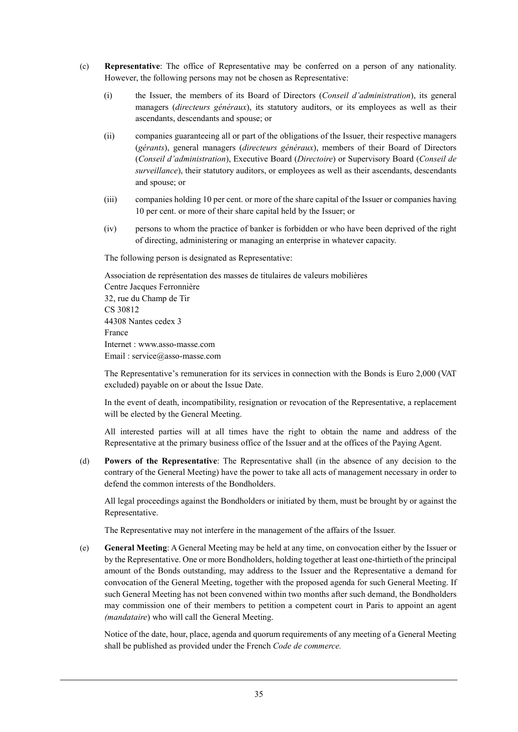(c) **Representative**: The office of Representative may be conferred on a person of any nationality. However, the following persons may not be chosen as Representative:

   (i) the Issuer, the members of its Board of Directors (*Conseil d'administration*), its general managers (*directeurs généraux*), its statutory auditors, or its employees as well as their ascendants, descendants and spouse; or

   (ii) companies guaranteeing all or part of the obligations of the Issuer, their respective managers (*gérants*), general managers (*directeurs généraux*), members of their Board of Directors (*Conseil d'administration*), Executive Board (*Directoire*) or Supervisory Board (*Conseil de surveillance*), their statutory auditors, or employees as well as their ascendants, descendants and spouse; or

   (iii) companies holding 10 per cent. or more of the share capital of the Issuer or companies having 10 per cent. or more of their share capital held by the Issuer; or

   (iv) persons to whom the practice of banker is forbidden or who have been deprived of the right of directing, administering or managing an enterprise in whatever capacity.

   The following person is designated as Representative:

   Association de représentation des masses de titulaires de valeurs mobilières
   Centre Jacques Ferronnière
   32, rue du Champ de Tir
   CS 30812
   44308 Nantes cedex 3
   France
   Internet : www.asso-masse.com
   Email : service@asso-masse.com

   The Representative's remuneration for its services in connection with the Bonds is Euro 2,000 (VAT excluded) payable on or about the Issue Date.

   In the event of death, incompatibility, resignation or revocation of the Representative, a replacement will be elected by the General Meeting.

   All interested parties will at all times have the right to obtain the name and address of the Representative at the primary business office of the Issuer and at the offices of the Paying Agent.

(d) **Powers of the Representative**: The Representative shall (in the absence of any decision to the contrary of the General Meeting) have the power to take all acts of management necessary in order to defend the common interests of the Bondholders.

   All legal proceedings against the Bondholders or initiated by them, must be brought by or against the Representative.

   The Representative may not interfere in the management of the affairs of the Issuer.

(e) **General Meeting**: A General Meeting may be held at any time, on convocation either by the Issuer or by the Representative. One or more Bondholders, holding together at least one-thirtieth of the principal amount of the Bonds outstanding, may address to the Issuer and the Representative a demand for convocation of the General Meeting, together with the proposed agenda for such General Meeting. If such General Meeting has not been convened within two months after such demand, the Bondholders may commission one of their members to petition a competent court in Paris to appoint an agent (*mandataire*) who will call the General Meeting.

   Notice of the date, hour, place, agenda and quorum requirements of any meeting of a General Meeting shall be published as provided under the French *Code de commerce.*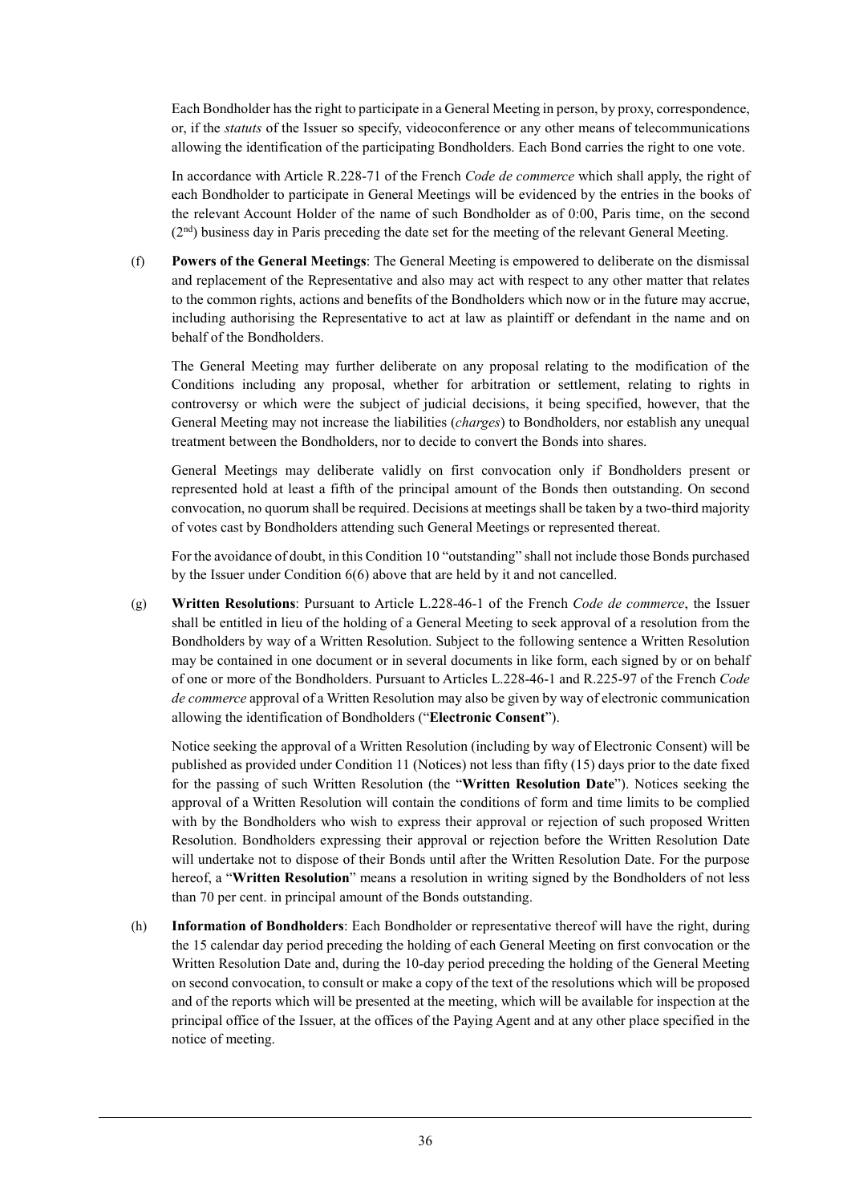Each Bondholder has the right to participate in a General Meeting in person, by proxy, correspondence, or, if the *statuts* of the Issuer so specify, videoconference or any other means of telecommunications allowing the identification of the participating Bondholders. Each Bond carries the right to one vote.

In accordance with Article R.228-71 of the French *Code de commerce* which shall apply, the right of each Bondholder to participate in General Meetings will be evidenced by the entries in the books of the relevant Account Holder of the name of such Bondholder as of 0:00, Paris time, on the second (2nd) business day in Paris preceding the date set for the meeting of the relevant General Meeting.

(f) **Powers of the General Meetings**: The General Meeting is empowered to deliberate on the dismissal and replacement of the Representative and also may act with respect to any other matter that relates to the common rights, actions and benefits of the Bondholders which now or in the future may accrue, including authorising the Representative to act at law as plaintiff or defendant in the name and on behalf of the Bondholders.

The General Meeting may further deliberate on any proposal relating to the modification of the Conditions including any proposal, whether for arbitration or settlement, relating to rights in controversy or which were the subject of judicial decisions, it being specified, however, that the General Meeting may not increase the liabilities (*charges*) to Bondholders, nor establish any unequal treatment between the Bondholders, nor to decide to convert the Bonds into shares.

General Meetings may deliberate validly on first convocation only if Bondholders present or represented hold at least a fifth of the principal amount of the Bonds then outstanding. On second convocation, no quorum shall be required. Decisions at meetings shall be taken by a two-third majority of votes cast by Bondholders attending such General Meetings or represented thereat.

For the avoidance of doubt, in this Condition 10 "outstanding" shall not include those Bonds purchased by the Issuer under Condition 6(6) above that are held by it and not cancelled.

(g) **Written Resolutions**: Pursuant to Article L.228-46-1 of the French *Code de commerce*, the Issuer shall be entitled in lieu of the holding of a General Meeting to seek approval of a resolution from the Bondholders by way of a Written Resolution. Subject to the following sentence a Written Resolution may be contained in one document or in several documents in like form, each signed by or on behalf of one or more of the Bondholders. Pursuant to Articles L.228-46-1 and R.225-97 of the French *Code de commerce* approval of a Written Resolution may also be given by way of electronic communication allowing the identification of Bondholders ("**Electronic Consent**").

Notice seeking the approval of a Written Resolution (including by way of Electronic Consent) will be published as provided under Condition 11 (Notices) not less than fifty (15) days prior to the date fixed for the passing of such Written Resolution (the "**Written Resolution Date**"). Notices seeking the approval of a Written Resolution will contain the conditions of form and time limits to be complied with by the Bondholders who wish to express their approval or rejection of such proposed Written Resolution. Bondholders expressing their approval or rejection before the Written Resolution Date will undertake not to dispose of their Bonds until after the Written Resolution Date. For the purpose hereof, a "**Written Resolution**" means a resolution in writing signed by the Bondholders of not less than 70 per cent. in principal amount of the Bonds outstanding.

(h) **Information of Bondholders**: Each Bondholder or representative thereof will have the right, during the 15 calendar day period preceding the holding of each General Meeting on first convocation or the Written Resolution Date and, during the 10-day period preceding the holding of the General Meeting on second convocation, to consult or make a copy of the text of the resolutions which will be proposed and of the reports which will be presented at the meeting, which will be available for inspection at the principal office of the Issuer, at the offices of the Paying Agent and at any other place specified in the notice of meeting.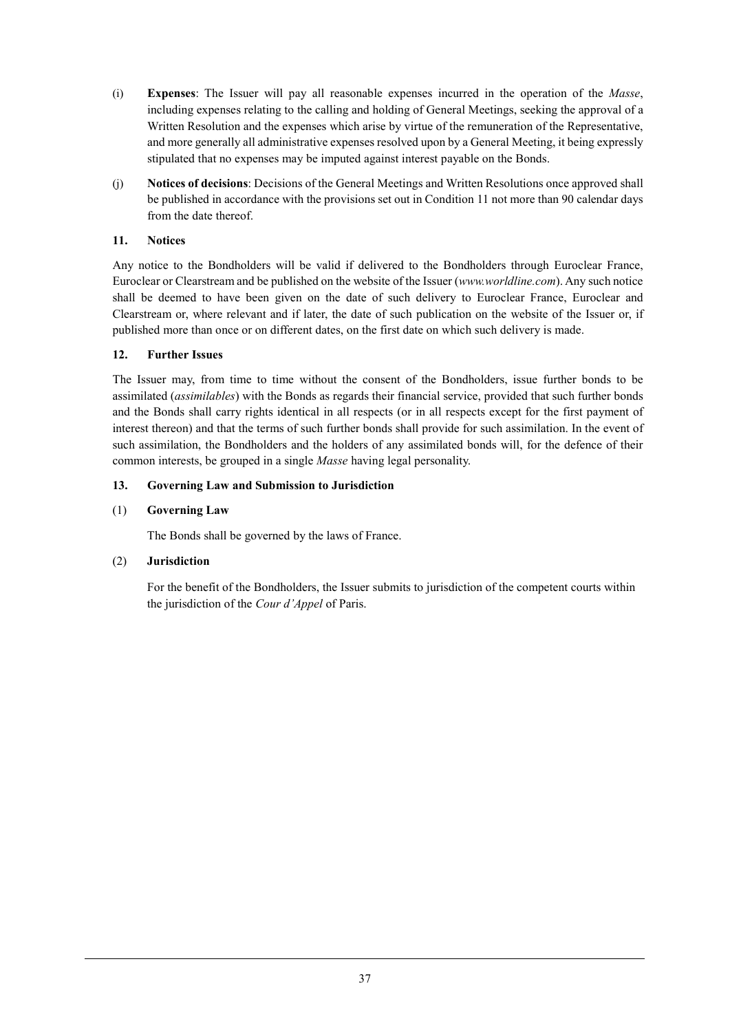(i) **Expenses**: The Issuer will pay all reasonable expenses incurred in the operation of the *Masse*, including expenses relating to the calling and holding of General Meetings, seeking the approval of a Written Resolution and the expenses which arise by virtue of the remuneration of the Representative, and more generally all administrative expenses resolved upon by a General Meeting, it being expressly stipulated that no expenses may be imputed against interest payable on the Bonds.

(j) **Notices of decisions**: Decisions of the General Meetings and Written Resolutions once approved shall be published in accordance with the provisions set out in Condition 11 not more than 90 calendar days from the date thereof.

### 11. Notices

Any notice to the Bondholders will be valid if delivered to the Bondholders through Euroclear France, Euroclear or Clearstream and be published on the website of the Issuer (*www.worldline.com*). Any such notice shall be deemed to have been given on the date of such delivery to Euroclear France, Euroclear and Clearstream or, where relevant and if later, the date of such publication on the website of the Issuer or, if published more than once or on different dates, on the first date on which such delivery is made.

### 12. Further Issues

The Issuer may, from time to time without the consent of the Bondholders, issue further bonds to be assimilated (*assimilables*) with the Bonds as regards their financial service, provided that such further bonds and the Bonds shall carry rights identical in all respects (or in all respects except for the first payment of interest thereon) and that the terms of such further bonds shall provide for such assimilation. In the event of such assimilation, the Bondholders and the holders of any assimilated bonds will, for the defence of their common interests, be grouped in a single *Masse* having legal personality.

### 13. Governing Law and Submission to Jurisdiction

(1) **Governing Law**

The Bonds shall be governed by the laws of France.

(2) **Jurisdiction**

For the benefit of the Bondholders, the Issuer submits to jurisdiction of the competent courts within the jurisdiction of the *Cour d'Appel* of Paris.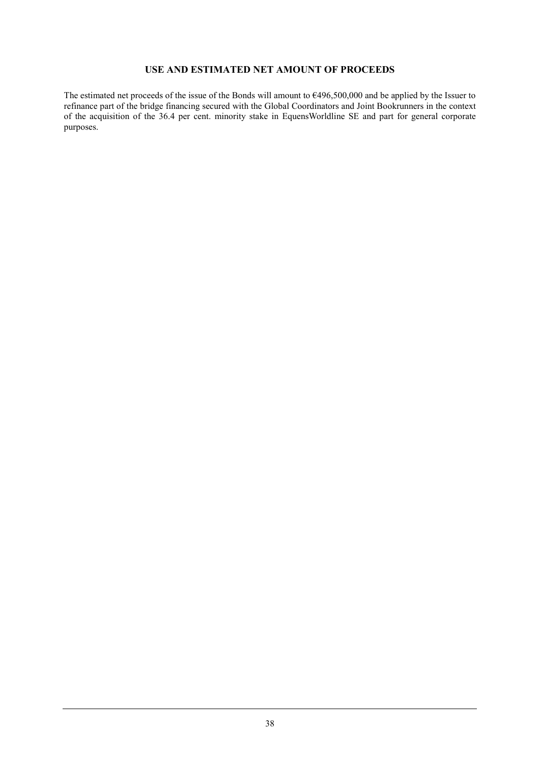# USE AND ESTIMATED NET AMOUNT OF PROCEEDS

The estimated net proceeds of the issue of the Bonds will amount to €496,500,000 and be applied by the Issuer to refinance part of the bridge financing secured with the Global Coordinators and Joint Bookrunners in the context of the acquisition of the 36.4 per cent. minority stake in EquensWorldline SE and part for general corporate purposes.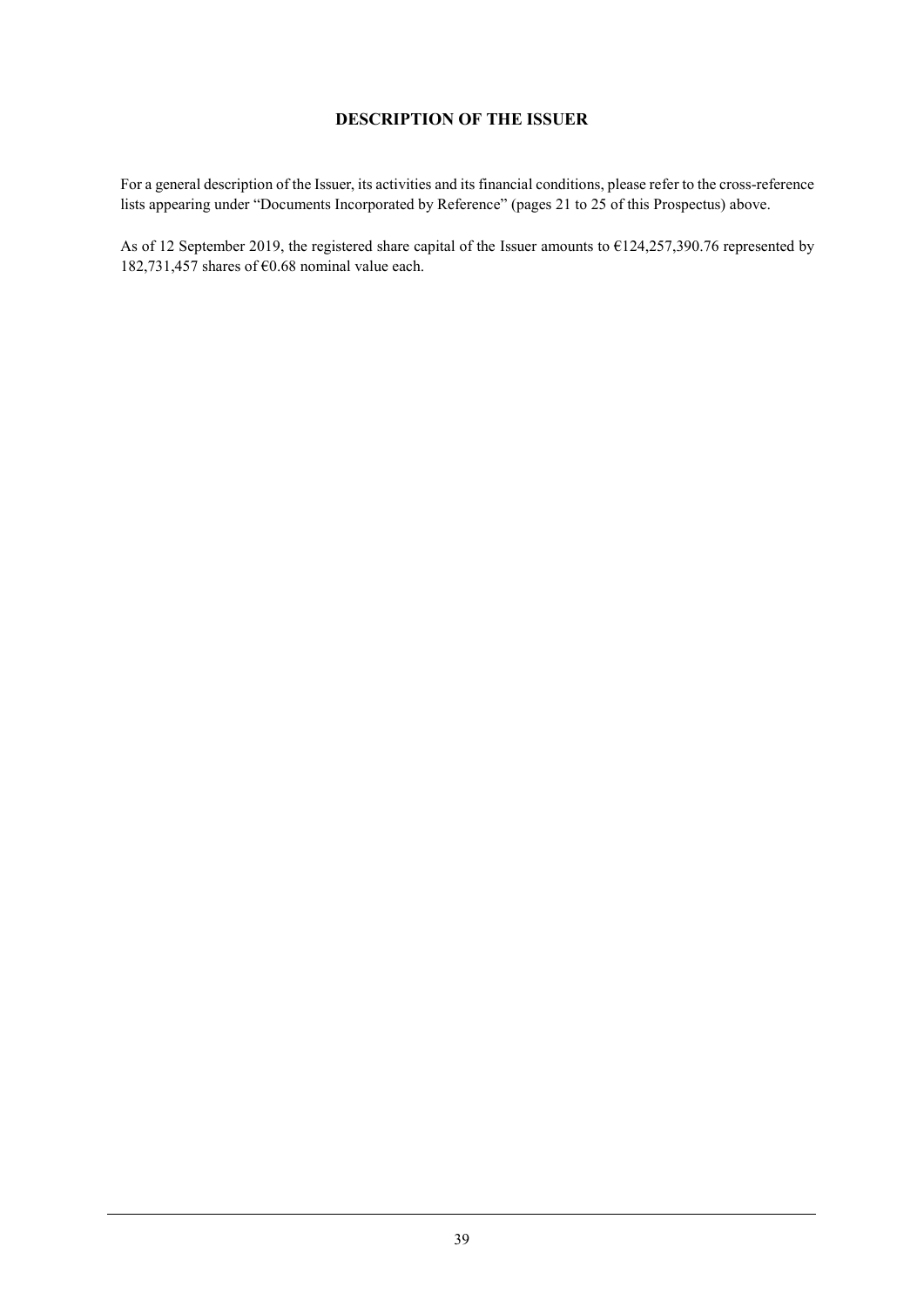# DESCRIPTION OF THE ISSUER

For a general description of the Issuer, its activities and its financial conditions, please refer to the cross-reference lists appearing under "Documents Incorporated by Reference" (pages 21 to 25 of this Prospectus) above.

As of 12 September 2019, the registered share capital of the Issuer amounts to €124,257,390.76 represented by 182,731,457 shares of €0.68 nominal value each.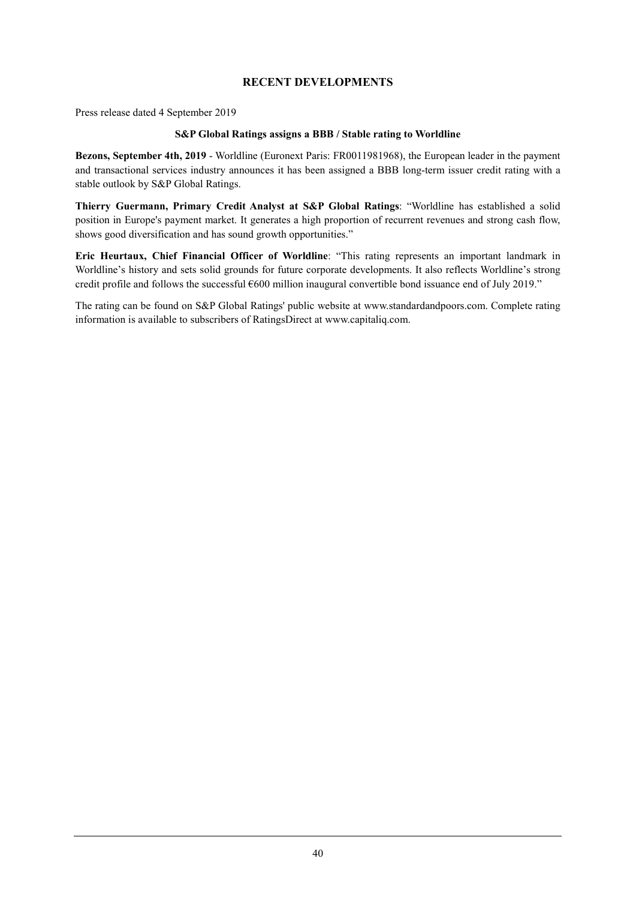# RECENT DEVELOPMENTS

Press release dated 4 September 2019

**S&P Global Ratings assigns a BBB / Stable rating to Worldline**

**Bezons, September 4th, 2019** - Worldline (Euronext Paris: FR0011981968), the European leader in the payment and transactional services industry announces it has been assigned a BBB long-term issuer credit rating with a stable outlook by S&P Global Ratings.

**Thierry Guermann, Primary Credit Analyst at S&P Global Ratings**: "Worldline has established a solid position in Europe's payment market. It generates a high proportion of recurrent revenues and strong cash flow, shows good diversification and has sound growth opportunities."

**Eric Heurtaux, Chief Financial Officer of Worldline**: "This rating represents an important landmark in Worldline's history and sets solid grounds for future corporate developments. It also reflects Worldline's strong credit profile and follows the successful €600 million inaugural convertible bond issuance end of July 2019."

The rating can be found on S&P Global Ratings' public website at www.standardandpoors.com. Complete rating information is available to subscribers of RatingsDirect at www.capitaliq.com.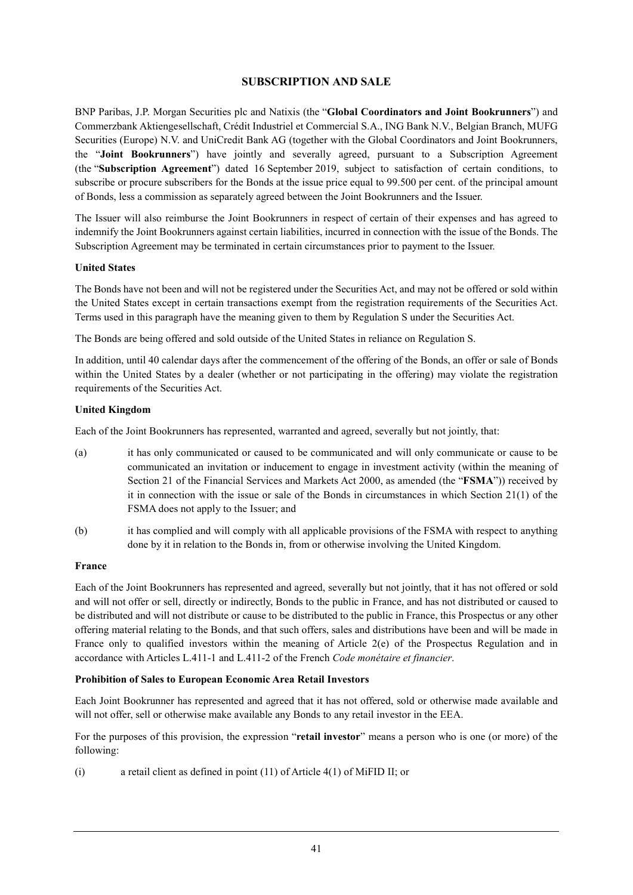## SUBSCRIPTION AND SALE

BNP Paribas, J.P. Morgan Securities plc and Natixis (the "**Global Coordinators and Joint Bookrunners**") and Commerzbank Aktiengesellschaft, Crédit Industriel et Commercial S.A., ING Bank N.V., Belgian Branch, MUFG Securities (Europe) N.V. and UniCredit Bank AG (together with the Global Coordinators and Joint Bookrunners, the "**Joint Bookrunners**") have jointly and severally agreed, pursuant to a Subscription Agreement (the "**Subscription Agreement**") dated 16 September 2019, subject to satisfaction of certain conditions, to subscribe or procure subscribers for the Bonds at the issue price equal to 99.500 per cent. of the principal amount of Bonds, less a commission as separately agreed between the Joint Bookrunners and the Issuer.

The Issuer will also reimburse the Joint Bookrunners in respect of certain of their expenses and has agreed to indemnify the Joint Bookrunners against certain liabilities, incurred in connection with the issue of the Bonds. The Subscription Agreement may be terminated in certain circumstances prior to payment to the Issuer.

**United States**

The Bonds have not been and will not be registered under the Securities Act, and may not be offered or sold within the United States except in certain transactions exempt from the registration requirements of the Securities Act. Terms used in this paragraph have the meaning given to them by Regulation S under the Securities Act.

The Bonds are being offered and sold outside of the United States in reliance on Regulation S.

In addition, until 40 calendar days after the commencement of the offering of the Bonds, an offer or sale of Bonds within the United States by a dealer (whether or not participating in the offering) may violate the registration requirements of the Securities Act.

**United Kingdom**

Each of the Joint Bookrunners has represented, warranted and agreed, severally but not jointly, that:

(a) it has only communicated or caused to be communicated and will only communicate or cause to be communicated an invitation or inducement to engage in investment activity (within the meaning of Section 21 of the Financial Services and Markets Act 2000, as amended (the "**FSMA**")) received by it in connection with the issue or sale of the Bonds in circumstances in which Section 21(1) of the FSMA does not apply to the Issuer; and

(b) it has complied and will comply with all applicable provisions of the FSMA with respect to anything done by it in relation to the Bonds in, from or otherwise involving the United Kingdom.

**France**

Each of the Joint Bookrunners has represented and agreed, severally but not jointly, that it has not offered or sold and will not offer or sell, directly or indirectly, Bonds to the public in France, and has not distributed or caused to be distributed and will not distribute or cause to be distributed to the public in France, this Prospectus or any other offering material relating to the Bonds, and that such offers, sales and distributions have been and will be made in France only to qualified investors within the meaning of Article 2(e) of the Prospectus Regulation and in accordance with Articles L.411-1 and L.411-2 of the French *Code monétaire et financier*.

**Prohibition of Sales to European Economic Area Retail Investors**

Each Joint Bookrunner has represented and agreed that it has not offered, sold or otherwise made available and will not offer, sell or otherwise make available any Bonds to any retail investor in the EEA.

For the purposes of this provision, the expression "**retail investor**" means a person who is one (or more) of the following:

(i) a retail client as defined in point (11) of Article 4(1) of MiFID II; or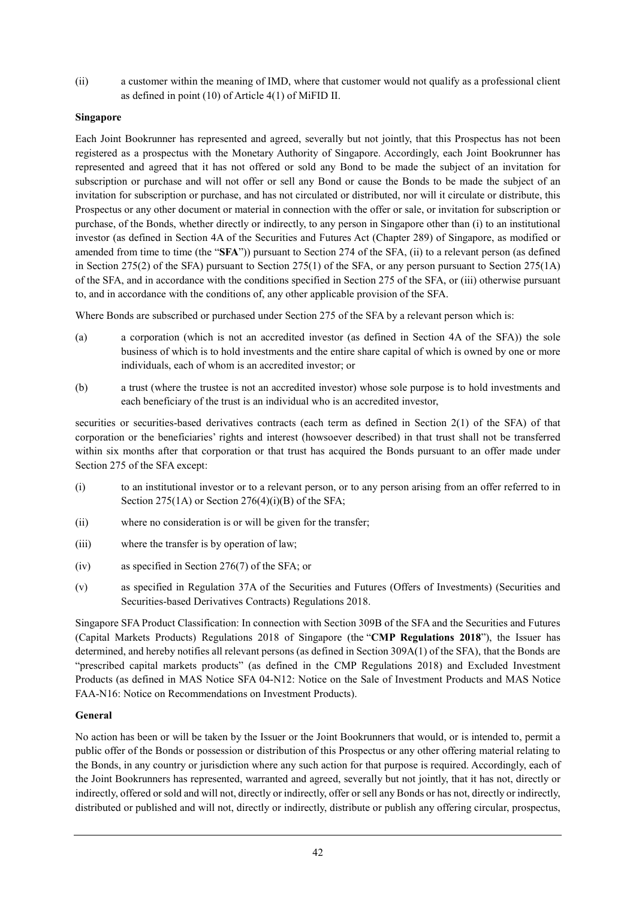(ii) a customer within the meaning of IMD, where that customer would not qualify as a professional client as defined in point (10) of Article 4(1) of MiFID II.

**Singapore**

Each Joint Bookrunner has represented and agreed, severally but not jointly, that this Prospectus has not been registered as a prospectus with the Monetary Authority of Singapore. Accordingly, each Joint Bookrunner has represented and agreed that it has not offered or sold any Bond to be made the subject of an invitation for subscription or purchase and will not offer or sell any Bond or cause the Bonds to be made the subject of an invitation for subscription or purchase, and has not circulated or distributed, nor will it circulate or distribute, this Prospectus or any other document or material in connection with the offer or sale, or invitation for subscription or purchase, of the Bonds, whether directly or indirectly, to any person in Singapore other than (i) to an institutional investor (as defined in Section 4A of the Securities and Futures Act (Chapter 289) of Singapore, as modified or amended from time to time (the "**SFA**")) pursuant to Section 274 of the SFA, (ii) to a relevant person (as defined in Section 275(2) of the SFA) pursuant to Section 275(1) of the SFA, or any person pursuant to Section 275(1A) of the SFA, and in accordance with the conditions specified in Section 275 of the SFA, or (iii) otherwise pursuant to, and in accordance with the conditions of, any other applicable provision of the SFA.

Where Bonds are subscribed or purchased under Section 275 of the SFA by a relevant person which is:

(a) a corporation (which is not an accredited investor (as defined in Section 4A of the SFA)) the sole business of which is to hold investments and the entire share capital of which is owned by one or more individuals, each of whom is an accredited investor; or

(b) a trust (where the trustee is not an accredited investor) whose sole purpose is to hold investments and each beneficiary of the trust is an individual who is an accredited investor,

securities or securities-based derivatives contracts (each term as defined in Section 2(1) of the SFA) of that corporation or the beneficiaries' rights and interest (howsoever described) in that trust shall not be transferred within six months after that corporation or that trust has acquired the Bonds pursuant to an offer made under Section 275 of the SFA except:

(i) to an institutional investor or to a relevant person, or to any person arising from an offer referred to in Section 275(1A) or Section 276(4)(i)(B) of the SFA;

(ii) where no consideration is or will be given for the transfer;

(iii) where the transfer is by operation of law;

(iv) as specified in Section 276(7) of the SFA; or

(v) as specified in Regulation 37A of the Securities and Futures (Offers of Investments) (Securities and Securities-based Derivatives Contracts) Regulations 2018.

Singapore SFA Product Classification: In connection with Section 309B of the SFA and the Securities and Futures (Capital Markets Products) Regulations 2018 of Singapore (the "**CMP Regulations 2018**"), the Issuer has determined, and hereby notifies all relevant persons (as defined in Section 309A(1) of the SFA), that the Bonds are "prescribed capital markets products" (as defined in the CMP Regulations 2018) and Excluded Investment Products (as defined in MAS Notice SFA 04-N12: Notice on the Sale of Investment Products and MAS Notice FAA-N16: Notice on Recommendations on Investment Products).

**General**

No action has been or will be taken by the Issuer or the Joint Bookrunners that would, or is intended to, permit a public offer of the Bonds or possession or distribution of this Prospectus or any other offering material relating to the Bonds, in any country or jurisdiction where any such action for that purpose is required. Accordingly, each of the Joint Bookrunners has represented, warranted and agreed, severally but not jointly, that it has not, directly or indirectly, offered or sold and will not, directly or indirectly, offer or sell any Bonds or has not, directly or indirectly, distributed or published and will not, directly or indirectly, distribute or publish any offering circular, prospectus,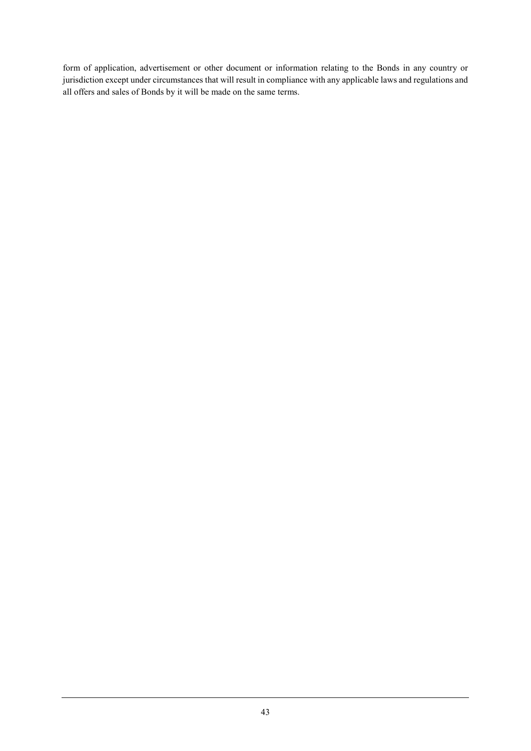form of application, advertisement or other document or information relating to the Bonds in any country or jurisdiction except under circumstances that will result in compliance with any applicable laws and regulations and all offers and sales of Bonds by it will be made on the same terms.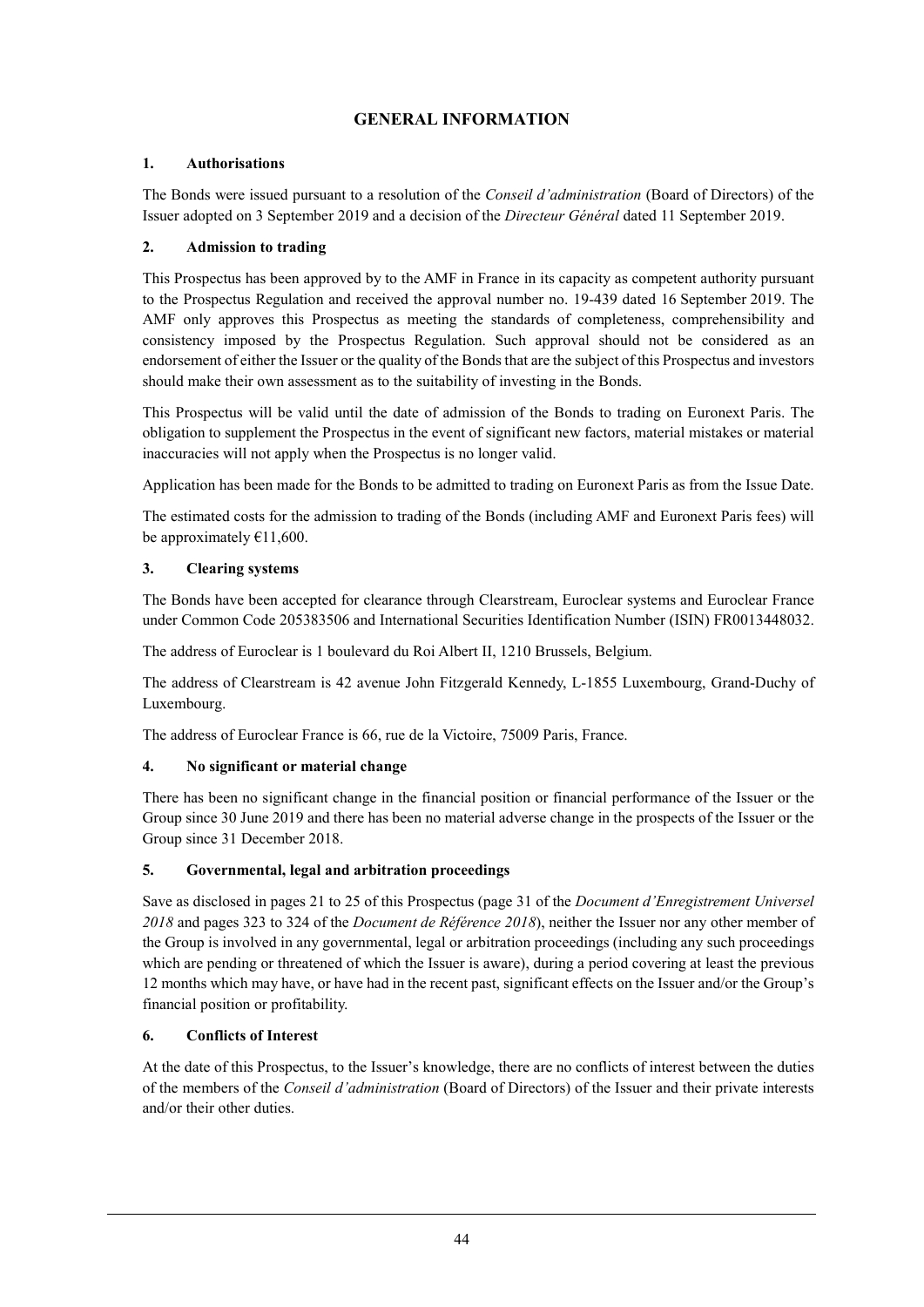# GENERAL INFORMATION

## 1. Authorisations

The Bonds were issued pursuant to a resolution of the *Conseil d'administration* (Board of Directors) of the Issuer adopted on 3 September 2019 and a decision of the *Directeur Général* dated 11 September 2019.

## 2. Admission to trading

This Prospectus has been approved by to the AMF in France in its capacity as competent authority pursuant to the Prospectus Regulation and received the approval number no. 19-439 dated 16 September 2019. The AMF only approves this Prospectus as meeting the standards of completeness, comprehensibility and consistency imposed by the Prospectus Regulation. Such approval should not be considered as an endorsement of either the Issuer or the quality of the Bonds that are the subject of this Prospectus and investors should make their own assessment as to the suitability of investing in the Bonds.

This Prospectus will be valid until the date of admission of the Bonds to trading on Euronext Paris. The obligation to supplement the Prospectus in the event of significant new factors, material mistakes or material inaccuracies will not apply when the Prospectus is no longer valid.

Application has been made for the Bonds to be admitted to trading on Euronext Paris as from the Issue Date.

The estimated costs for the admission to trading of the Bonds (including AMF and Euronext Paris fees) will be approximately €11,600.

## 3. Clearing systems

The Bonds have been accepted for clearance through Clearstream, Euroclear systems and Euroclear France under Common Code 205383506 and International Securities Identification Number (ISIN) FR0013448032.

The address of Euroclear is 1 boulevard du Roi Albert II, 1210 Brussels, Belgium.

The address of Clearstream is 42 avenue John Fitzgerald Kennedy, L-1855 Luxembourg, Grand-Duchy of Luxembourg.

The address of Euroclear France is 66, rue de la Victoire, 75009 Paris, France.

## 4. No significant or material change

There has been no significant change in the financial position or financial performance of the Issuer or the Group since 30 June 2019 and there has been no material adverse change in the prospects of the Issuer or the Group since 31 December 2018.

## 5. Governmental, legal and arbitration proceedings

Save as disclosed in pages 21 to 25 of this Prospectus (page 31 of the *Document d'Enregistrement Universel 2018* and pages 323 to 324 of the *Document de Référence 2018*), neither the Issuer nor any other member of the Group is involved in any governmental, legal or arbitration proceedings (including any such proceedings which are pending or threatened of which the Issuer is aware), during a period covering at least the previous 12 months which may have, or have had in the recent past, significant effects on the Issuer and/or the Group's financial position or profitability.

## 6. Conflicts of Interest

At the date of this Prospectus, to the Issuer's knowledge, there are no conflicts of interest between the duties of the members of the *Conseil d'administration* (Board of Directors) of the Issuer and their private interests and/or their other duties.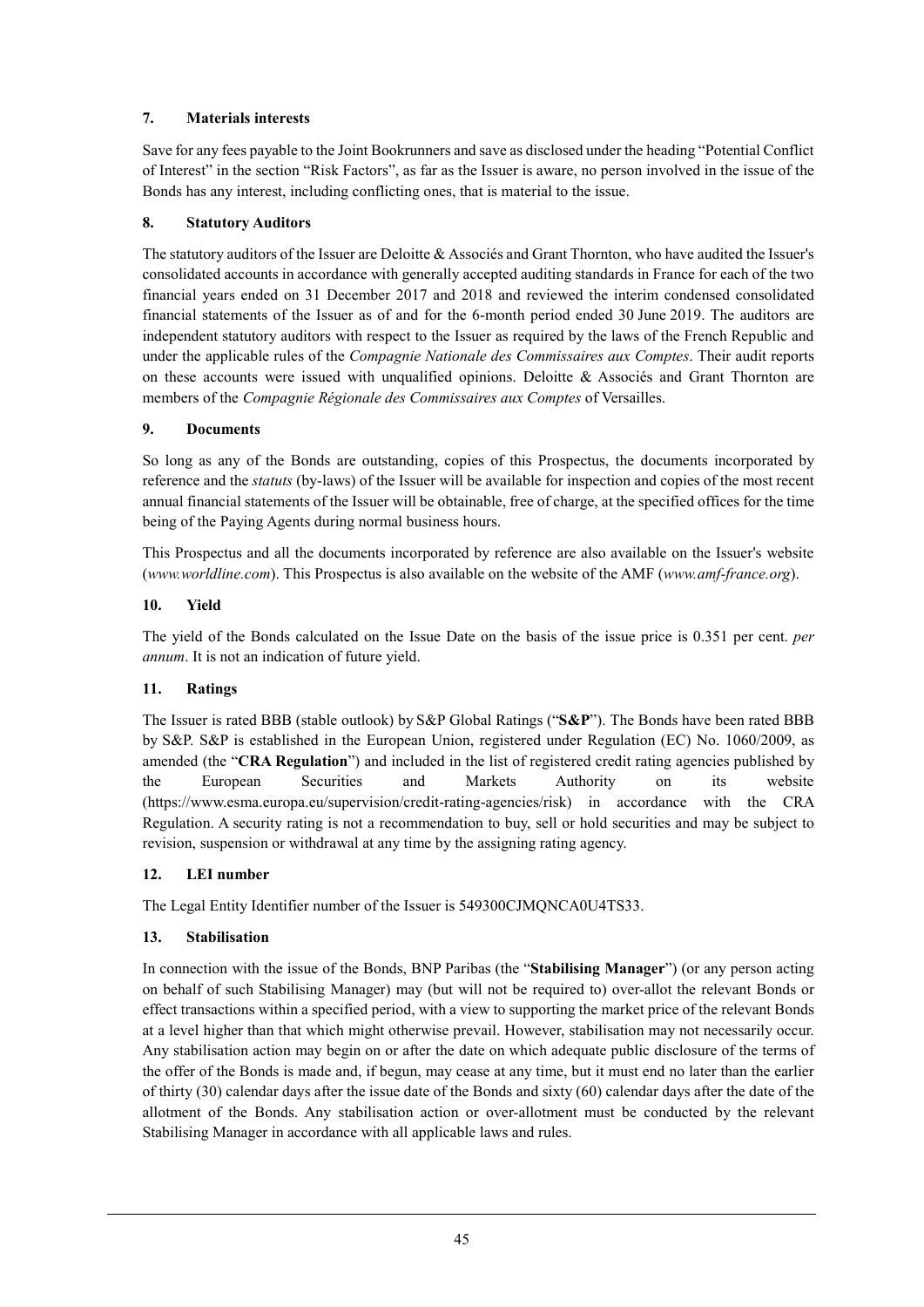### 7. Materials interests

Save for any fees payable to the Joint Bookrunners and save as disclosed under the heading "Potential Conflict of Interest" in the section "Risk Factors", as far as the Issuer is aware, no person involved in the issue of the Bonds has any interest, including conflicting ones, that is material to the issue.

### 8. Statutory Auditors

The statutory auditors of the Issuer are Deloitte & Associés and Grant Thornton, who have audited the Issuer's consolidated accounts in accordance with generally accepted auditing standards in France for each of the two financial years ended on 31 December 2017 and 2018 and reviewed the interim condensed consolidated financial statements of the Issuer as of and for the 6-month period ended 30 June 2019. The auditors are independent statutory auditors with respect to the Issuer as required by the laws of the French Republic and under the applicable rules of the *Compagnie Nationale des Commissaires aux Comptes*. Their audit reports on these accounts were issued with unqualified opinions. Deloitte & Associés and Grant Thornton are members of the *Compagnie Régionale des Commissaires aux Comptes* of Versailles.

### 9. Documents

So long as any of the Bonds are outstanding, copies of this Prospectus, the documents incorporated by reference and the *statuts* (by-laws) of the Issuer will be available for inspection and copies of the most recent annual financial statements of the Issuer will be obtainable, free of charge, at the specified offices for the time being of the Paying Agents during normal business hours.

This Prospectus and all the documents incorporated by reference are also available on the Issuer's website (*www.worldline.com*). This Prospectus is also available on the website of the AMF (*www.amf-france.org*).

### 10. Yield

The yield of the Bonds calculated on the Issue Date on the basis of the issue price is 0.351 per cent. *per annum*. It is not an indication of future yield.

### 11. Ratings

The Issuer is rated BBB (stable outlook) by S&P Global Ratings ("**S&P**"). The Bonds have been rated BBB by S&P. S&P is established in the European Union, registered under Regulation (EC) No. 1060/2009, as amended (the "**CRA Regulation**") and included in the list of registered credit rating agencies published by the European Securities and Markets Authority on its website (https://www.esma.europa.eu/supervision/credit-rating-agencies/risk) in accordance with the CRA Regulation. A security rating is not a recommendation to buy, sell or hold securities and may be subject to revision, suspension or withdrawal at any time by the assigning rating agency.

### 12. LEI number

The Legal Entity Identifier number of the Issuer is 549300CJMQNCA0U4TS33.

### 13. Stabilisation

In connection with the issue of the Bonds, BNP Paribas (the "**Stabilising Manager**") (or any person acting on behalf of such Stabilising Manager) may (but will not be required to) over-allot the relevant Bonds or effect transactions within a specified period, with a view to supporting the market price of the relevant Bonds at a level higher than that which might otherwise prevail. However, stabilisation may not necessarily occur. Any stabilisation action may begin on or after the date on which adequate public disclosure of the terms of the offer of the Bonds is made and, if begun, may cease at any time, but it must end no later than the earlier of thirty (30) calendar days after the issue date of the Bonds and sixty (60) calendar days after the date of the allotment of the Bonds. Any stabilisation action or over-allotment must be conducted by the relevant Stabilising Manager in accordance with all applicable laws and rules.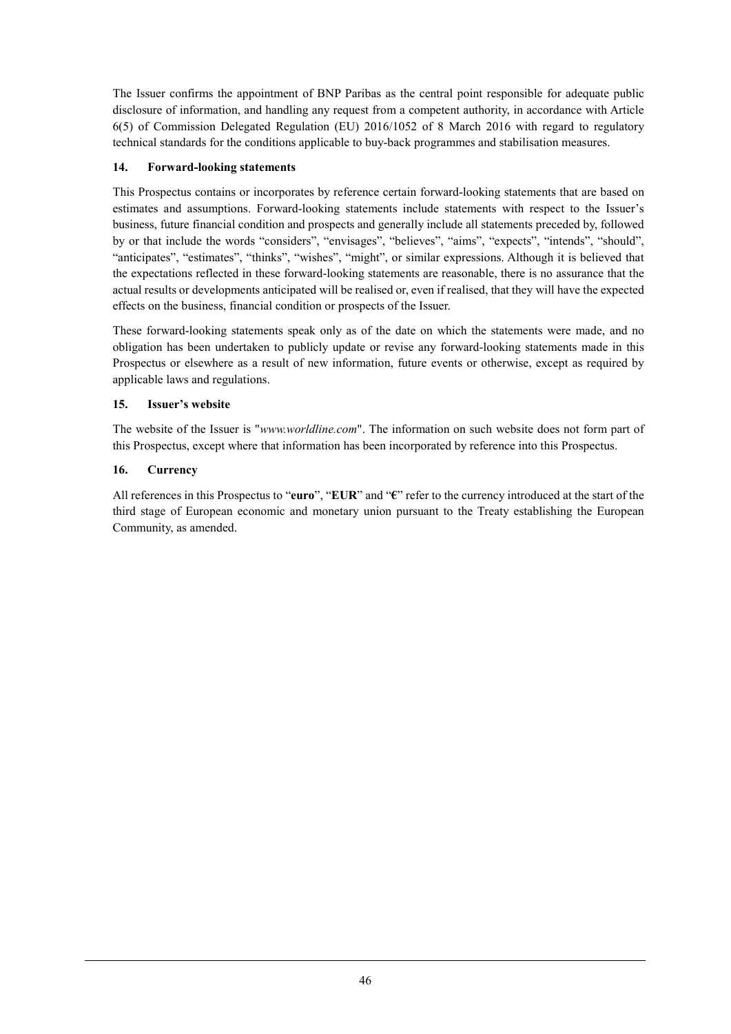The Issuer confirms the appointment of BNP Paribas as the central point responsible for adequate public disclosure of information, and handling any request from a competent authority, in accordance with Article 6(5) of Commission Delegated Regulation (EU) 2016/1052 of 8 March 2016 with regard to regulatory technical standards for the conditions applicable to buy-back programmes and stabilisation measures.

**14. Forward-looking statements**

This Prospectus contains or incorporates by reference certain forward-looking statements that are based on estimates and assumptions. Forward-looking statements include statements with respect to the Issuer's business, future financial condition and prospects and generally include all statements preceded by, followed by or that include the words "considers", "envisages", "believes", "aims", "expects", "intends", "should", "anticipates", "estimates", "thinks", "wishes", "might", or similar expressions. Although it is believed that the expectations reflected in these forward-looking statements are reasonable, there is no assurance that the actual results or developments anticipated will be realised or, even if realised, that they will have the expected effects on the business, financial condition or prospects of the Issuer.

These forward-looking statements speak only as of the date on which the statements were made, and no obligation has been undertaken to publicly update or revise any forward-looking statements made in this Prospectus or elsewhere as a result of new information, future events or otherwise, except as required by applicable laws and regulations.

**15. Issuer's website**

The website of the Issuer is "*www.worldline.com*". The information on such website does not form part of this Prospectus, except where that information has been incorporated by reference into this Prospectus.

**16. Currency**

All references in this Prospectus to "**euro**", "**EUR**" and "**€**" refer to the currency introduced at the start of the third stage of European economic and monetary union pursuant to the Treaty establishing the European Community, as amended.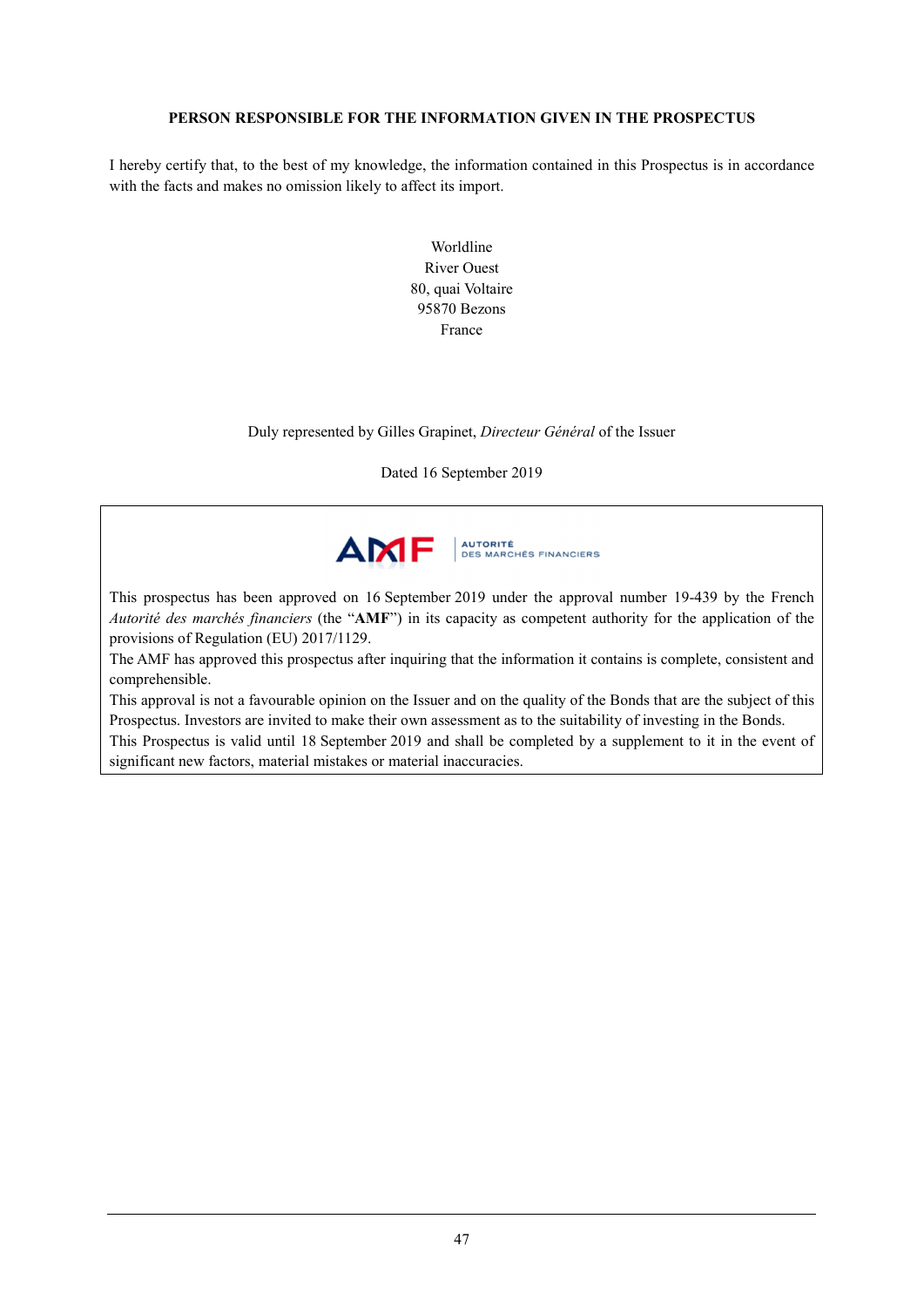## PERSON RESPONSIBLE FOR THE INFORMATION GIVEN IN THE PROSPECTUS

I hereby certify that, to the best of my knowledge, the information contained in this Prospectus is in accordance with the facts and makes no omission likely to affect its import.

Worldline
River Ouest
80, quai Voltaire
95870 Bezons
France

Duly represented by Gilles Grapinet, *Directeur Général* of the Issuer

Dated 16 September 2019

AMF | AUTORITÉ DES MARCHÉS FINANCIERS

This prospectus has been approved on 16 September 2019 under the approval number 19-439 by the French *Autorité des marchés financiers* (the "**AMF**") in its capacity as competent authority for the application of the provisions of Regulation (EU) 2017/1129.

The AMF has approved this prospectus after inquiring that the information it contains is complete, consistent and comprehensible.

This approval is not a favourable opinion on the Issuer and on the quality of the Bonds that are the subject of this Prospectus. Investors are invited to make their own assessment as to the suitability of investing in the Bonds.

This Prospectus is valid until 18 September 2019 and shall be completed by a supplement to it in the event of significant new factors, material mistakes or material inaccuracies.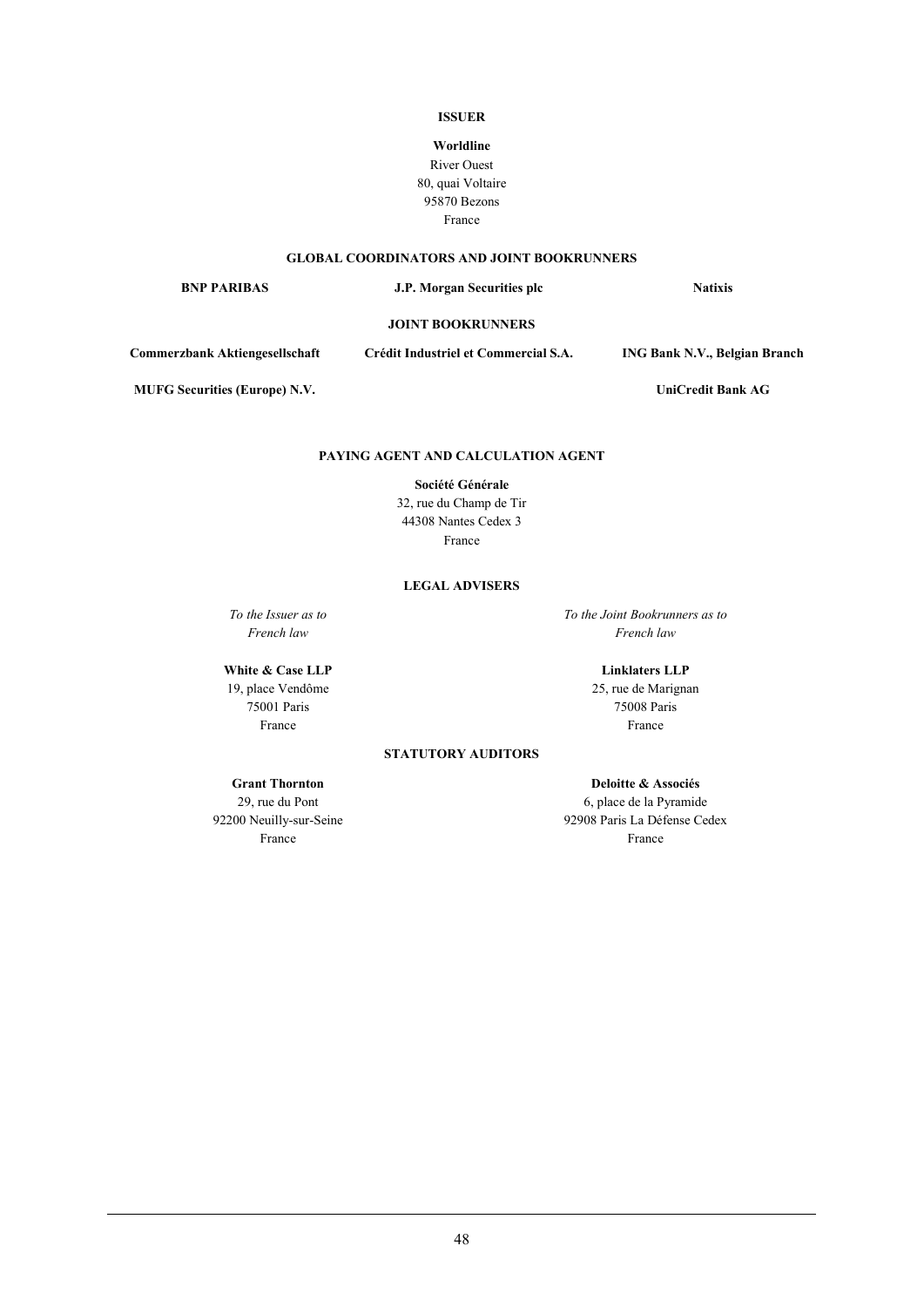**ISSUER**

**Worldline**
River Ouest
80, quai Voltaire
95870 Bezons
France

**GLOBAL COORDINATORS AND JOINT BOOKRUNNERS**

**BNP PARIBAS**

**J.P. Morgan Securities plc**

**Natixis**

**JOINT BOOKRUNNERS**

**Commerzbank Aktiengesellschaft**

**Crédit Industriel et Commercial S.A.**

**ING Bank N.V., Belgian Branch**

**MUFG Securities (Europe) N.V.**

**UniCredit Bank AG**

**PAYING AGENT AND CALCULATION AGENT**

**Société Générale**
32, rue du Champ de Tir
44308 Nantes Cedex 3
France

**LEGAL ADVISERS**

*To the Issuer as to French law*

**White & Case LLP**
19, place Vendôme
75001 Paris
France

*To the Joint Bookrunners as to French law*

**Linklaters LLP**
25, rue de Marignan
75008 Paris
France

**STATUTORY AUDITORS**

**Grant Thornton**
29, rue du Pont
92200 Neuilly-sur-Seine
France

**Deloitte & Associés**
6, place de la Pyramide
92908 Paris La Défense Cedex
France